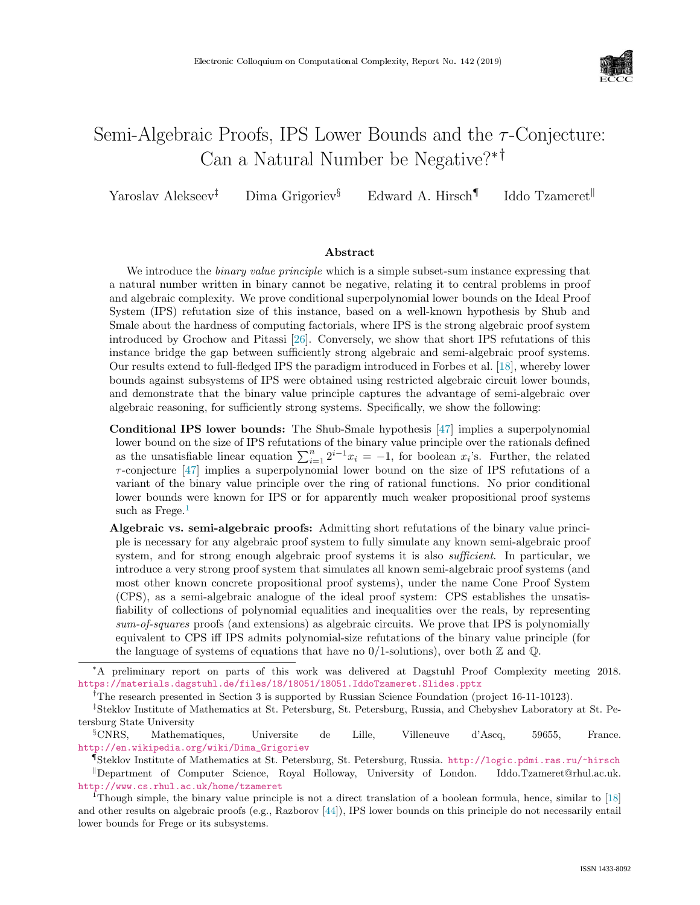# Semi-Algebraic Proofs, IPS Lower Bounds and the $\tau$-Conjecture: Can a Natural Number be Negative?[*][†]

Yaroslav Alekseev[‡] Dima Grigoriev[§] Edward A. Hirsch[¶] Iddo Tzameret[‖]

## Abstract

We introduce the *binary value principle* which is a simple subset-sum instance expressing that a natural number written in binary cannot be negative, relating it to central problems in proof and algebraic complexity. We prove conditional superpolynomial lower bounds on the Ideal Proof System (IPS) refutation size of this instance, based on a well-known hypothesis by Shub and Smale about the hardness of computing factorials, where IPS is the strong algebraic proof system introduced by Grochow and Pitassi [26]. Conversely, we show that short IPS refutations of this instance bridge the gap between sufficiently strong algebraic and semi-algebraic proof systems. Our results extend to full-fledged IPS the paradigm introduced in Forbes et al. [18], whereby lower bounds against subsystems of IPS were obtained using restricted algebraic circuit lower bounds, and demonstrate that the binary value principle captures the advantage of semi-algebraic over algebraic reasoning, for sufficiently strong systems. Specifically, we show the following:

**Conditional IPS lower bounds:** The Shub-Smale hypothesis [47] implies a superpolynomial lower bound on the size of IPS refutations of the binary value principle over the rationals defined as the unsatisfiable linear equation $\sum_{i=1}^{n} 2^{i-1}x_i = -1$, for boolean $x_i$'s. Further, the related $\tau$-conjecture [47] implies a superpolynomial lower bound on the size of IPS refutations of a variant of the binary value principle over the ring of rational functions. No prior conditional lower bounds were known for IPS or for apparently much weaker propositional proof systems such as Frege.[1]

**Algebraic vs. semi-algebraic proofs:** Admitting short refutations of the binary value principle is necessary for any algebraic proof system to fully simulate any known semi-algebraic proof system, and for strong enough algebraic proof systems it is also *sufficient*. In particular, we introduce a very strong proof system that simulates all known semi-algebraic proof systems (and most other known concrete propositional proof systems), under the name Cone Proof System (CPS), as a semi-algebraic analogue of the ideal proof system: CPS establishes the unsatisfiability of collections of polynomial equalities and inequalities over the reals, by representing *sum-of-squares* proofs (and extensions) as algebraic circuits. We prove that IPS is polynomially equivalent to CPS iff IPS admits polynomial-size refutations of the binary value principle (for the language of systems of equations that have no 0/1-solutions), over both $\mathbb{Z}$ and $\mathbb{Q}$.

---

[*] A preliminary report on parts of this work was delivered at Dagstuhl Proof Complexity meeting 2018. https://materials.dagstuhl.de/files/18/18051/18051.IddoTzameret.Slides.pptx

[†] The research presented in Section 3 is supported by Russian Science Foundation (project 16-11-10123).

[‡] Steklov Institute of Mathematics at St. Petersburg, St. Petersburg, Russia, and Chebyshev Laboratory at St. Petersburg State University

[§] CNRS, Mathematiques, Universite de Lille, Villeneuve d'Ascq, 59655, France. http://en.wikipedia.org/wiki/Dima_Grigoriev

[¶] Steklov Institute of Mathematics at St. Petersburg, St. Petersburg, Russia. http://logic.pdmi.ras.ru/~hirsch

[‖] Department of Computer Science, Royal Holloway, University of London. Iddo.Tzameret@rhul.ac.uk. http://www.cs.rhul.ac.uk/home/tzameret

[1] Though simple, the binary value principle is not a direct translation of a boolean formula, hence, similar to [18] and other results on algebraic proofs (e.g., Razborov [44]), IPS lower bounds on this principle do not necessarily entail lower bounds for Frege or its subsystems.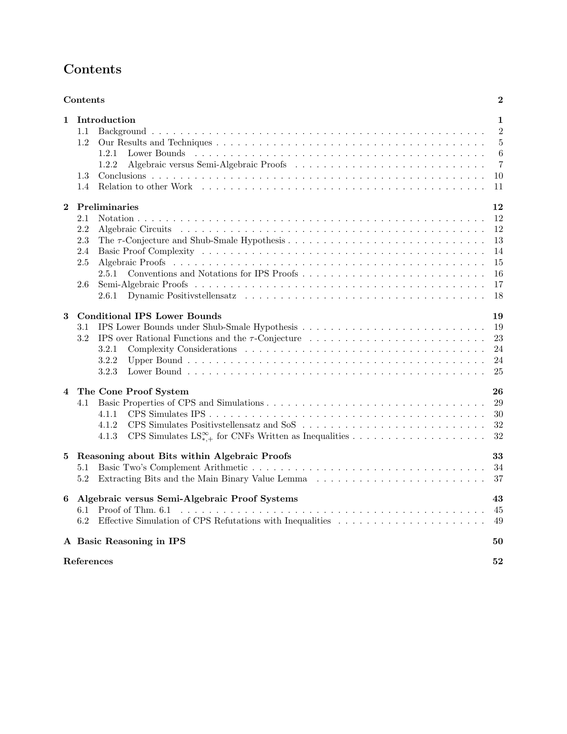# Contents

**Contents** **2**

**1 Introduction** **1**
- 1.1 Background 2
- 1.2 Our Results and Techniques 5
  - 1.2.1 Lower Bounds 6
  - 1.2.2 Algebraic versus Semi-Algebraic Proofs 7
- 1.3 Conclusions 10
- 1.4 Relation to other Work 11

**2 Preliminaries** **12**
- 2.1 Notation 12
- 2.2 Algebraic Circuits 12
- 2.3 The $\tau$-Conjecture and Shub-Smale Hypothesis 13
- 2.4 Basic Proof Complexity 14
- 2.5 Algebraic Proofs 15
  - 2.5.1 Conventions and Notations for IPS Proofs 16
- 2.6 Semi-Algebraic Proofs 17
  - 2.6.1 Dynamic Positivstellensatz 18

**3 Conditional IPS Lower Bounds** **19**
- 3.1 IPS Lower Bounds under Shub-Smale Hypothesis 19
- 3.2 IPS over Rational Functions and the $\tau$-Conjecture 23
  - 3.2.1 Complexity Considerations 24
  - 3.2.2 Upper Bound 24
  - 3.2.3 Lower Bound 25

**4 The Cone Proof System** **26**
- 4.1 Basic Properties of CPS and Simulations 29
  - 4.1.1 CPS Simulates IPS 30
  - 4.1.2 CPS Simulates Positivstellensatz and SoS 32
  - 4.1.3 CPS Simulates $\mathrm{LS}^{\infty}_{*,+}$ for CNFs Written as Inequalities 32

**5 Reasoning about Bits within Algebraic Proofs** **33**
- 5.1 Basic Two's Complement Arithmetic 34
- 5.2 Extracting Bits and the Main Binary Value Lemma 37

**6 Algebraic versus Semi-Algebraic Proof Systems** **43**
- 6.1 Proof of Thm. 6.1 45
- 6.2 Effective Simulation of CPS Refutations with Inequalities 49

**A Basic Reasoning in IPS** **50**

**References** **52**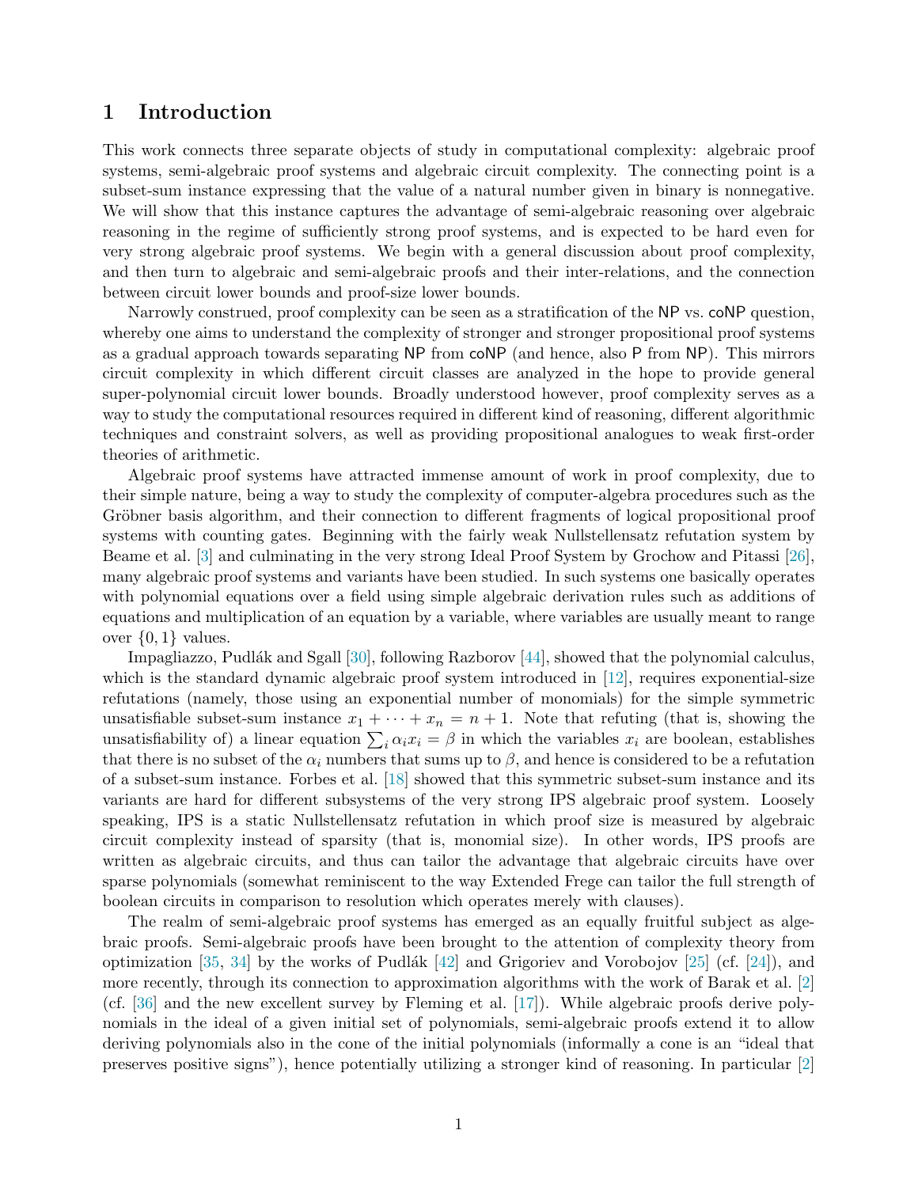# 1 Introduction

This work connects three separate objects of study in computational complexity: algebraic proof systems, semi-algebraic proof systems and algebraic circuit complexity. The connecting point is a subset-sum instance expressing that the value of a natural number given in binary is nonnegative. We will show that this instance captures the advantage of semi-algebraic reasoning over algebraic reasoning in the regime of sufficiently strong proof systems, and is expected to be hard even for very strong algebraic proof systems. We begin with a general discussion about proof complexity, and then turn to algebraic and semi-algebraic proofs and their inter-relations, and the connection between circuit lower bounds and proof-size lower bounds.

Narrowly construed, proof complexity can be seen as a stratification of the NP vs. coNP question, whereby one aims to understand the complexity of stronger and stronger propositional proof systems as a gradual approach towards separating NP from coNP (and hence, also P from NP). This mirrors circuit complexity in which different circuit classes are analyzed in the hope to provide general super-polynomial circuit lower bounds. Broadly understood however, proof complexity serves as a way to study the computational resources required in different kind of reasoning, different algorithmic techniques and constraint solvers, as well as providing propositional analogues to weak first-order theories of arithmetic.

Algebraic proof systems have attracted immense amount of work in proof complexity, due to their simple nature, being a way to study the complexity of computer-algebra procedures such as the Gröbner basis algorithm, and their connection to different fragments of logical propositional proof systems with counting gates. Beginning with the fairly weak Nullstellensatz refutation system by Beame et al. [3] and culminating in the very strong Ideal Proof System by Grochow and Pitassi [26], many algebraic proof systems and variants have been studied. In such systems one basically operates with polynomial equations over a field using simple algebraic derivation rules such as additions of equations and multiplication of an equation by a variable, where variables are usually meant to range over $\{0, 1\}$ values.

Impagliazzo, Pudlák and Sgall [30], following Razborov [44], showed that the polynomial calculus, which is the standard dynamic algebraic proof system introduced in [12], requires exponential-size refutations (namely, those using an exponential number of monomials) for the simple symmetric unsatisfiable subset-sum instance $x_1 + \cdots + x_n = n + 1$. Note that refuting (that is, showing the unsatisfiability of) a linear equation $\sum_i \alpha_i x_i = \beta$ in which the variables $x_i$ are boolean, establishes that there is no subset of the $\alpha_i$ numbers that sums up to $\beta$, and hence is considered to be a refutation of a subset-sum instance. Forbes et al. [18] showed that this symmetric subset-sum instance and its variants are hard for different subsystems of the very strong IPS algebraic proof system. Loosely speaking, IPS is a static Nullstellensatz refutation in which proof size is measured by algebraic circuit complexity instead of sparsity (that is, monomial size). In other words, IPS proofs are written as algebraic circuits, and thus can tailor the advantage that algebraic circuits have over sparse polynomials (somewhat reminiscent to the way Extended Frege can tailor the full strength of boolean circuits in comparison to resolution which operates merely with clauses).

The realm of semi-algebraic proof systems has emerged as an equally fruitful subject as algebraic proofs. Semi-algebraic proofs have been brought to the attention of complexity theory from optimization [35, 34] by the works of Pudlák [42] and Grigoriev and Vorobojov [25] (cf. [24]), and more recently, through its connection to approximation algorithms with the work of Barak et al. [2] (cf. [36] and the new excellent survey by Fleming et al. [17]). While algebraic proofs derive polynomials in the ideal of a given initial set of polynomials, semi-algebraic proofs extend it to allow deriving polynomials also in the cone of the initial polynomials (informally a cone is an "ideal that preserves positive signs"), hence potentially utilizing a stronger kind of reasoning. In particular [2]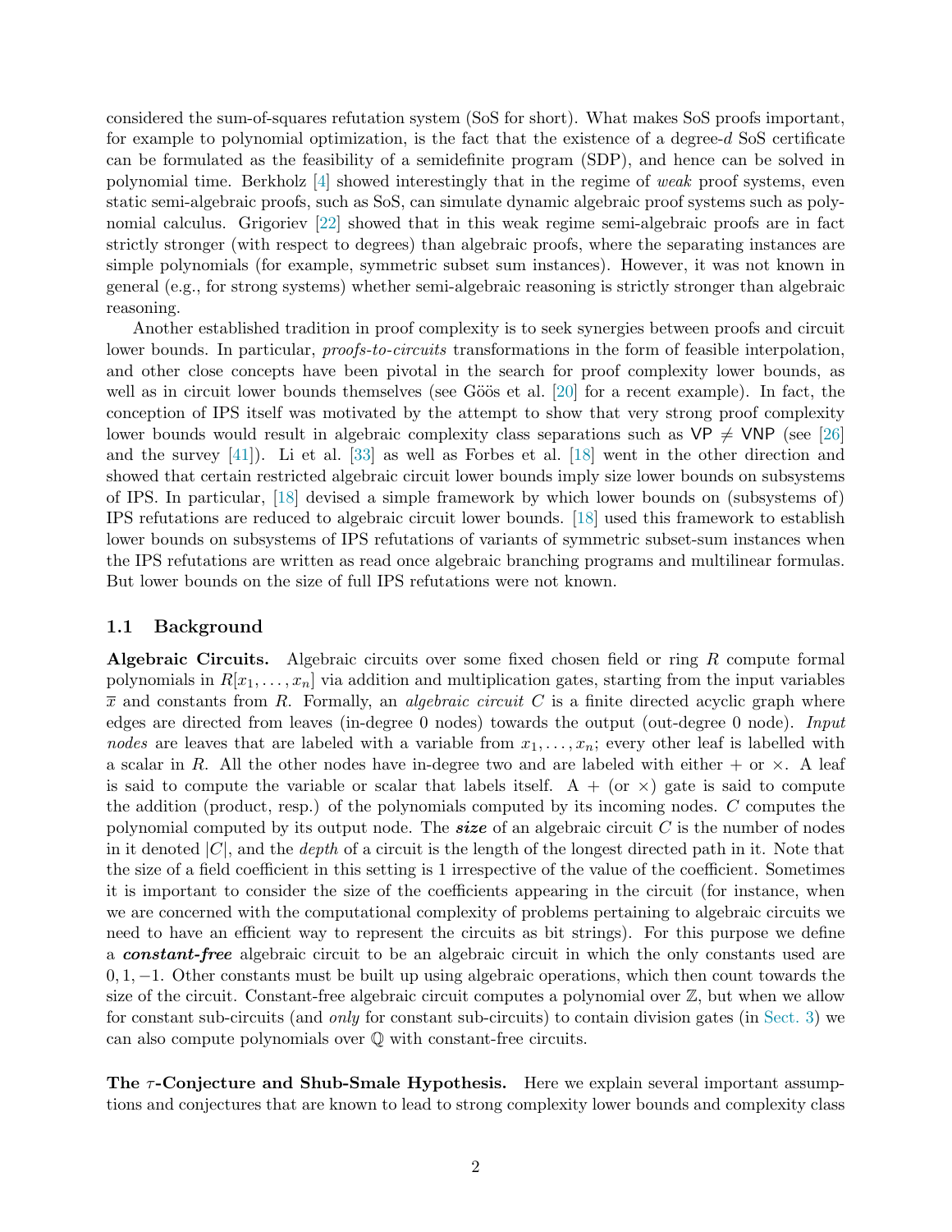considered the sum-of-squares refutation system (SoS for short). What makes SoS proofs important, for example to polynomial optimization, is the fact that the existence of a degree-$d$ SoS certificate can be formulated as the feasibility of a semidefinite program (SDP), and hence can be solved in polynomial time. Berkholz [4] showed interestingly that in the regime of *weak* proof systems, even static semi-algebraic proofs, such as SoS, can simulate dynamic algebraic proof systems such as polynomial calculus. Grigoriev [22] showed that in this weak regime semi-algebraic proofs are in fact strictly stronger (with respect to degrees) than algebraic proofs, where the separating instances are simple polynomials (for example, symmetric subset sum instances). However, it was not known in general (e.g., for strong systems) whether semi-algebraic reasoning is strictly stronger than algebraic reasoning.

Another established tradition in proof complexity is to seek synergies between proofs and circuit lower bounds. In particular, *proofs-to-circuits* transformations in the form of feasible interpolation, and other close concepts have been pivotal in the search for proof complexity lower bounds, as well as in circuit lower bounds themselves (see Göös et al. [20] for a recent example). In fact, the conception of IPS itself was motivated by the attempt to show that very strong proof complexity lower bounds would result in algebraic complexity class separations such as $\mathsf{VP} \neq \mathsf{VNP}$ (see [26] and the survey [41]). Li et al. [33] as well as Forbes et al. [18] went in the other direction and showed that certain restricted algebraic circuit lower bounds imply size lower bounds on subsystems of IPS. In particular, [18] devised a simple framework by which lower bounds on (subsystems of) IPS refutations are reduced to algebraic circuit lower bounds. [18] used this framework to establish lower bounds on subsystems of IPS refutations of variants of symmetric subset-sum instances when the IPS refutations are written as read once algebraic branching programs and multilinear formulas. But lower bounds on the size of full IPS refutations were not known.

### 1.1 Background

**Algebraic Circuits.** Algebraic circuits over some fixed chosen field or ring $R$ compute formal polynomials in $R[x_1, \dots, x_n]$ via addition and multiplication gates, starting from the input variables $\overline{x}$ and constants from $R$. Formally, an *algebraic circuit* $C$ is a finite directed acyclic graph where edges are directed from leaves (in-degree 0 nodes) towards the output (out-degree 0 node). *Input nodes* are leaves that are labeled with a variable from $x_1, \dots, x_n$; every other leaf is labelled with a scalar in $R$. All the other nodes have in-degree two and are labeled with either $+$ or $\times$. A leaf is said to compute the variable or scalar that labels itself. A $+$ (or $\times$) gate is said to compute the addition (product, resp.) of the polynomials computed by its incoming nodes. $C$ computes the polynomial computed by its output node. The ***size*** of an algebraic circuit $C$ is the number of nodes in it denoted $|C|$, and the *depth* of a circuit is the length of the longest directed path in it. Note that the size of a field coefficient in this setting is 1 irrespective of the value of the coefficient. Sometimes it is important to consider the size of the coefficients appearing in the circuit (for instance, when we are concerned with the computational complexity of problems pertaining to algebraic circuits we need to have an efficient way to represent the circuits as bit strings). For this purpose we define a ***constant-free*** algebraic circuit to be an algebraic circuit in which the only constants used are $0, 1, -1$. Other constants must be built up using algebraic operations, which then count towards the size of the circuit. Constant-free algebraic circuit computes a polynomial over $\mathbb{Z}$, but when we allow for constant sub-circuits (and *only* for constant sub-circuits) to contain division gates (in Sect. 3) we can also compute polynomials over $\mathbb{Q}$ with constant-free circuits.

**The $\tau$-Conjecture and Shub-Smale Hypothesis.** Here we explain several important assumptions and conjectures that are known to lead to strong complexity lower bounds and complexity class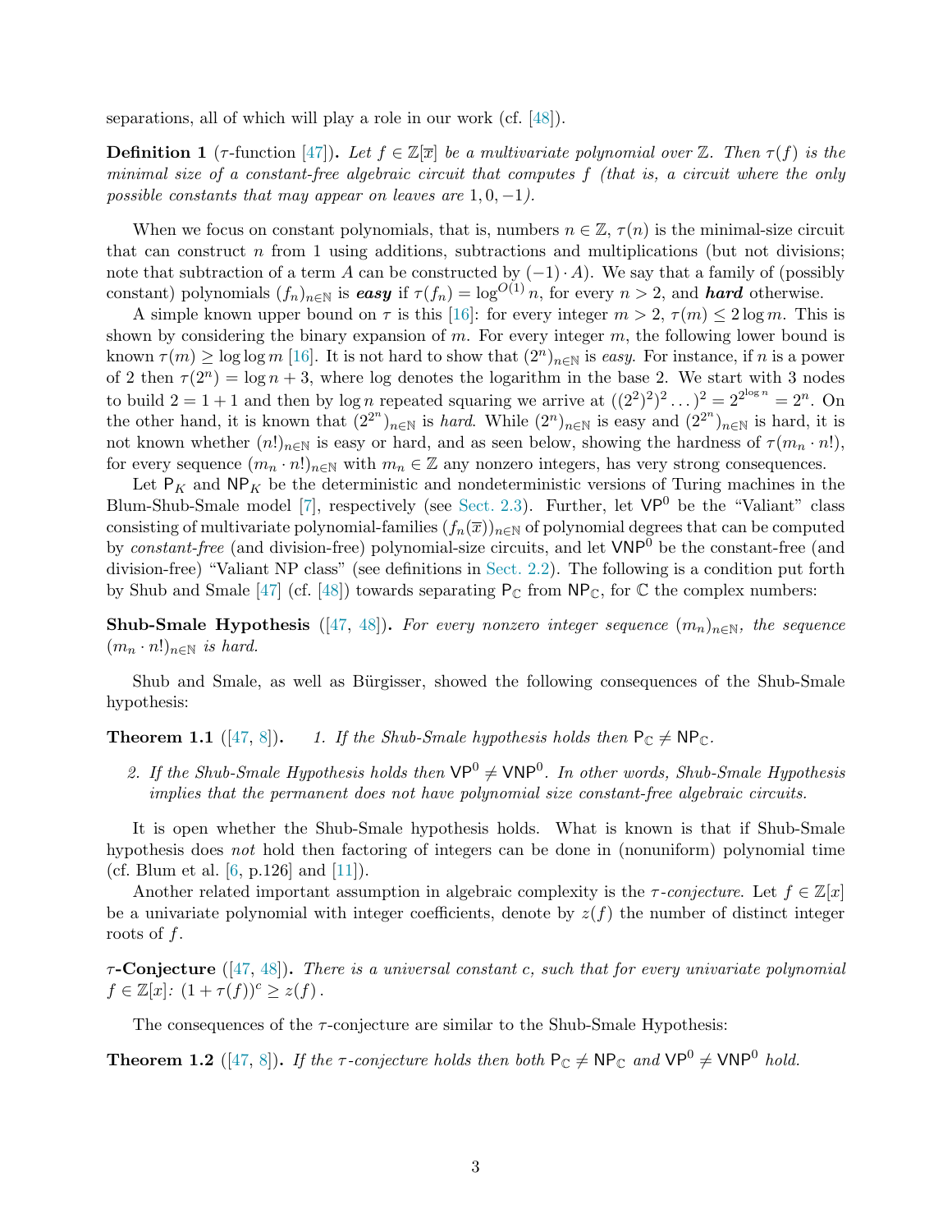separations, all of which will play a role in our work (cf. [48]).

**Definition 1** ($\tau$-function [47]). *Let $f \in \mathbb{Z}[\overline{x}]$ be a multivariate polynomial over $\mathbb{Z}$. Then $\tau(f)$ is the minimal size of a constant-free algebraic circuit that computes $f$ (that is, a circuit where the only possible constants that may appear on leaves are $1, 0, -1$).*

When we focus on constant polynomials, that is, numbers $n \in \mathbb{Z}$, $\tau(n)$ is the minimal-size circuit that can construct $n$ from 1 using additions, subtractions and multiplications (but not divisions; note that subtraction of a term $A$ can be constructed by $(-1) \cdot A$). We say that a family of (possibly constant) polynomials $(f_n)_{n\in\mathbb{N}}$ is ***easy*** if $\tau(f_n) = \log^{O(1)} n$, for every $n > 2$, and ***hard*** otherwise.

A simple known upper bound on $\tau$ is this [16]: for every integer $m > 2$, $\tau(m) \leq 2 \log m$. This is shown by considering the binary expansion of $m$. For every integer $m$, the following lower bound is known $\tau(m) \geq \log \log m$ [16]. It is not hard to show that $(2^n)_{n\in\mathbb{N}}$ is *easy*. For instance, if $n$ is a power of 2 then $\tau(2^n) = \log n + 3$, where log denotes the logarithm in the base 2. We start with 3 nodes to build $2 = 1 + 1$ and then by $\log n$ repeated squaring we arrive at $((2^2)^2)^2 \dots)^2 = 2^{2^{\log n}} = 2^n$. On the other hand, it is known that $(2^{2^n})_{n\in\mathbb{N}}$ is *hard*. While $(2^n)_{n\in\mathbb{N}}$ is easy and $(2^{2^n})_{n\in\mathbb{N}}$ is hard, it is not known whether $(n!)_{n\in\mathbb{N}}$ is easy or hard, and as seen below, showing the hardness of $\tau(m_n \cdot n!)$, for every sequence $(m_n \cdot n!)_{n\in\mathbb{N}}$ with $m_n \in \mathbb{Z}$ any nonzero integers, has very strong consequences.

Let $\mathsf{P}_K$ and $\mathsf{NP}_K$ be the deterministic and nondeterministic versions of Turing machines in the Blum-Shub-Smale model [7], respectively (see Sect. 2.3). Further, let $\mathsf{VP}^0$ be the "Valiant" class consisting of multivariate polynomial-families $(f_n(\overline{x}))_{n\in\mathbb{N}}$ of polynomial degrees that can be computed by *constant-free* (and division-free) polynomial-size circuits, and let $\mathsf{VNP}^0$ be the constant-free (and division-free) "Valiant NP class" (see definitions in Sect. 2.2). The following is a condition put forth by Shub and Smale [47] (cf. [48]) towards separating $\mathsf{P}_\mathbb{C}$ from $\mathsf{NP}_\mathbb{C}$, for $\mathbb{C}$ the complex numbers:

**Shub-Smale Hypothesis** ([47, 48]). *For every nonzero integer sequence $(m_n)_{n\in\mathbb{N}}$, the sequence $(m_n \cdot n!)_{n\in\mathbb{N}}$ is hard.*

Shub and Smale, as well as Bürgisser, showed the following consequences of the Shub-Smale hypothesis:

**Theorem 1.1** ([47, 8]).

1. *If the Shub-Smale hypothesis holds then $\mathsf{P}_\mathbb{C} \neq \mathsf{NP}_\mathbb{C}$.*
2. *If the Shub-Smale Hypothesis holds then $\mathsf{VP}^0 \neq \mathsf{VNP}^0$. In other words, Shub-Smale Hypothesis implies that the permanent does not have polynomial size constant-free algebraic circuits.*

It is open whether the Shub-Smale hypothesis holds. What is known is that if Shub-Smale hypothesis does *not* hold then factoring of integers can be done in (nonuniform) polynomial time (cf. Blum et al. [6, p.126] and [11]).

Another related important assumption in algebraic complexity is the $\tau$*-conjecture*. Let $f \in \mathbb{Z}[x]$ be a univariate polynomial with integer coefficients, denote by $z(f)$ the number of distinct integer roots of $f$.

**$\tau$-Conjecture** ([47, 48]). *There is a universal constant $c$, such that for every univariate polynomial $f \in \mathbb{Z}[x]$: $(1 + \tau(f))^c \geq z(f)$.*

The consequences of the $\tau$-conjecture are similar to the Shub-Smale Hypothesis:

**Theorem 1.2** ([47, 8]). *If the $\tau$-conjecture holds then both $\mathsf{P}_\mathbb{C} \neq \mathsf{NP}_\mathbb{C}$ and $\mathsf{VP}^0 \neq \mathsf{VNP}^0$ hold.*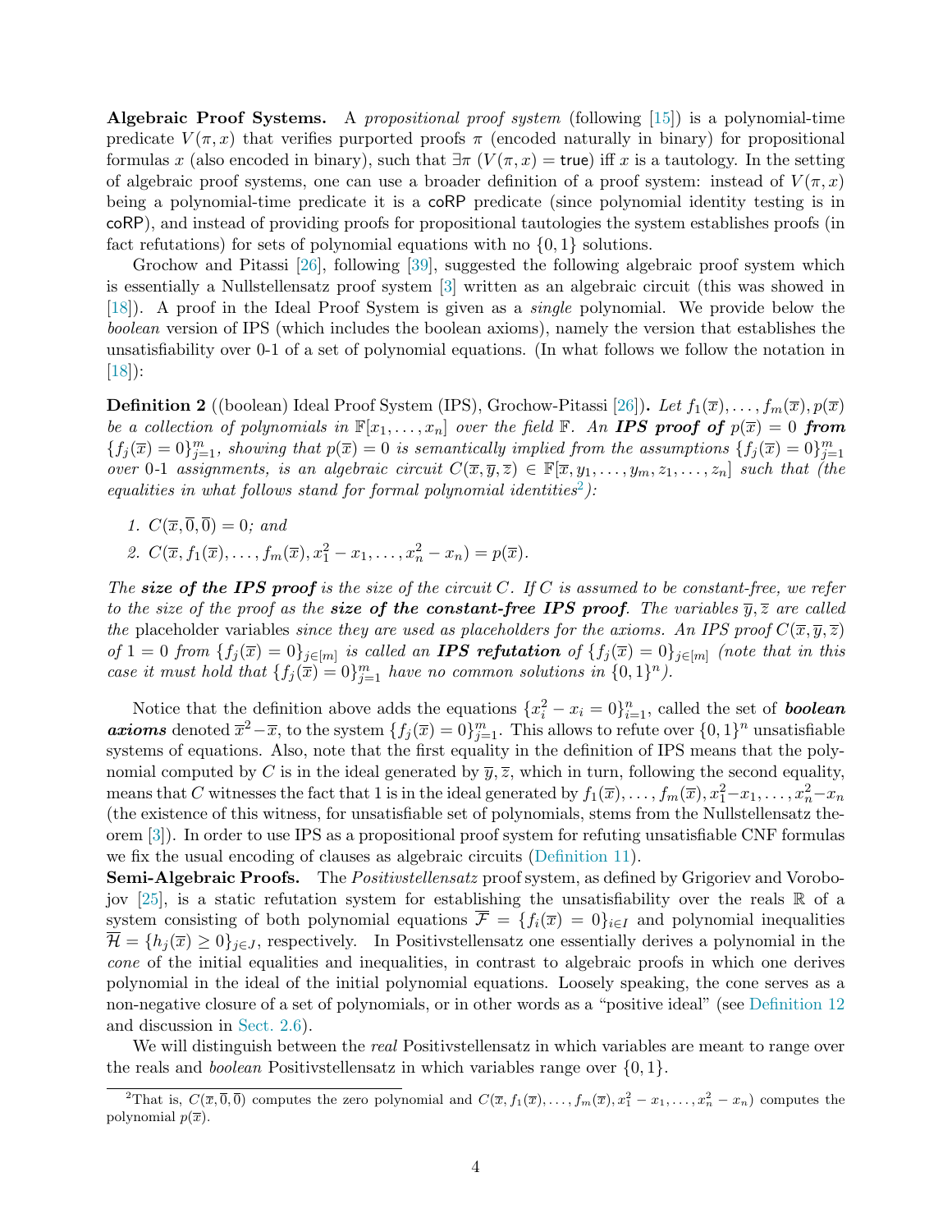**Algebraic Proof Systems.** A *propositional proof system* (following [15]) is a polynomial-time predicate $V(\pi, x)$ that verifies purported proofs $\pi$ (encoded naturally in binary) for propositional formulas $x$ (also encoded in binary), such that $\exists\pi\ (V(\pi, x) = \mathsf{true})$ iff $x$ is a tautology. In the setting of algebraic proof systems, one can use a broader definition of a proof system: instead of $V(\pi, x)$ being a polynomial-time predicate it is a $\mathsf{coRP}$ predicate (since polynomial identity testing is in $\mathsf{coRP}$), and instead of providing proofs for propositional tautologies the system establishes proofs (in fact refutations) for sets of polynomial equations with no $\{0, 1\}$ solutions.

Grochow and Pitassi [26], following [39], suggested the following algebraic proof system which is essentially a Nullstellensatz proof system [3] written as an algebraic circuit (this was showed in [18]). A proof in the Ideal Proof System is given as a *single* polynomial. We provide below the *boolean* version of IPS (which includes the boolean axioms), namely the version that establishes the unsatisfiability over 0-1 of a set of polynomial equations. (In what follows we follow the notation in [18]):

**Definition 2** ((boolean) Ideal Proof System (IPS), Grochow-Pitassi [26])**.** *Let $f_1(\overline{x}), \ldots, f_m(\overline{x}), p(\overline{x})$ be a collection of polynomials in $\mathbb{F}[x_1, \ldots, x_n]$ over the field $\mathbb{F}$. An **IPS proof of** $p(\overline{x}) = 0$ **from** $\{f_j(\overline{x}) = 0\}_{j=1}^m$, showing that $p(\overline{x}) = 0$ is semantically implied from the assumptions $\{f_j(\overline{x}) = 0\}_{j=1}^m$ over 0-1 assignments, is an algebraic circuit $C(\overline{x}, \overline{y}, \overline{z}) \in \mathbb{F}[\overline{x}, y_1, \ldots, y_m, z_1, \ldots, z_n]$ such that (the equalities in what follows stand for formal polynomial identities[2]):*

1. *$C(\overline{x}, \overline{0}, \overline{0}) = 0$; and*
2. *$C(\overline{x}, f_1(\overline{x}), \ldots, f_m(\overline{x}), x_1^2 - x_1, \ldots, x_n^2 - x_n) = p(\overline{x})$.*

*The **size of the IPS proof** is the size of the circuit $C$. If $C$ is assumed to be constant-free, we refer to the size of the proof as the **size of the constant-free IPS proof**. The variables $\overline{y}, \overline{z}$ are called the* placeholder variables *since they are used as placeholders for the axioms. An IPS proof $C(\overline{x}, \overline{y}, \overline{z})$ of $1 = 0$ from $\{f_j(\overline{x}) = 0\}_{j\in[m]}$ is called an **IPS refutation** of $\{f_j(\overline{x}) = 0\}_{j\in[m]}$ (note that in this case it must hold that $\{f_j(\overline{x}) = 0\}_{j=1}^m$ have no common solutions in $\{0, 1\}^n$).*

Notice that the definition above adds the equations $\{x_i^2 - x_i = 0\}_{i=1}^n$, called the set of ***boolean axioms*** denoted $\overline{x}^2 - \overline{x}$, to the system $\{f_j(\overline{x}) = 0\}_{j=1}^m$. This allows to refute over $\{0, 1\}^n$ unsatisfiable systems of equations. Also, note that the first equality in the definition of IPS means that the polynomial computed by $C$ is in the ideal generated by $\overline{y}, \overline{z}$, which in turn, following the second equality, means that $C$ witnesses the fact that 1 is in the ideal generated by $f_1(\overline{x}), \ldots, f_m(\overline{x}), x_1^2 - x_1, \ldots, x_n^2 - x_n$ (the existence of this witness, for unsatisfiable set of polynomials, stems from the Nullstellensatz theorem [3]). In order to use IPS as a propositional proof system for refuting unsatisfiable CNF formulas we fix the usual encoding of clauses as algebraic circuits (Definition 11).

**Semi-Algebraic Proofs.** The *Positivstellensatz* proof system, as defined by Grigoriev and Vorobojov [25], is a static refutation system for establishing the unsatisfiability over the reals $\mathbb{R}$ of a system consisting of both polynomial equations $\overline{\mathcal{F}} = \{f_i(\overline{x}) = 0\}_{i\in I}$ and polynomial inequalities $\overline{\mathcal{H}} = \{h_j(\overline{x}) \geq 0\}_{j\in J}$, respectively. In Positivstellensatz one essentially derives a polynomial in the *cone* of the initial equalities and inequalities, in contrast to algebraic proofs in which one derives polynomial in the ideal of the initial polynomial equations. Loosely speaking, the cone serves as a non-negative closure of a set of polynomials, or in other words as a "positive ideal" (see Definition 12 and discussion in Sect. 2.6).

We will distinguish between the *real* Positivstellensatz in which variables are meant to range over the reals and *boolean* Positivstellensatz in which variables range over $\{0, 1\}$.

[2] That is, $C(\overline{x}, \overline{0}, \overline{0})$ computes the zero polynomial and $C(\overline{x}, f_1(\overline{x}), \ldots, f_m(\overline{x}), x_1^2 - x_1, \ldots, x_n^2 - x_n)$ computes the polynomial $p(\overline{x})$.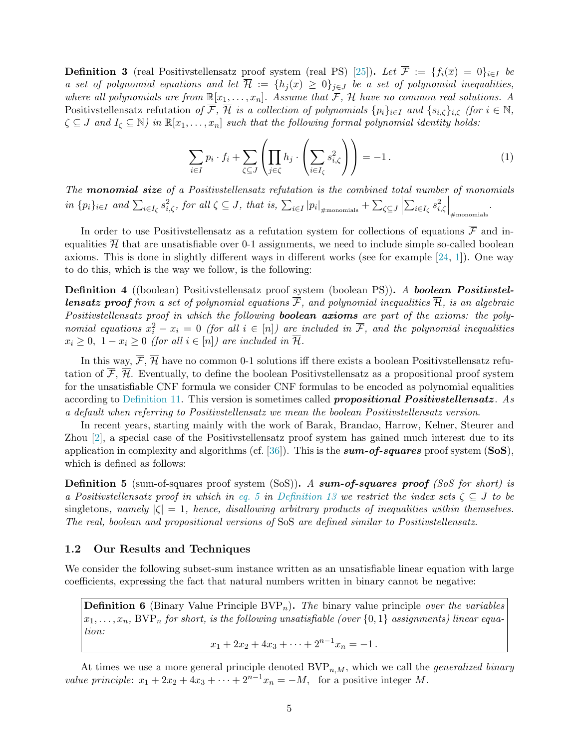**Definition 3** (real Positivstellensatz proof system (real PS) [25])**.** *Let $\overline{\mathcal{F}} := \{f_i(\overline{x}) = 0\}_{i\in I}$ be a set of polynomial equations and let $\overline{\mathcal{H}} := \{h_j(\overline{x}) \geq 0\}_{j\in J}$ be a set of polynomial inequalities, where all polynomials are from $\mathbb{R}[x_1,\dots,x_n]$. Assume that $\overline{\mathcal{F}}$, $\overline{\mathcal{H}}$ have no common real solutions. A* Positivstellensatz refutation *of $\overline{\mathcal{F}}$, $\overline{\mathcal{H}}$ is a collection of polynomials $\{p_i\}_{i\in I}$ and $\{s_{i,\zeta}\}_{i,\zeta}$ (for $i \in \mathbb{N}$, $\zeta \subseteq J$ and $I_\zeta \subseteq \mathbb{N}$) in $\mathbb{R}[x_1,\dots,x_n]$ such that the following formal polynomial identity holds:*

$$\sum_{i\in I} p_i \cdot f_i + \sum_{\zeta\subseteq J}\left(\prod_{j\in\zeta} h_j \cdot \left(\sum_{i\in I_\zeta} s_{i,\zeta}^2\right)\right) = -1\,. \tag{1}$$

*The **monomial size** of a Positivstellensatz refutation is the combined total number of monomials in $\{p_i\}_{i\in I}$ and $\sum_{i\in I_\zeta} s_{i,\zeta}^2$, for all $\zeta \subseteq J$, that is, $\sum_{i\in I} |p_i|_{\#\text{monomials}} + \sum_{\zeta\subseteq J}\left|\sum_{i\in I_\zeta} s_{i,\zeta}^2\right|_{\#\text{monomials}}$.*

In order to use Positivstellensatz as a refutation system for collections of equations $\overline{\mathcal{F}}$ and inequalities $\overline{\mathcal{H}}$ that are unsatisfiable over 0-1 assignments, we need to include simple so-called boolean axioms. This is done in slightly different ways in different works (see for example [24, 1]). One way to do this, which is the way we follow, is the following:

**Definition 4** ((boolean) Positivstellensatz proof system (boolean PS))**.** *A **boolean Positivstellensatz proof** from a set of polynomial equations $\overline{\mathcal{F}}$, and polynomial inequalities $\overline{\mathcal{H}}$, is an algebraic Positivstellensatz proof in which the following **boolean axioms** are part of the axioms: the polynomial equations $x_i^2 - x_i = 0$ (for all $i \in [n]$) are included in $\overline{\mathcal{F}}$, and the polynomial inequalities $x_i \geq 0,\ 1 - x_i \geq 0$ (for all $i \in [n]$) are included in $\overline{\mathcal{H}}$.*

In this way, $\overline{\mathcal{F}}$, $\overline{\mathcal{H}}$ have no common 0-1 solutions iff there exists a boolean Positivstellensatz refutation of $\overline{\mathcal{F}}$, $\overline{\mathcal{H}}$. Eventually, to define the boolean Positivstellensatz as a propositional proof system for the unsatisfiable CNF formula we consider CNF formulas to be encoded as polynomial equalities according to Definition 11. This version is sometimes called ***propositional Positivstellensatz***. *As a default when referring to Positivstellensatz we mean the boolean Positivstellensatz version.*

In recent years, starting mainly with the work of Barak, Brandao, Harrow, Kelner, Steurer and Zhou [2], a special case of the Positivstellensatz proof system has gained much interest due to its application in complexity and algorithms (cf. [36]). This is the ***sum-of-squares*** proof system (**SoS**), which is defined as follows:

**Definition 5** (sum-of-squares proof system (SoS))**.** *A **sum-of-squares proof** (SoS for short) is a Positivstellensatz proof in which in eq. 5 in Definition 13 we restrict the index sets $\zeta \subseteq J$ to be* singletons*, namely $|\zeta| = 1$, hence, disallowing arbitrary products of inequalities within themselves. The real, boolean and propositional versions of* SoS *are defined similar to Positivstellensatz.*

### 1.2 Our Results and Techniques

We consider the following subset-sum instance written as an unsatisfiable linear equation with large coefficients, expressing the fact that natural numbers written in binary cannot be negative:

**Definition 6** (Binary Value Principle $\mathrm{BVP}_n$)**.** *The* binary value principle *over the variables $x_1,\dots,x_n$, $\mathrm{BVP}_n$ for short, is the following unsatisfiable (over $\{0,1\}$ assignments) linear equation:*

$$x_1 + 2x_2 + 4x_3 + \cdots + 2^{n-1}x_n = -1\,.$$

At times we use a more general principle denoted $\mathrm{BVP}_{n,M}$, which we call the *generalized binary value principle*: $x_1 + 2x_2 + 4x_3 + \cdots + 2^{n-1}x_n = -M$, for a positive integer $M$.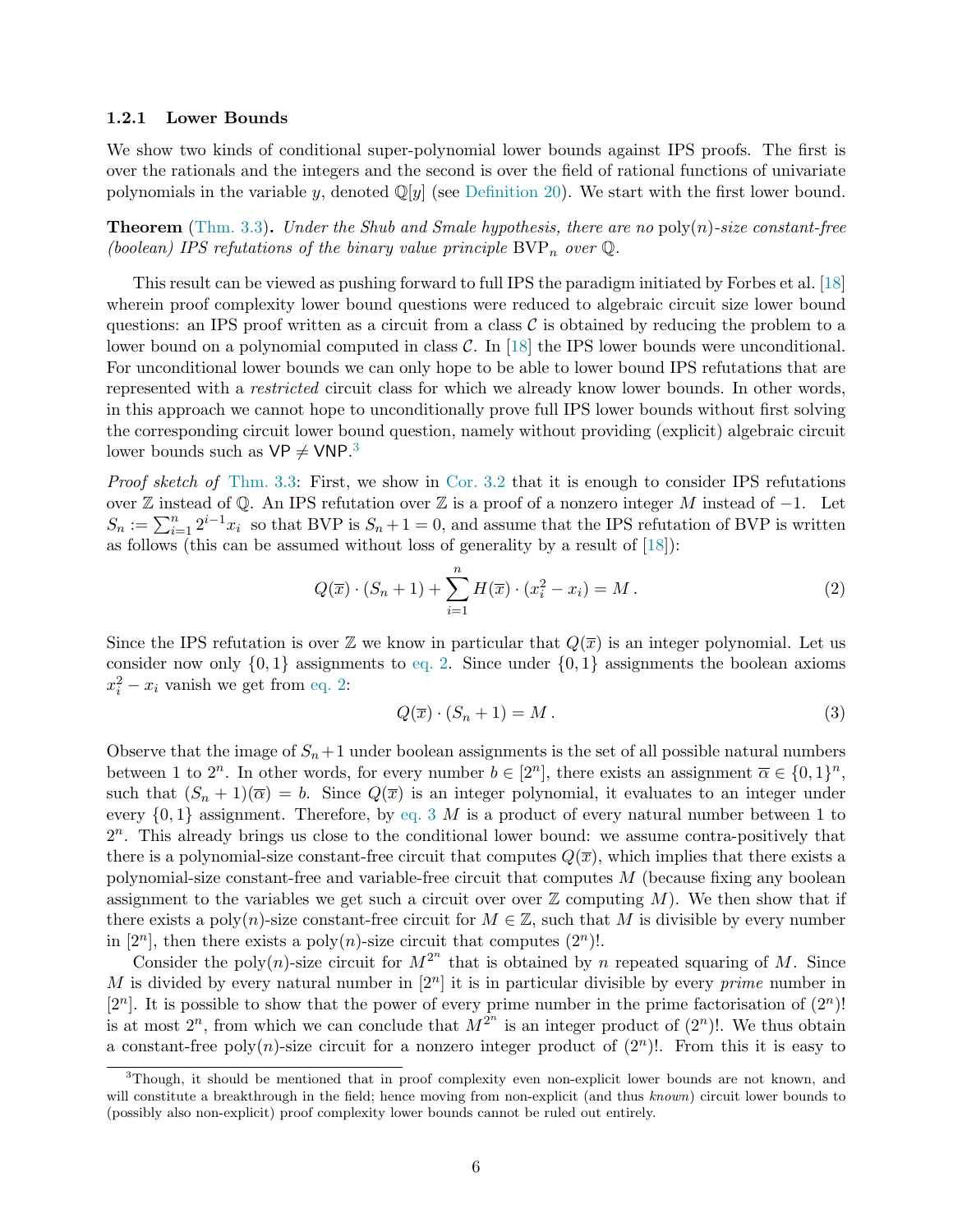### 1.2.1 Lower Bounds

We show two kinds of conditional super-polynomial lower bounds against IPS proofs. The first is over the rationals and the integers and the second is over the field of rational functions of univariate polynomials in the variable $y$, denoted $\mathbb{Q}[y]$ (see Definition 20). We start with the first lower bound.

**Theorem** (Thm. 3.3)**.** *Under the Shub and Smale hypothesis, there are no* $\mathrm{poly}(n)$*-size constant-free (boolean) IPS refutations of the binary value principle* $\mathrm{BVP}_n$ *over* $\mathbb{Q}$*.*

This result can be viewed as pushing forward to full IPS the paradigm initiated by Forbes et al. [18] wherein proof complexity lower bound questions were reduced to algebraic circuit size lower bound questions: an IPS proof written as a circuit from a class $\mathcal{C}$ is obtained by reducing the problem to a lower bound on a polynomial computed in class $\mathcal{C}$. In [18] the IPS lower bounds were unconditional. For unconditional lower bounds we can only hope to be able to lower bound IPS refutations that are represented with a *restricted* circuit class for which we already know lower bounds. In other words, in this approach we cannot hope to unconditionally prove full IPS lower bounds without first solving the corresponding circuit lower bound question, namely without providing (explicit) algebraic circuit lower bounds such as $\mathsf{VP} \neq \mathsf{VNP}$.[3]

*Proof sketch of* Thm. 3.3: First, we show in Cor. 3.2 that it is enough to consider IPS refutations over $\mathbb{Z}$ instead of $\mathbb{Q}$. An IPS refutation over $\mathbb{Z}$ is a proof of a nonzero integer $M$ instead of $-1$. Let $S_n := \sum_{i=1}^{n} 2^{i-1}x_i$ so that BVP is $S_n + 1 = 0$, and assume that the IPS refutation of BVP is written as follows (this can be assumed without loss of generality by a result of [18]):

$$Q(\overline{x}) \cdot (S_n + 1) + \sum_{i=1}^{n} H(\overline{x}) \cdot (x_i^2 - x_i) = M\,. \tag{2}$$

Since the IPS refutation is over $\mathbb{Z}$ we know in particular that $Q(\overline{x})$ is an integer polynomial. Let us consider now only $\{0,1\}$ assignments to eq. 2. Since under $\{0,1\}$ assignments the boolean axioms $x_i^2 - x_i$ vanish we get from eq. 2:

$$Q(\overline{x}) \cdot (S_n + 1) = M\,. \tag{3}$$

Observe that the image of $S_n + 1$ under boolean assignments is the set of all possible natural numbers between 1 to $2^n$. In other words, for every number $b \in [2^n]$, there exists an assignment $\overline{\alpha} \in \{0,1\}^n$, such that $(S_n + 1)(\overline{\alpha}) = b$. Since $Q(\overline{x})$ is an integer polynomial, it evaluates to an integer under every $\{0,1\}$ assignment. Therefore, by eq. 3 $M$ is a product of every natural number between 1 to $2^n$. This already brings us close to the conditional lower bound: we assume contra-positively that there is a polynomial-size constant-free circuit that computes $Q(\overline{x})$, which implies that there exists a polynomial-size constant-free and variable-free circuit that computes $M$ (because fixing any boolean assignment to the variables we get such a circuit over over $\mathbb{Z}$ computing $M$). We then show that if there exists a $\mathrm{poly}(n)$-size constant-free circuit for $M \in \mathbb{Z}$, such that $M$ is divisible by every number in $[2^n]$, then there exists a $\mathrm{poly}(n)$-size circuit that computes $(2^n)!$.

Consider the $\mathrm{poly}(n)$-size circuit for $M^{2^n}$ that is obtained by $n$ repeated squaring of $M$. Since $M$ is divided by every natural number in $[2^n]$ it is in particular divisible by every *prime* number in $[2^n]$. It is possible to show that the power of every prime number in the prime factorisation of $(2^n)!$ is at most $2^n$, from which we can conclude that $M^{2^n}$ is an integer product of $(2^n)!$. We thus obtain a constant-free $\mathrm{poly}(n)$-size circuit for a nonzero integer product of $(2^n)!$. From this it is easy to

[3] Though, it should be mentioned that in proof complexity even non-explicit lower bounds are not known, and will constitute a breakthrough in the field; hence moving from non-explicit (and thus *known*) circuit lower bounds to (possibly also non-explicit) proof complexity lower bounds cannot be ruled out entirely.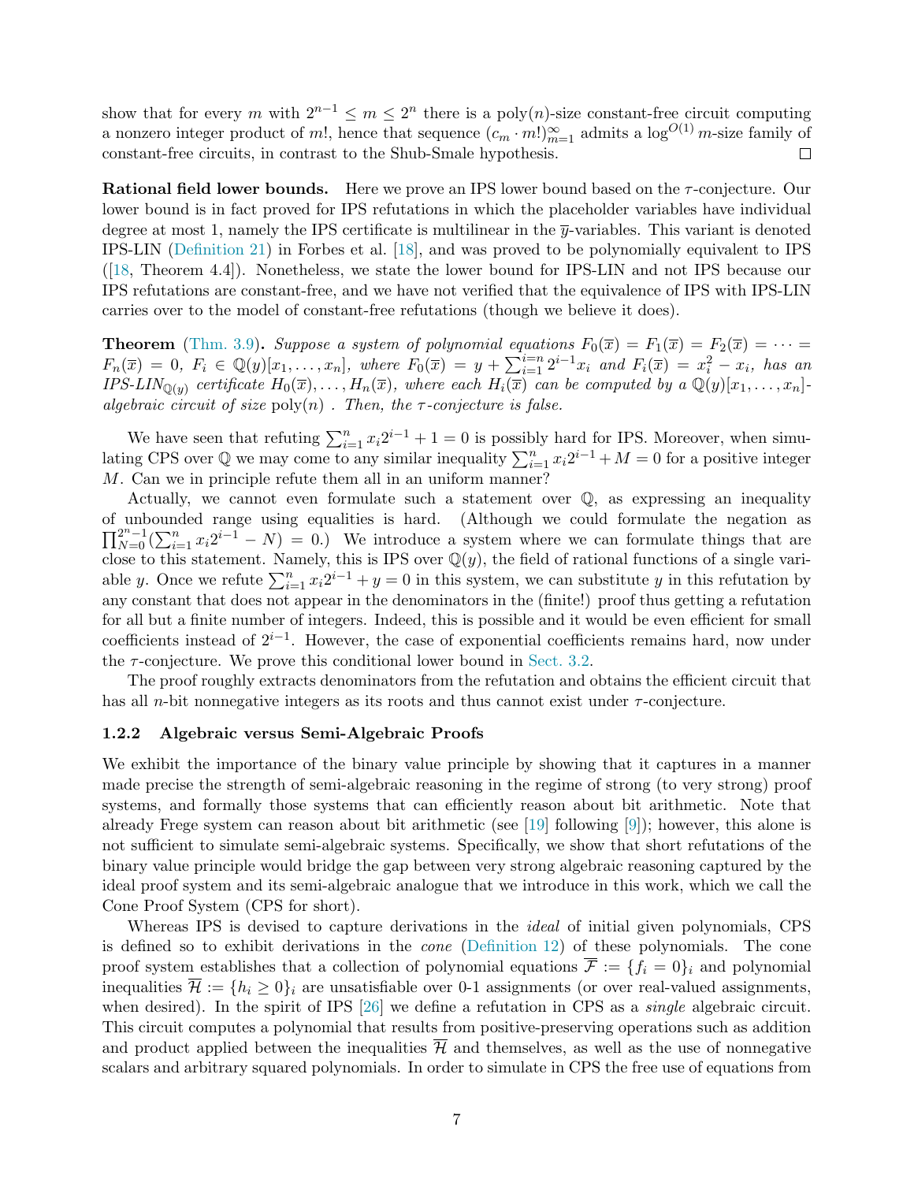show that for every $m$ with $2^{n-1} \le m \le 2^n$ there is a $\text{poly}(n)$-size constant-free circuit computing a nonzero integer product of $m!$, hence that sequence $(c_m \cdot m!)_{m=1}^{\infty}$ admits a $\log^{O(1)} m$-size family of constant-free circuits, in contrast to the Shub-Smale hypothesis. □

**Rational field lower bounds.** Here we prove an IPS lower bound based on the $\tau$-conjecture. Our lower bound is in fact proved for IPS refutations in which the placeholder variables have individual degree at most 1, namely the IPS certificate is multilinear in the $\overline{y}$-variables. This variant is denoted IPS-LIN (Definition 21) in Forbes et al. [18], and was proved to be polynomially equivalent to IPS ([18, Theorem 4.4]). Nonetheless, we state the lower bound for IPS-LIN and not IPS because our IPS refutations are constant-free, and we have not verified that the equivalence of IPS with IPS-LIN carries over to the model of constant-free refutations (though we believe it does).

**Theorem** (Thm. 3.9)**.** *Suppose a system of polynomial equations $F_0(\overline{x}) = F_1(\overline{x}) = F_2(\overline{x}) = \cdots = F_n(\overline{x}) = 0$, $F_i \in \mathbb{Q}(y)[x_1, \ldots, x_n]$, where $F_0(\overline{x}) = y + \sum_{i=1}^{i=n} 2^{i-1}x_i$ and $F_i(\overline{x}) = x_i^2 - x_i$, has an IPS-LIN$_{\mathbb{Q}(y)}$ certificate $H_0(\overline{x}), \ldots, H_n(\overline{x})$, where each $H_i(\overline{x})$ can be computed by a $\mathbb{Q}(y)[x_1, \ldots, x_n]$-algebraic circuit of size $\text{poly}(n)$ . Then, the $\tau$-conjecture is false.*

We have seen that refuting $\sum_{i=1}^{n} x_i 2^{i-1} + 1 = 0$ is possibly hard for IPS. Moreover, when simulating CPS over $\mathbb{Q}$ we may come to any similar inequality $\sum_{i=1}^{n} x_i 2^{i-1} + M = 0$ for a positive integer $M$. Can we in principle refute them all in an uniform manner?

Actually, we cannot even formulate such a statement over $\mathbb{Q}$, as expressing an inequality of unbounded range using equalities is hard. (Although we could formulate the negation as $\prod_{N=0}^{2^n-1}(\sum_{i=1}^{n} x_i 2^{i-1} - N) = 0$.) We introduce a system where we can formulate things that are close to this statement. Namely, this is IPS over $\mathbb{Q}(y)$, the field of rational functions of a single variable $y$. Once we refute $\sum_{i=1}^{n} x_i 2^{i-1} + y = 0$ in this system, we can substitute $y$ in this refutation by any constant that does not appear in the denominators in the (finite!) proof thus getting a refutation for all but a finite number of integers. Indeed, this is possible and it would be even efficient for small coefficients instead of $2^{i-1}$. However, the case of exponential coefficients remains hard, now under the $\tau$-conjecture. We prove this conditional lower bound in Sect. 3.2.

The proof roughly extracts denominators from the refutation and obtains the efficient circuit that has all $n$-bit nonnegative integers as its roots and thus cannot exist under $\tau$-conjecture.

### 1.2.2 Algebraic versus Semi-Algebraic Proofs

We exhibit the importance of the binary value principle by showing that it captures in a manner made precise the strength of semi-algebraic reasoning in the regime of strong (to very strong) proof systems, and formally those systems that can efficiently reason about bit arithmetic. Note that already Frege system can reason about bit arithmetic (see [19] following [9]); however, this alone is not sufficient to simulate semi-algebraic systems. Specifically, we show that short refutations of the binary value principle would bridge the gap between very strong algebraic reasoning captured by the ideal proof system and its semi-algebraic analogue that we introduce in this work, which we call the Cone Proof System (CPS for short).

Whereas IPS is devised to capture derivations in the *ideal* of initial given polynomials, CPS is defined so to exhibit derivations in the *cone* (Definition 12) of these polynomials. The cone proof system establishes that a collection of polynomial equations $\overline{\mathcal{F}} := \{f_i = 0\}_i$ and polynomial inequalities $\overline{\mathcal{H}} := \{h_i \ge 0\}_i$ are unsatisfiable over 0-1 assignments (or over real-valued assignments, when desired). In the spirit of IPS [26] we define a refutation in CPS as a *single* algebraic circuit. This circuit computes a polynomial that results from positive-preserving operations such as addition and product applied between the inequalities $\overline{\mathcal{H}}$ and themselves, as well as the use of nonnegative scalars and arbitrary squared polynomials. In order to simulate in CPS the free use of equations from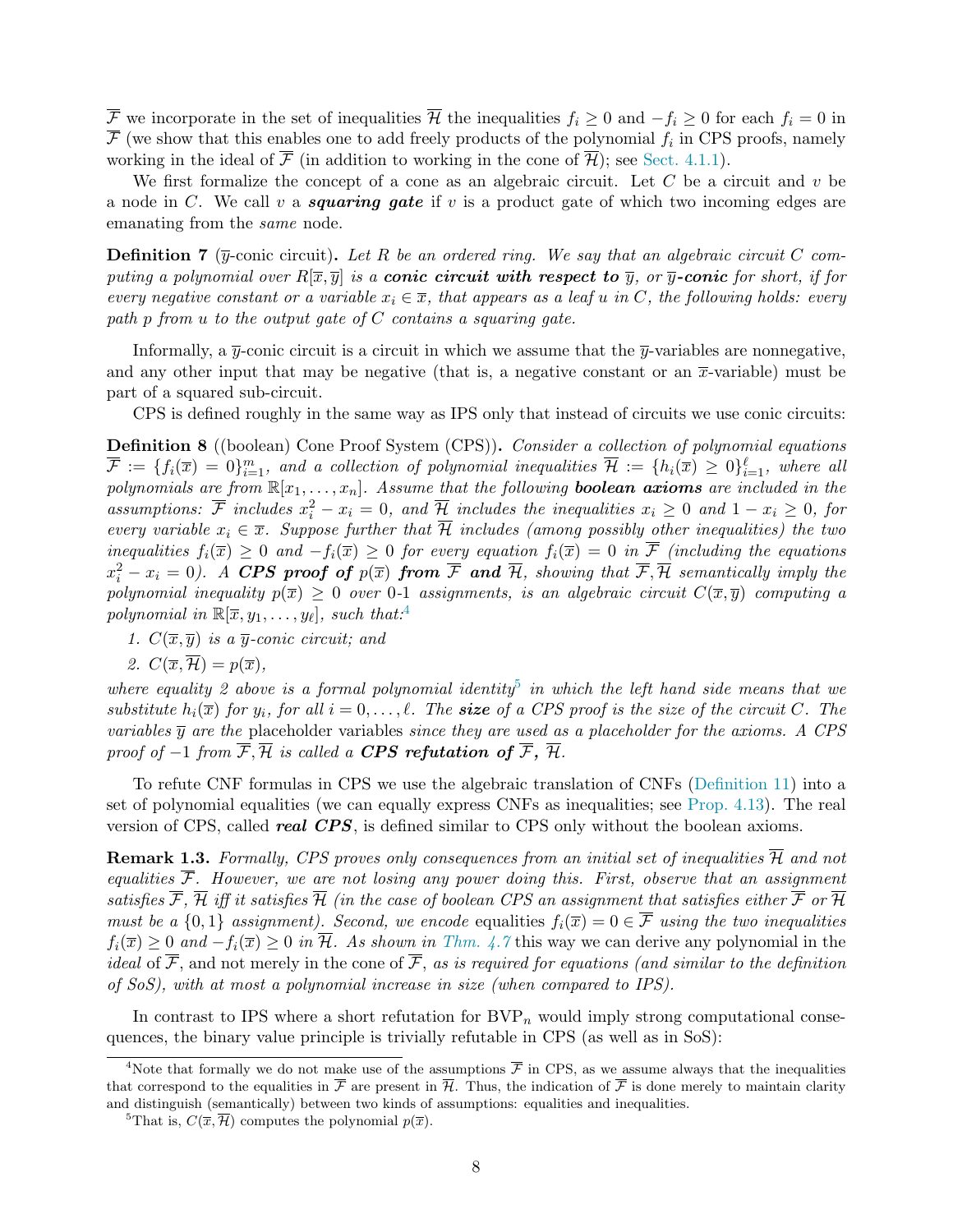$\overline{\mathcal{F}}$ we incorporate in the set of inequalities $\overline{\mathcal{H}}$ the inequalities $f_i \geq 0$ and $-f_i \geq 0$ for each $f_i = 0$ in $\overline{\mathcal{F}}$ (we show that this enables one to add freely products of the polynomial $f_i$ in CPS proofs, namely working in the ideal of $\overline{\mathcal{F}}$ (in addition to working in the cone of $\overline{\mathcal{H}}$); see Sect. 4.1.1).

We first formalize the concept of a cone as an algebraic circuit. Let $C$ be a circuit and $v$ be a node in $C$. We call $v$ a ***squaring gate*** if $v$ is a product gate of which two incoming edges are emanating from the *same* node.

**Definition 7** ($\overline{y}$-conic circuit)**.** *Let $R$ be an ordered ring. We say that an algebraic circuit $C$ computing a polynomial over $R[\overline{x}, \overline{y}]$ is a **conic circuit with respect to** $\overline{y}$, or $\overline{y}$**-conic** for short, if for every negative constant or a variable $x_i \in \overline{x}$, that appears as a leaf $u$ in $C$, the following holds: every path $p$ from $u$ to the output gate of $C$ contains a squaring gate.*

Informally, a $\overline{y}$-conic circuit is a circuit in which we assume that the $\overline{y}$-variables are nonnegative, and any other input that may be negative (that is, a negative constant or an $\overline{x}$-variable) must be part of a squared sub-circuit.

CPS is defined roughly in the same way as IPS only that instead of circuits we use conic circuits:

**Definition 8** ((boolean) Cone Proof System (CPS))**.** *Consider a collection of polynomial equations $\overline{\mathcal{F}} := \{f_i(\overline{x}) = 0\}_{i=1}^{m}$, and a collection of polynomial inequalities $\overline{\mathcal{H}} := \{h_i(\overline{x}) \geq 0\}_{i=1}^{\ell}$, where all polynomials are from $\mathbb{R}[x_1, \ldots, x_n]$. Assume that the following **boolean axioms** are included in the assumptions: $\overline{\mathcal{F}}$ includes $x_i^2 - x_i = 0$, and $\overline{\mathcal{H}}$ includes the inequalities $x_i \geq 0$ and $1 - x_i \geq 0$, for every variable $x_i \in \overline{x}$. Suppose further that $\overline{\mathcal{H}}$ includes (among possibly other inequalities) the two inequalities $f_i(\overline{x}) \geq 0$ and $-f_i(\overline{x}) \geq 0$ for every equation $f_i(\overline{x}) = 0$ in $\overline{\mathcal{F}}$ (including the equations $x_i^2 - x_i = 0$). A **CPS proof of** $p(\overline{x})$ **from** $\overline{\mathcal{F}}$ **and** $\overline{\mathcal{H}}$, showing that $\overline{\mathcal{F}}, \overline{\mathcal{H}}$ semantically imply the polynomial inequality $p(\overline{x}) \geq 0$ over 0-1 assignments, is an algebraic circuit $C(\overline{x}, \overline{y})$ computing a polynomial in $\mathbb{R}[\overline{x}, y_1, \ldots, y_\ell]$, such that:*[4]

1. *$C(\overline{x}, \overline{y})$ is a $\overline{y}$-conic circuit; and*
2. *$C(\overline{x}, \overline{\mathcal{H}}) = p(\overline{x})$,*

*where equality 2 above is a formal polynomial identity*[5] *in which the left hand side means that we substitute $h_i(\overline{x})$ for $y_i$, for all $i = 0, \ldots, \ell$. The **size** of a CPS proof is the size of the circuit $C$. The variables $\overline{y}$ are the* placeholder variables *since they are used as a placeholder for the axioms. A CPS proof of $-1$ from $\overline{\mathcal{F}}, \overline{\mathcal{H}}$ is called a **CPS refutation of** $\overline{\mathcal{F}}$**,** $\overline{\mathcal{H}}$**.***

To refute CNF formulas in CPS we use the algebraic translation of CNFs (Definition 11) into a set of polynomial equalities (we can equally express CNFs as inequalities; see Prop. 4.13). The real version of CPS, called ***real CPS***, is defined similar to CPS only without the boolean axioms.

**Remark 1.3.** *Formally, CPS proves only consequences from an initial set of inequalities $\overline{\mathcal{H}}$ and not equalities $\overline{\mathcal{F}}$. However, we are not losing any power doing this. First, observe that an assignment satisfies $\overline{\mathcal{F}}, \overline{\mathcal{H}}$ iff it satisfies $\overline{\mathcal{H}}$ (in the case of boolean CPS an assignment that satisfies either $\overline{\mathcal{F}}$ or $\overline{\mathcal{H}}$ must be a $\{0,1\}$ assignment). Second, we encode* equalities *$f_i(\overline{x}) = 0 \in \overline{\mathcal{F}}$ using the two inequalities $f_i(\overline{x}) \geq 0$ and $-f_i(\overline{x}) \geq 0$ in $\overline{\mathcal{H}}$. As shown in Thm. 4.7* this way we can derive any polynomial in the *ideal* of $\overline{\mathcal{F}}$, and not merely in the cone of $\overline{\mathcal{F}}$, *as is required for equations (and similar to the definition of SoS), with at most a polynomial increase in size (when compared to IPS).*

In contrast to IPS where a short refutation for $\text{BVP}_n$ would imply strong computational consequences, the binary value principle is trivially refutable in CPS (as well as in SoS):

---

[4] Note that formally we do not make use of the assumptions $\overline{\mathcal{F}}$ in CPS, as we assume always that the inequalities that correspond to the equalities in $\overline{\mathcal{F}}$ are present in $\overline{\mathcal{H}}$. Thus, the indication of $\overline{\mathcal{F}}$ is done merely to maintain clarity and distinguish (semantically) between two kinds of assumptions: equalities and inequalities.

[5] That is, $C(\overline{x}, \overline{\mathcal{H}})$ computes the polynomial $p(\overline{x})$.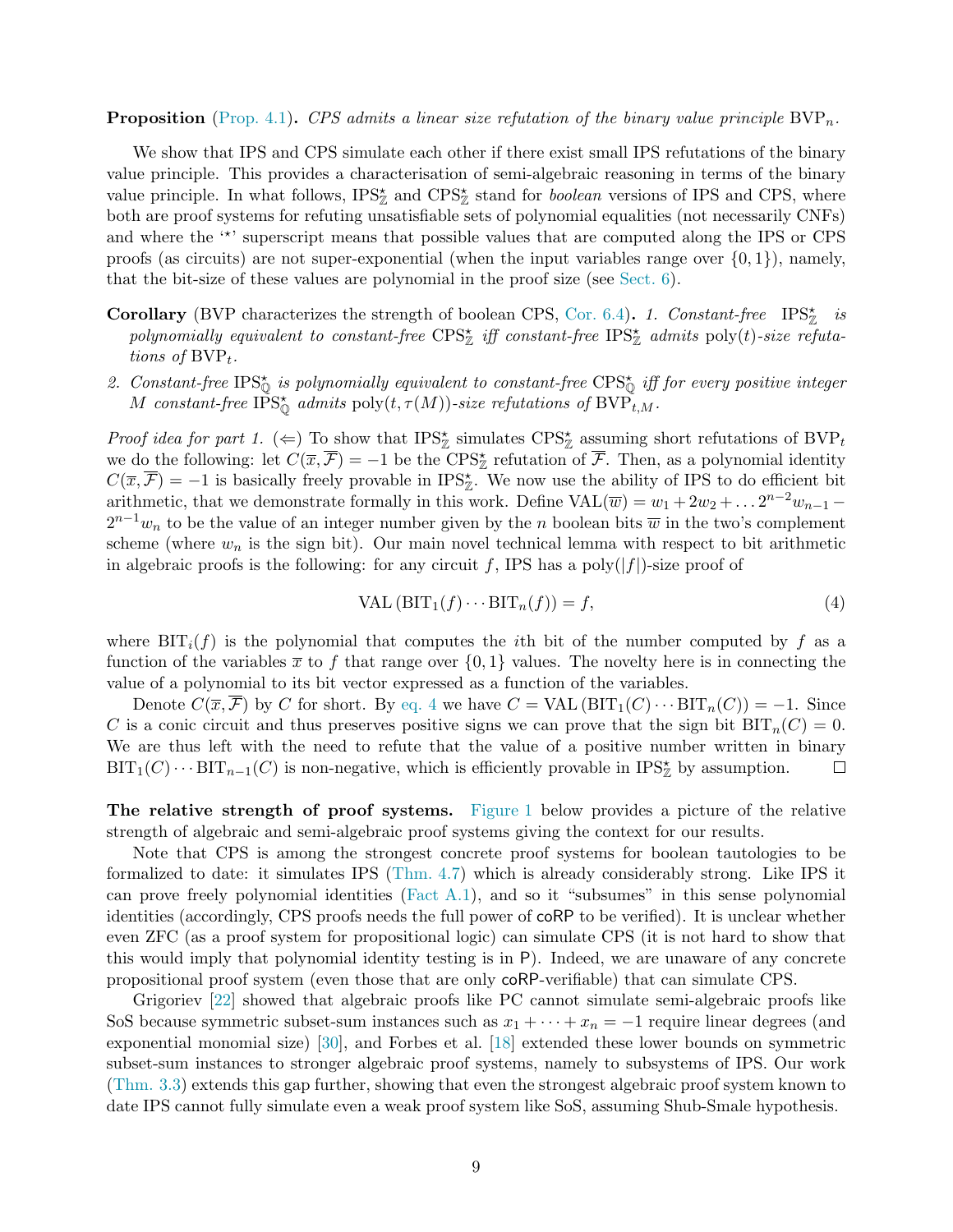**Proposition** (Prop. 4.1)**.** *CPS admits a linear size refutation of the binary value principle* $\mathrm{BVP}_n$*.*

We show that IPS and CPS simulate each other if there exist small IPS refutations of the binary value principle. This provides a characterisation of semi-algebraic reasoning in terms of the binary value principle. In what follows, $\mathrm{IPS}^{\star}_{\mathbb{Z}}$ and $\mathrm{CPS}^{\star}_{\mathbb{Z}}$ stand for *boolean* versions of IPS and CPS, where both are proof systems for refuting unsatisfiable sets of polynomial equalities (not necessarily CNFs) and where the '$\star$' superscript means that possible values that are computed along the IPS or CPS proofs (as circuits) are not super-exponential (when the input variables range over $\{0,1\}$), namely, that the bit-size of these values are polynomial in the proof size (see Sect. 6).

**Corollary** (BVP characterizes the strength of boolean CPS, Cor. 6.4)**.** *1. Constant-free* $\mathrm{IPS}^{\star}_{\mathbb{Z}}$ *is polynomially equivalent to constant-free* $\mathrm{CPS}^{\star}_{\mathbb{Z}}$ *iff constant-free* $\mathrm{IPS}^{\star}_{\mathbb{Z}}$ *admits* $\mathrm{poly}(t)$*-size refutations of* $\mathrm{BVP}_t$*.*

*2. Constant-free* $\mathrm{IPS}^{\star}_{\mathbb{Q}}$ *is polynomially equivalent to constant-free* $\mathrm{CPS}^{\star}_{\mathbb{Q}}$ *iff for every positive integer* $M$ *constant-free* $\mathrm{IPS}^{\star}_{\mathbb{Q}}$ *admits* $\mathrm{poly}(t, \tau(M))$*-size refutations of* $\mathrm{BVP}_{t,M}$*.*

*Proof idea for part 1.* ($\Leftarrow$) To show that $\mathrm{IPS}^{\star}_{\mathbb{Z}}$ simulates $\mathrm{CPS}^{\star}_{\mathbb{Z}}$ assuming short refutations of $\mathrm{BVP}_t$ we do the following: let $C(\overline{x}, \overline{\mathcal{F}}) = -1$ be the $\mathrm{CPS}^{\star}_{\mathbb{Z}}$ refutation of $\overline{\mathcal{F}}$. Then, as a polynomial identity $C(\overline{x}, \overline{\mathcal{F}}) = -1$ is basically freely provable in $\mathrm{IPS}^{\star}_{\mathbb{Z}}$. We now use the ability of IPS to do efficient bit arithmetic, that we demonstrate formally in this work. Define $\mathrm{VAL}(\overline{w}) = w_1 + 2w_2 + \dots 2^{n-2}w_{n-1} - 2^{n-1}w_n$ to be the value of an integer number given by the $n$ boolean bits $\overline{w}$ in the two's complement scheme (where $w_n$ is the sign bit). Our main novel technical lemma with respect to bit arithmetic in algebraic proofs is the following: for any circuit $f$, IPS has a $\mathrm{poly}(|f|)$-size proof of

$$\mathrm{VAL}\left(\mathrm{BIT}_1(f) \cdots \mathrm{BIT}_n(f)\right) = f, \tag{4}$$

where $\mathrm{BIT}_i(f)$ is the polynomial that computes the $i$th bit of the number computed by $f$ as a function of the variables $\overline{x}$ to $f$ that range over $\{0,1\}$ values. The novelty here is in connecting the value of a polynomial to its bit vector expressed as a function of the variables.

Denote $C(\overline{x}, \overline{\mathcal{F}})$ by $C$ for short. By eq. 4 we have $C = \mathrm{VAL}\left(\mathrm{BIT}_1(C) \cdots \mathrm{BIT}_n(C)\right) = -1$. Since $C$ is a conic circuit and thus preserves positive signs we can prove that the sign bit $\mathrm{BIT}_n(C) = 0$. We are thus left with the need to refute that the value of a positive number written in binary $\mathrm{BIT}_1(C) \cdots \mathrm{BIT}_{n-1}(C)$ is non-negative, which is efficiently provable in $\mathrm{IPS}^{\star}_{\mathbb{Z}}$ by assumption. □

**The relative strength of proof systems.** Figure 1 below provides a picture of the relative strength of algebraic and semi-algebraic proof systems giving the context for our results.

Note that CPS is among the strongest concrete proof systems for boolean tautologies to be formalized to date: it simulates IPS (Thm. 4.7) which is already considerably strong. Like IPS it can prove freely polynomial identities (Fact A.1), and so it "subsumes" in this sense polynomial identities (accordingly, CPS proofs needs the full power of coRP to be verified). It is unclear whether even ZFC (as a proof system for propositional logic) can simulate CPS (it is not hard to show that this would imply that polynomial identity testing is in P). Indeed, we are unaware of any concrete propositional proof system (even those that are only coRP-verifiable) that can simulate CPS.

Grigoriev [22] showed that algebraic proofs like PC cannot simulate semi-algebraic proofs like SoS because symmetric subset-sum instances such as $x_1 + \cdots + x_n = -1$ require linear degrees (and exponential monomial size) [30], and Forbes et al. [18] extended these lower bounds on symmetric subset-sum instances to stronger algebraic proof systems, namely to subsystems of IPS. Our work (Thm. 3.3) extends this gap further, showing that even the strongest algebraic proof system known to date IPS cannot fully simulate even a weak proof system like SoS, assuming Shub-Smale hypothesis.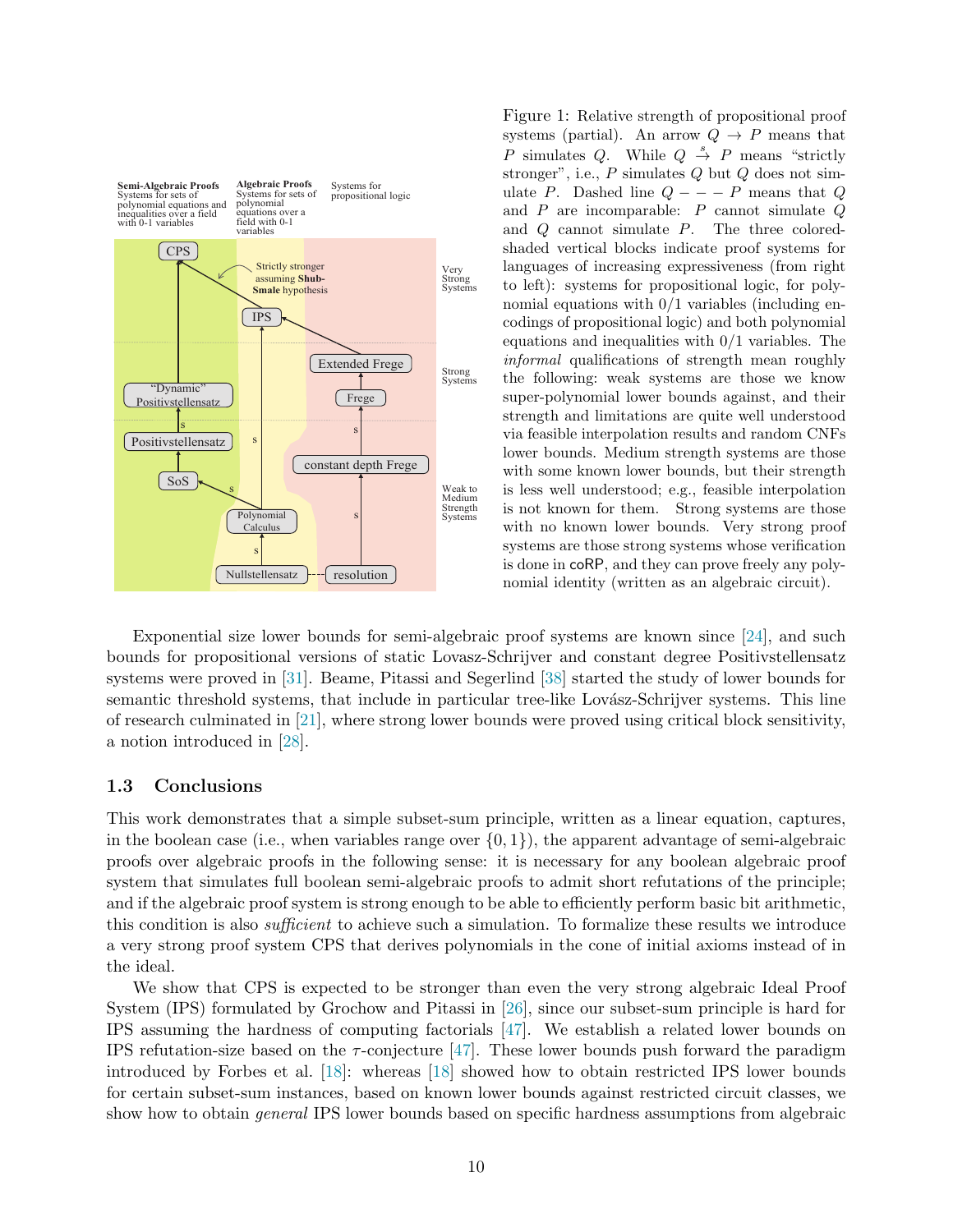Figure 1: Relative strength of propositional proof systems (partial). An arrow $Q \to P$ means that $P$ simulates $Q$. While $Q \overset{s}{\to} P$ means "strictly stronger", i.e., $P$ simulates $Q$ but $Q$ does not simulate $P$. Dashed line $Q - - - P$ means that $Q$ and $P$ are incomparable: $P$ cannot simulate $Q$ and $Q$ cannot simulate $P$. The three colored-shaded vertical blocks indicate proof systems for languages of increasing expressiveness (from right to left): systems for propositional logic, for polynomial equations with 0/1 variables (including encodings of propositional logic) and both polynomial equations and inequalities with 0/1 variables. The *informal* qualifications of strength mean roughly the following: weak systems are those we know super-polynomial lower bounds against, and their strength and limitations are quite well understood via feasible interpolation results and random CNFs lower bounds. Medium strength systems are those with some known lower bounds, but their strength is less well understood; e.g., feasible interpolation is not known for them. Strong systems are those with no known lower bounds. Very strong proof systems are those strong systems whose verification is done in coRP, and they can prove freely any polynomial identity (written as an algebraic circuit).

Exponential size lower bounds for semi-algebraic proof systems are known since [24], and such bounds for propositional versions of static Lovasz-Schrijver and constant degree Positivstellensatz systems were proved in [31]. Beame, Pitassi and Segerlind [38] started the study of lower bounds for semantic threshold systems, that include in particular tree-like Lovász-Schrijver systems. This line of research culminated in [21], where strong lower bounds were proved using critical block sensitivity, a notion introduced in [28].

### 1.3 Conclusions

This work demonstrates that a simple subset-sum principle, written as a linear equation, captures, in the boolean case (i.e., when variables range over $\{0,1\}$), the apparent advantage of semi-algebraic proofs over algebraic proofs in the following sense: it is necessary for any boolean algebraic proof system that simulates full boolean semi-algebraic proofs to admit short refutations of the principle; and if the algebraic proof system is strong enough to be able to efficiently perform basic bit arithmetic, this condition is also *sufficient* to achieve such a simulation. To formalize these results we introduce a very strong proof system CPS that derives polynomials in the cone of initial axioms instead of in the ideal.

We show that CPS is expected to be stronger than even the very strong algebraic Ideal Proof System (IPS) formulated by Grochow and Pitassi in [26], since our subset-sum principle is hard for IPS assuming the hardness of computing factorials [47]. We establish a related lower bounds on IPS refutation-size based on the $\tau$-conjecture [47]. These lower bounds push forward the paradigm introduced by Forbes et al. [18]: whereas [18] showed how to obtain restricted IPS lower bounds for certain subset-sum instances, based on known lower bounds against restricted circuit classes, we show how to obtain *general* IPS lower bounds based on specific hardness assumptions from algebraic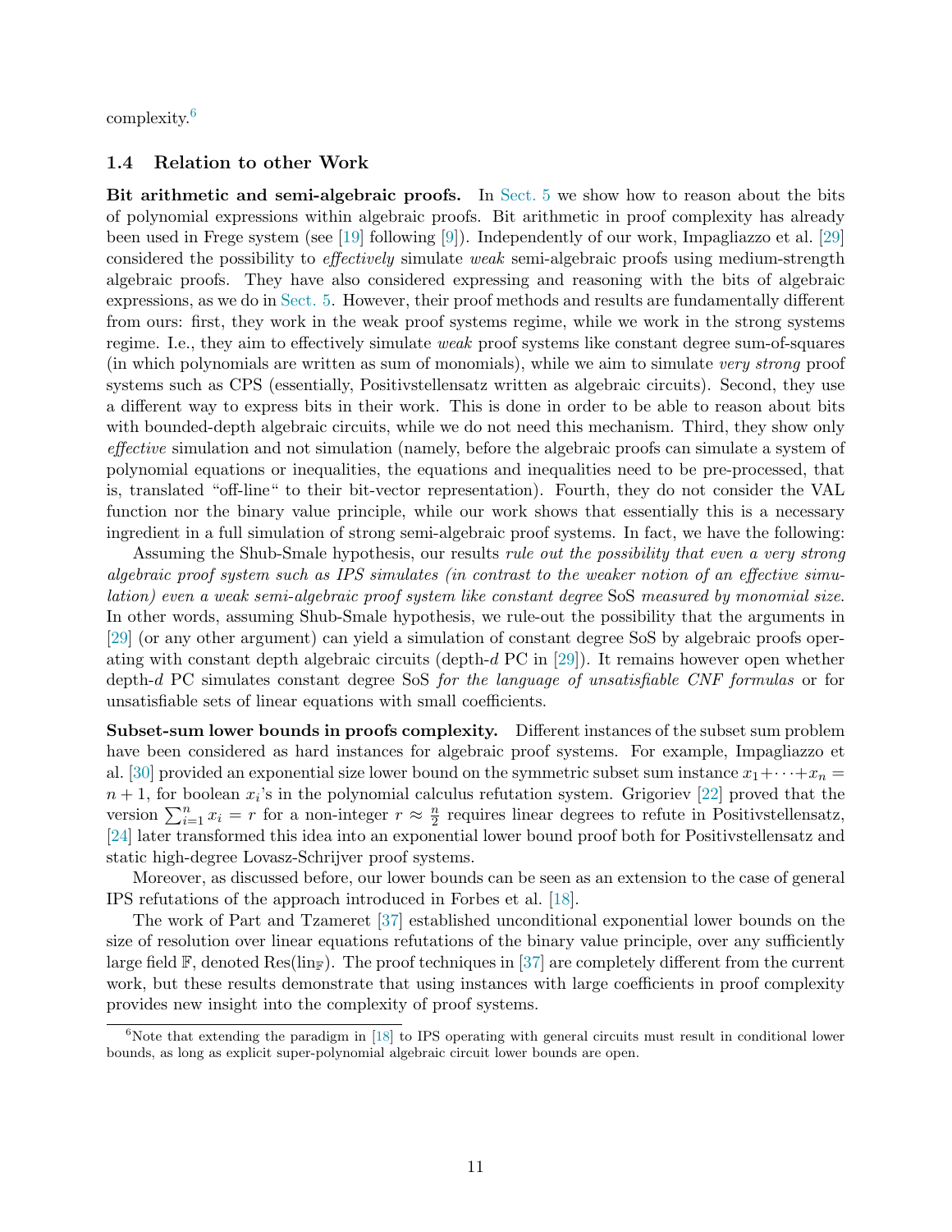complexity.[6]

### 1.4 Relation to other Work

**Bit arithmetic and semi-algebraic proofs.** In Sect. 5 we show how to reason about the bits of polynomial expressions within algebraic proofs. Bit arithmetic in proof complexity has already been used in Frege system (see [19] following [9]). Independently of our work, Impagliazzo et al. [29] considered the possibility to *effectively* simulate *weak* semi-algebraic proofs using medium-strength algebraic proofs. They have also considered expressing and reasoning with the bits of algebraic expressions, as we do in Sect. 5. However, their proof methods and results are fundamentally different from ours: first, they work in the weak proof systems regime, while we work in the strong systems regime. I.e., they aim to effectively simulate *weak* proof systems like constant degree sum-of-squares (in which polynomials are written as sum of monomials), while we aim to simulate *very strong* proof systems such as CPS (essentially, Positivstellensatz written as algebraic circuits). Second, they use a different way to express bits in their work. This is done in order to be able to reason about bits with bounded-depth algebraic circuits, while we do not need this mechanism. Third, they show only *effective* simulation and not simulation (namely, before the algebraic proofs can simulate a system of polynomial equations or inequalities, the equations and inequalities need to be pre-processed, that is, translated "off-line" to their bit-vector representation). Fourth, they do not consider the VAL function nor the binary value principle, while our work shows that essentially this is a necessary ingredient in a full simulation of strong semi-algebraic proof systems. In fact, we have the following:

Assuming the Shub-Smale hypothesis, our results *rule out the possibility that even a very strong algebraic proof system such as IPS simulates (in contrast to the weaker notion of an effective simulation) even a weak semi-algebraic proof system like constant degree* SoS *measured by monomial size*. In other words, assuming Shub-Smale hypothesis, we rule-out the possibility that the arguments in [29] (or any other argument) can yield a simulation of constant degree SoS by algebraic proofs operating with constant depth algebraic circuits (depth-$d$ PC in [29]). It remains however open whether depth-$d$ PC simulates constant degree SoS *for the language of unsatisfiable CNF formulas* or for unsatisfiable sets of linear equations with small coefficients.

**Subset-sum lower bounds in proofs complexity.** Different instances of the subset sum problem have been considered as hard instances for algebraic proof systems. For example, Impagliazzo et al. [30] provided an exponential size lower bound on the symmetric subset sum instance $x_1 + \cdots + x_n = n+1$, for boolean $x_i$'s in the polynomial calculus refutation system. Grigoriev [22] proved that the version $\sum_{i=1}^{n} x_i = r$ for a non-integer $r \approx \frac{n}{2}$ requires linear degrees to refute in Positivstellensatz, [24] later transformed this idea into an exponential lower bound proof both for Positivstellensatz and static high-degree Lovasz-Schrijver proof systems.

Moreover, as discussed before, our lower bounds can be seen as an extension to the case of general IPS refutations of the approach introduced in Forbes et al. [18].

The work of Part and Tzameret [37] established unconditional exponential lower bounds on the size of resolution over linear equations refutations of the binary value principle, over any sufficiently large field $\mathbb{F}$, denoted Res($\text{lin}_{\mathbb{F}}$). The proof techniques in [37] are completely different from the current work, but these results demonstrate that using instances with large coefficients in proof complexity provides new insight into the complexity of proof systems.

[6] Note that extending the paradigm in [18] to IPS operating with general circuits must result in conditional lower bounds, as long as explicit super-polynomial algebraic circuit lower bounds are open.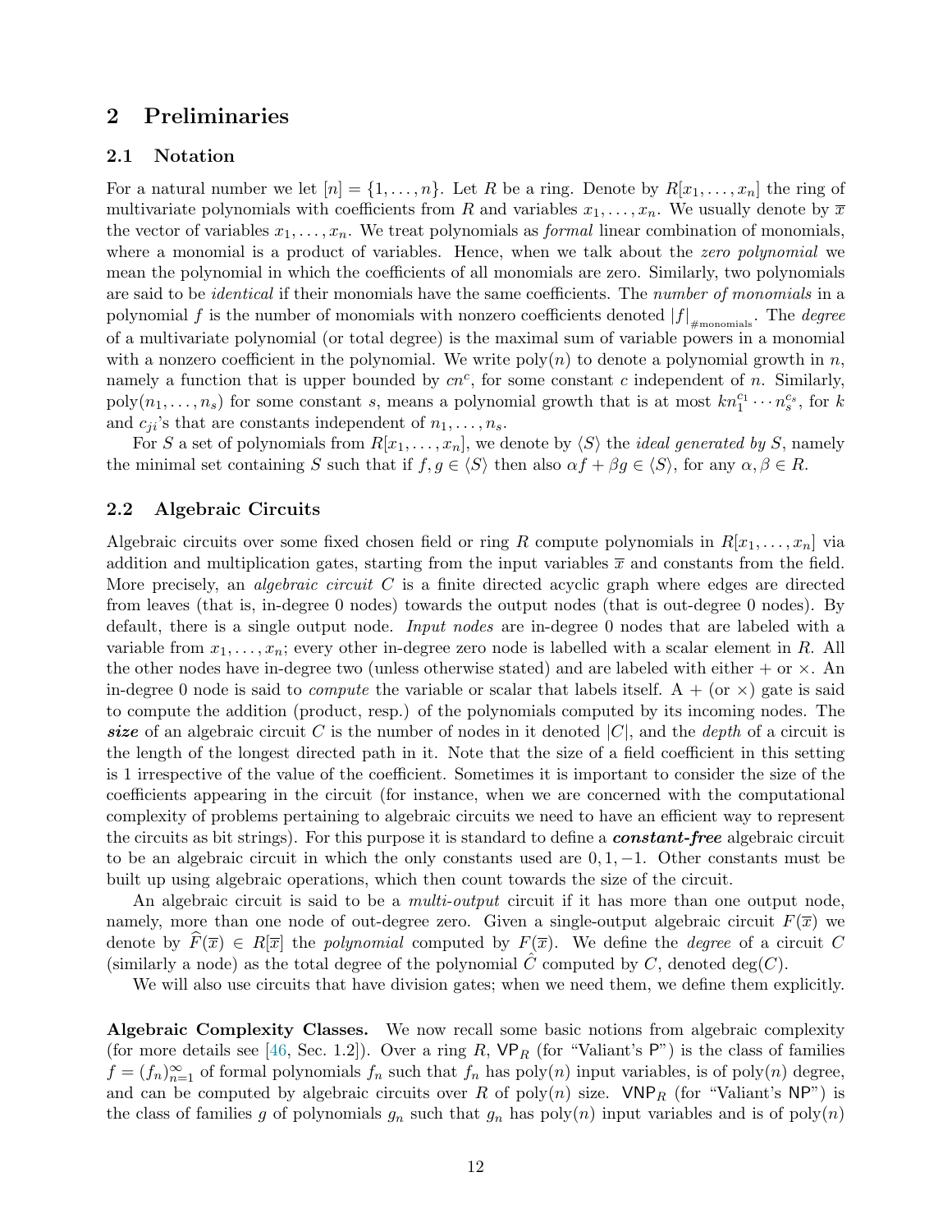## 2 Preliminaries

### 2.1 Notation

For a natural number we let $[n] = \{1, \dots, n\}$. Let $R$ be a ring. Denote by $R[x_1, \dots, x_n]$ the ring of multivariate polynomials with coefficients from $R$ and variables $x_1, \dots, x_n$. We usually denote by $\overline{x}$ the vector of variables $x_1, \dots, x_n$. We treat polynomials as *formal* linear combination of monomials, where a monomial is a product of variables. Hence, when we talk about the *zero polynomial* we mean the polynomial in which the coefficients of all monomials are zero. Similarly, two polynomials are said to be *identical* if their monomials have the same coefficients. The *number of monomials* in a polynomial $f$ is the number of monomials with nonzero coefficients denoted $|f|_{\#\text{monomials}}$. The *degree* of a multivariate polynomial (or total degree) is the maximal sum of variable powers in a monomial with a nonzero coefficient in the polynomial. We write $\text{poly}(n)$ to denote a polynomial growth in $n$, namely a function that is upper bounded by $cn^c$, for some constant $c$ independent of $n$. Similarly, $\text{poly}(n_1, \dots, n_s)$ for some constant $s$, means a polynomial growth that is at most $kn_1^{c_1} \cdots n_s^{c_s}$, for $k$ and $c_{ji}$'s that are constants independent of $n_1, \dots, n_s$.

For $S$ a set of polynomials from $R[x_1, \dots, x_n]$, we denote by $\langle S \rangle$ the *ideal generated by* $S$, namely the minimal set containing $S$ such that if $f, g \in \langle S \rangle$ then also $\alpha f + \beta g \in \langle S \rangle$, for any $\alpha, \beta \in R$.

### 2.2 Algebraic Circuits

Algebraic circuits over some fixed chosen field or ring $R$ compute polynomials in $R[x_1, \dots, x_n]$ via addition and multiplication gates, starting from the input variables $\overline{x}$ and constants from the field. More precisely, an *algebraic circuit* $C$ is a finite directed acyclic graph where edges are directed from leaves (that is, in-degree 0 nodes) towards the output nodes (that is out-degree 0 nodes). By default, there is a single output node. *Input nodes* are in-degree 0 nodes that are labeled with a variable from $x_1, \dots, x_n$; every other in-degree zero node is labelled with a scalar element in $R$. All the other nodes have in-degree two (unless otherwise stated) and are labeled with either $+$ or $\times$. An in-degree 0 node is said to *compute* the variable or scalar that labels itself. A $+$ (or $\times$) gate is said to compute the addition (product, resp.) of the polynomials computed by its incoming nodes. The ***size*** of an algebraic circuit $C$ is the number of nodes in it denoted $|C|$, and the *depth* of a circuit is the length of the longest directed path in it. Note that the size of a field coefficient in this setting is 1 irrespective of the value of the coefficient. Sometimes it is important to consider the size of the coefficients appearing in the circuit (for instance, when we are concerned with the computational complexity of problems pertaining to algebraic circuits we need to have an efficient way to represent the circuits as bit strings). For this purpose it is standard to define a ***constant-free*** algebraic circuit to be an algebraic circuit in which the only constants used are $0, 1, -1$. Other constants must be built up using algebraic operations, which then count towards the size of the circuit.

An algebraic circuit is said to be a *multi-output* circuit if it has more than one output node, namely, more than one node of out-degree zero. Given a single-output algebraic circuit $F(\overline{x})$ we denote by $\widehat{F}(\overline{x}) \in R[\overline{x}]$ the *polynomial* computed by $F(\overline{x})$. We define the *degree* of a circuit $C$ (similarly a node) as the total degree of the polynomial $\hat{C}$ computed by $C$, denoted $\deg(C)$.

We will also use circuits that have division gates; when we need them, we define them explicitly.

**Algebraic Complexity Classes.** We now recall some basic notions from algebraic complexity (for more details see [46, Sec. 1.2]). Over a ring $R$, $\mathsf{VP}_R$ (for "Valiant's $\mathsf{P}$") is the class of families $f = (f_n)_{n=1}^{\infty}$ of formal polynomials $f_n$ such that $f_n$ has $\text{poly}(n)$ input variables, is of $\text{poly}(n)$ degree, and can be computed by algebraic circuits over $R$ of $\text{poly}(n)$ size. $\mathsf{VNP}_R$ (for "Valiant's $\mathsf{NP}$") is the class of families $g$ of polynomials $g_n$ such that $g_n$ has $\text{poly}(n)$ input variables and is of $\text{poly}(n)$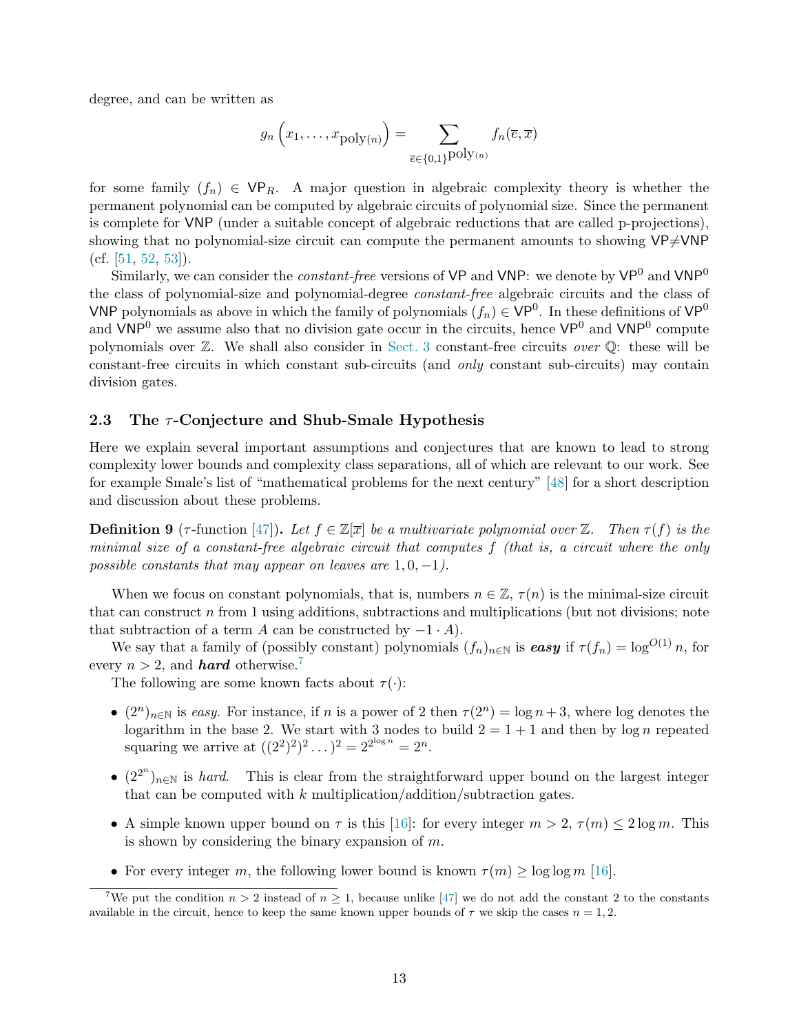degree, and can be written as

$$g_n\left(x_1,\ldots,x_{\text{poly}(n)}\right) = \sum_{\overline{e}\in\{0,1\}^{\text{poly}(n)}} f_n(\overline{e},\overline{x})$$

for some family $(f_n) \in \mathsf{VP}_R$. A major question in algebraic complexity theory is whether the permanent polynomial can be computed by algebraic circuits of polynomial size. Since the permanent is complete for $\mathsf{VNP}$ (under a suitable concept of algebraic reductions that are called p-projections), showing that no polynomial-size circuit can compute the permanent amounts to showing $\mathsf{VP}{\neq}\mathsf{VNP}$ (cf. [51, 52, 53]).

Similarly, we can consider the *constant-free* versions of $\mathsf{VP}$ and $\mathsf{VNP}$: we denote by $\mathsf{VP}^0$ and $\mathsf{VNP}^0$ the class of polynomial-size and polynomial-degree *constant-free* algebraic circuits and the class of $\mathsf{VNP}$ polynomials as above in which the family of polynomials $(f_n) \in \mathsf{VP}^0$. In these definitions of $\mathsf{VP}^0$ and $\mathsf{VNP}^0$ we assume also that no division gate occur in the circuits, hence $\mathsf{VP}^0$ and $\mathsf{VNP}^0$ compute polynomials over $\mathbb{Z}$. We shall also consider in Sect. 3 constant-free circuits *over* $\mathbb{Q}$: these will be constant-free circuits in which constant sub-circuits (and *only* constant sub-circuits) may contain division gates.

### 2.3 The $\tau$-Conjecture and Shub-Smale Hypothesis

Here we explain several important assumptions and conjectures that are known to lead to strong complexity lower bounds and complexity class separations, all of which are relevant to our work. See for example Smale's list of "mathematical problems for the next century" [48] for a short description and discussion about these problems.

**Definition 9** ($\tau$-function [47])**.** *Let $f \in \mathbb{Z}[\overline{x}]$ be a multivariate polynomial over $\mathbb{Z}$. Then $\tau(f)$ is the minimal size of a constant-free algebraic circuit that computes $f$ (that is, a circuit where the only possible constants that may appear on leaves are $1, 0, -1$).*

When we focus on constant polynomials, that is, numbers $n \in \mathbb{Z}$, $\tau(n)$ is the minimal-size circuit that can construct $n$ from 1 using additions, subtractions and multiplications (but not divisions; note that subtraction of a term $A$ can be constructed by $-1 \cdot A$).

We say that a family of (possibly constant) polynomials $(f_n)_{n\in\mathbb{N}}$ is ***easy*** if $\tau(f_n) = \log^{O(1)} n$, for every $n > 2$, and ***hard*** otherwise.[7]

The following are some known facts about $\tau(\cdot)$:

- $(2^n)_{n\in\mathbb{N}}$ is *easy*. For instance, if $n$ is a power of 2 then $\tau(2^n) = \log n + 3$, where log denotes the logarithm in the base 2. We start with 3 nodes to build $2 = 1 + 1$ and then by $\log n$ repeated squaring we arrive at $((2^2)^2)^2 \ldots)^2 = 2^{2^{\log n}} = 2^n$.
- $(2^{2^n})_{n\in\mathbb{N}}$ is *hard*. This is clear from the straightforward upper bound on the largest integer that can be computed with $k$ multiplication/addition/subtraction gates.
- A simple known upper bound on $\tau$ is this [16]: for every integer $m > 2$, $\tau(m) \leq 2\log m$. This is shown by considering the binary expansion of $m$.
- For every integer $m$, the following lower bound is known $\tau(m) \geq \log\log m$ [16].

[7] We put the condition $n > 2$ instead of $n \geq 1$, because unlike [47] we do not add the constant 2 to the constants available in the circuit, hence to keep the same known upper bounds of $\tau$ we skip the cases $n = 1, 2$.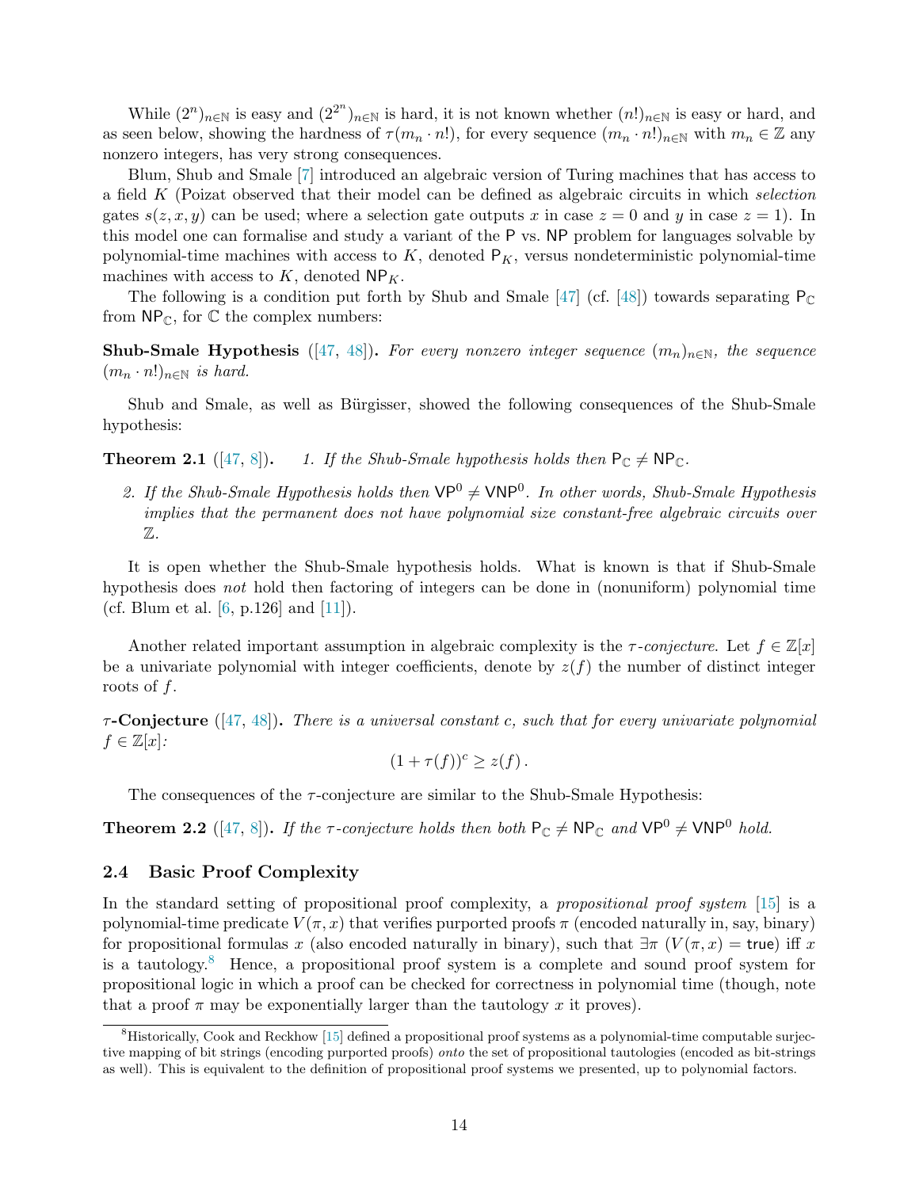While $(2^n)_{n\in\mathbb{N}}$ is easy and $(2^{2^n})_{n\in\mathbb{N}}$ is hard, it is not known whether $(n!)_{n\in\mathbb{N}}$ is easy or hard, and as seen below, showing the hardness of $\tau(m_n \cdot n!)$, for every sequence $(m_n \cdot n!)_{n\in\mathbb{N}}$ with $m_n \in \mathbb{Z}$ any nonzero integers, has very strong consequences.

Blum, Shub and Smale [7] introduced an algebraic version of Turing machines that has access to a field $K$ (Poizat observed that their model can be defined as algebraic circuits in which *selection* gates $s(z, x, y)$ can be used; where a selection gate outputs $x$ in case $z = 0$ and $y$ in case $z = 1$). In this model one can formalise and study a variant of the P vs. NP problem for languages solvable by polynomial-time machines with access to $K$, denoted $\mathsf{P}_K$, versus nondeterministic polynomial-time machines with access to $K$, denoted $\mathsf{NP}_K$.

The following is a condition put forth by Shub and Smale [47] (cf. [48]) towards separating $\mathsf{P}_\mathbb{C}$ from $\mathsf{NP}_\mathbb{C}$, for $\mathbb{C}$ the complex numbers:

**Shub-Smale Hypothesis** ([47, 48])**.** *For every nonzero integer sequence $(m_n)_{n\in\mathbb{N}}$, the sequence $(m_n \cdot n!)_{n\in\mathbb{N}}$ is hard.*

Shub and Smale, as well as Bürgisser, showed the following consequences of the Shub-Smale hypothesis:

**Theorem 2.1** ([47, 8])**.** *1. If the Shub-Smale hypothesis holds then $\mathsf{P}_\mathbb{C} \neq \mathsf{NP}_\mathbb{C}$.*

*2. If the Shub-Smale Hypothesis holds then $\mathsf{VP}^0 \neq \mathsf{VNP}^0$. In other words, Shub-Smale Hypothesis implies that the permanent does not have polynomial size constant-free algebraic circuits over $\mathbb{Z}$.*

It is open whether the Shub-Smale hypothesis holds. What is known is that if Shub-Smale hypothesis does *not* hold then factoring of integers can be done in (nonuniform) polynomial time (cf. Blum et al. [6, p.126] and [11]).

Another related important assumption in algebraic complexity is the *$\tau$-conjecture*. Let $f \in \mathbb{Z}[x]$ be a univariate polynomial with integer coefficients, denote by $z(f)$ the number of distinct integer roots of $f$.

**$\tau$-Conjecture** ([47, 48])**.** *There is a universal constant $c$, such that for every univariate polynomial $f \in \mathbb{Z}[x]$:*

$$(1 + \tau(f))^c \geq z(f)\,.$$

The consequences of the $\tau$-conjecture are similar to the Shub-Smale Hypothesis:

**Theorem 2.2** ([47, 8])**.** *If the $\tau$-conjecture holds then both $\mathsf{P}_\mathbb{C} \neq \mathsf{NP}_\mathbb{C}$ and $\mathsf{VP}^0 \neq \mathsf{VNP}^0$ hold.*

### 2.4 Basic Proof Complexity

In the standard setting of propositional proof complexity, a *propositional proof system* [15] is a polynomial-time predicate $V(\pi, x)$ that verifies purported proofs $\pi$ (encoded naturally in, say, binary) for propositional formulas $x$ (also encoded naturally in binary), such that $\exists\pi\ (V(\pi, x) = \mathsf{true})$ iff $x$ is a tautology.[8] Hence, a propositional proof system is a complete and sound proof system for propositional logic in which a proof can be checked for correctness in polynomial time (though, note that a proof $\pi$ may be exponentially larger than the tautology $x$ it proves).

[8] Historically, Cook and Reckhow [15] defined a propositional proof systems as a polynomial-time computable surjective mapping of bit strings (encoding purported proofs) *onto* the set of propositional tautologies (encoded as bit-strings as well). This is equivalent to the definition of propositional proof systems we presented, up to polynomial factors.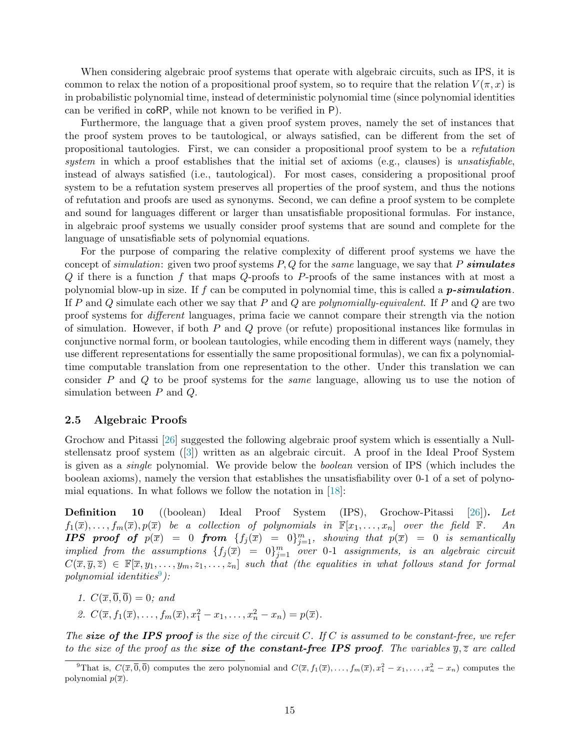When considering algebraic proof systems that operate with algebraic circuits, such as IPS, it is common to relax the notion of a propositional proof system, so to require that the relation $V(\pi, x)$ is in probabilistic polynomial time, instead of deterministic polynomial time (since polynomial identities can be verified in coRP, while not known to be verified in P).

Furthermore, the language that a given proof system proves, namely the set of instances that the proof system proves to be tautological, or always satisfied, can be different from the set of propositional tautologies. First, we can consider a propositional proof system to be a *refutation system* in which a proof establishes that the initial set of axioms (e.g., clauses) is *unsatisfiable*, instead of always satisfied (i.e., tautological). For most cases, considering a propositional proof system to be a refutation system preserves all properties of the proof system, and thus the notions of refutation and proofs are used as synonyms. Second, we can define a proof system to be complete and sound for languages different or larger than unsatisfiable propositional formulas. For instance, in algebraic proof systems we usually consider proof systems that are sound and complete for the language of unsatisfiable sets of polynomial equations.

For the purpose of comparing the relative complexity of different proof systems we have the concept of *simulation*: given two proof systems $P, Q$ for the *same* language, we say that $P$ ***simulates*** $Q$ if there is a function $f$ that maps $Q$-proofs to $P$-proofs of the same instances with at most a polynomial blow-up in size. If $f$ can be computed in polynomial time, this is called a ***p-simulation***. If $P$ and $Q$ simulate each other we say that $P$ and $Q$ are *polynomially-equivalent*. If $P$ and $Q$ are two proof systems for *different* languages, prima facie we cannot compare their strength via the notion of simulation. However, if both $P$ and $Q$ prove (or refute) propositional instances like formulas in conjunctive normal form, or boolean tautologies, while encoding them in different ways (namely, they use different representations for essentially the same propositional formulas), we can fix a polynomial-time computable translation from one representation to the other. Under this translation we can consider $P$ and $Q$ to be proof systems for the *same* language, allowing us to use the notion of simulation between $P$ and $Q$.

### 2.5 Algebraic Proofs

Grochow and Pitassi [26] suggested the following algebraic proof system which is essentially a Nullstellensatz proof system ([3]) written as an algebraic circuit. A proof in the Ideal Proof System is given as a *single* polynomial. We provide below the *boolean* version of IPS (which includes the boolean axioms), namely the version that establishes the unsatisfiability over 0-1 of a set of polynomial equations. In what follows we follow the notation in [18]:

**Definition 10** ((boolean) Ideal Proof System (IPS), Grochow-Pitassi [26])**.** *Let $f_1(\overline{x}), \dots, f_m(\overline{x}), p(\overline{x})$ be a collection of polynomials in $\mathbb{F}[x_1, \dots, x_n]$ over the field $\mathbb{F}$. An **IPS proof of** $p(\overline{x}) = 0$ **from** $\{f_j(\overline{x}) = 0\}_{j=1}^m$, showing that $p(\overline{x}) = 0$ is semantically implied from the assumptions $\{f_j(\overline{x}) = 0\}_{j=1}^m$ over 0-1 assignments, is an algebraic circuit $C(\overline{x}, \overline{y}, \overline{z}) \in \mathbb{F}[\overline{x}, y_1, \dots, y_m, z_1, \dots, z_n]$ such that (the equalities in what follows stand for formal polynomial identities[9]):*

1. *$C(\overline{x}, \overline{0}, \overline{0}) = 0$; and*
2. *$C(\overline{x}, f_1(\overline{x}), \dots, f_m(\overline{x}), x_1^2 - x_1, \dots, x_n^2 - x_n) = p(\overline{x})$.*

*The **size of the IPS proof** is the size of the circuit $C$. If $C$ is assumed to be constant-free, we refer to the size of the proof as the **size of the constant-free IPS proof**. The variables $\overline{y}, \overline{z}$ are called*

[9] That is, $C(\overline{x}, \overline{0}, \overline{0})$ computes the zero polynomial and $C(\overline{x}, f_1(\overline{x}), \dots, f_m(\overline{x}), x_1^2 - x_1, \dots, x_n^2 - x_n)$ computes the polynomial $p(\overline{x})$.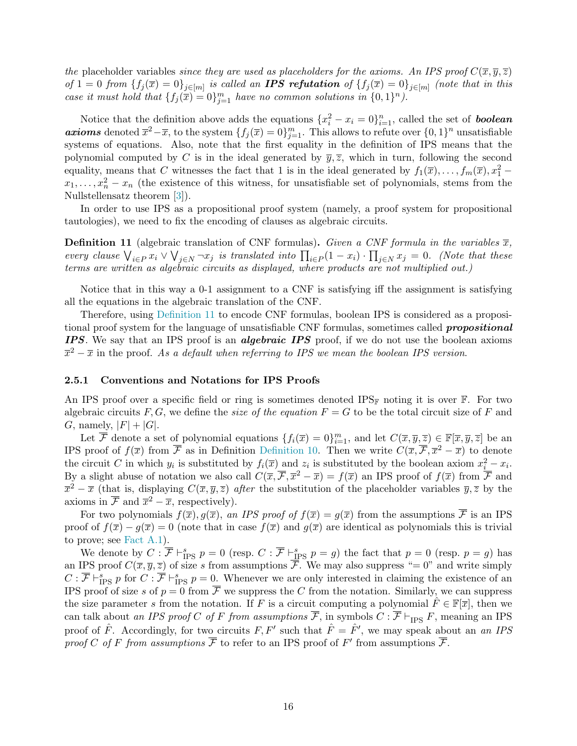*the* placeholder variables *since they are used as placeholders for the axioms. An IPS proof* $C(\overline{x}, \overline{y}, \overline{z})$ *of* $1 = 0$ *from* $\{f_j(\overline{x}) = 0\}_{j \in [m]}$ *is called an **IPS refutation** of* $\{f_j(\overline{x}) = 0\}_{j \in [m]}$ *(note that in this case it must hold that* $\{f_j(\overline{x}) = 0\}_{j=1}^m$ *have no common solutions in* $\{0,1\}^n$*).*

Notice that the definition above adds the equations $\{x_i^2 - x_i = 0\}_{i=1}^n$, called the set of ***boolean axioms*** denoted $\overline{x}^2 - \overline{x}$, to the system $\{f_j(\overline{x}) = 0\}_{j=1}^m$. This allows to refute over $\{0,1\}^n$ unsatisfiable systems of equations. Also, note that the first equality in the definition of IPS means that the polynomial computed by $C$ is in the ideal generated by $\overline{y}, \overline{z}$, which in turn, following the second equality, means that $C$ witnesses the fact that 1 is in the ideal generated by $f_1(\overline{x}), \dots, f_m(\overline{x}), x_1^2 - x_1, \dots, x_n^2 - x_n$ (the existence of this witness, for unsatisfiable set of polynomials, stems from the Nullstellensatz theorem [3]).

In order to use IPS as a propositional proof system (namely, a proof system for propositional tautologies), we need to fix the encoding of clauses as algebraic circuits.

**Definition 11** (algebraic translation of CNF formulas)**.** *Given a CNF formula in the variables* $\overline{x}$*, every clause* $\bigvee_{i \in P} x_i \vee \bigvee_{j \in N} \neg x_j$ *is translated into* $\prod_{i \in P}(1 - x_i) \cdot \prod_{j \in N} x_j = 0$*. (Note that these terms are written as algebraic circuits as displayed, where products are not multiplied out.)*

Notice that in this way a 0-1 assignment to a CNF is satisfying iff the assignment is satisfying all the equations in the algebraic translation of the CNF.

Therefore, using Definition 11 to encode CNF formulas, boolean IPS is considered as a propositional proof system for the language of unsatisfiable CNF formulas, sometimes called ***propositional IPS***. We say that an IPS proof is an ***algebraic IPS*** proof, if we do not use the boolean axioms $\overline{x}^2 - \overline{x}$ in the proof. *As a default when referring to IPS we mean the boolean IPS version.*

### 2.5.1 Conventions and Notations for IPS Proofs

An IPS proof over a specific field or ring is sometimes denoted $\text{IPS}_{\mathbb{F}}$ noting it is over $\mathbb{F}$. For two algebraic circuits $F, G$, we define the *size of the equation* $F = G$ to be the total circuit size of $F$ and $G$, namely, $|F| + |G|$.

Let $\overline{\mathcal{F}}$ denote a set of polynomial equations $\{f_i(\overline{x}) = 0\}_{i=1}^m$, and let $C(\overline{x}, \overline{y}, \overline{z}) \in \mathbb{F}[\overline{x}, \overline{y}, \overline{z}]$ be an IPS proof of $f(\overline{x})$ from $\overline{\mathcal{F}}$ as in Definition Definition 10. Then we write $C(\overline{x}, \overline{\mathcal{F}}, \overline{x}^2 - \overline{x})$ to denote the circuit $C$ in which $y_i$ is substituted by $f_i(\overline{x})$ and $z_i$ is substituted by the boolean axiom $x_i^2 - x_i$. By a slight abuse of notation we also call $C(\overline{x}, \overline{\mathcal{F}}, \overline{x}^2 - \overline{x}) = f(\overline{x})$ an IPS proof of $f(\overline{x})$ from $\overline{\mathcal{F}}$ and $\overline{x}^2 - \overline{x}$ (that is, displaying $C(\overline{x}, \overline{y}, \overline{z})$ *after* the substitution of the placeholder variables $\overline{y}, \overline{z}$ by the axioms in $\overline{\mathcal{F}}$ and $\overline{x}^2 - \overline{x}$, respectively).

For two polynomials $f(\overline{x}), g(\overline{x})$, *an IPS proof of* $f(\overline{x}) = g(\overline{x})$ from the assumptions $\overline{\mathcal{F}}$ is an IPS proof of $f(\overline{x}) - g(\overline{x}) = 0$ (note that in case $f(\overline{x})$ and $g(\overline{x})$ are identical as polynomials this is trivial to prove; see Fact A.1).

We denote by $C : \overline{\mathcal{F}} \vdash^s_{\text{IPS}} p = 0$ (resp. $C : \overline{\mathcal{F}} \vdash^s_{\text{IPS}} p = g$) the fact that $p = 0$ (resp. $p = g$) has an IPS proof $C(\overline{x}, \overline{y}, \overline{z})$ of size $s$ from assumptions $\overline{\mathcal{F}}$. We may also suppress "$= 0$" and write simply $C : \overline{\mathcal{F}} \vdash^s_{\text{IPS}} p$ for $C : \overline{\mathcal{F}} \vdash^s_{\text{IPS}} p = 0$. Whenever we are only interested in claiming the existence of an IPS proof of size $s$ of $p = 0$ from $\overline{\mathcal{F}}$ we suppress the $C$ from the notation. Similarly, we can suppress the size parameter $s$ from the notation. If $F$ is a circuit computing a polynomial $\hat{F} \in \mathbb{F}[\overline{x}]$, then we can talk about *an IPS proof* $C$ *of* $F$ *from assumptions* $\overline{\mathcal{F}}$, in symbols $C : \overline{\mathcal{F}} \vdash_{\text{IPS}} F$, meaning an IPS proof of $\hat{F}$. Accordingly, for two circuits $F, F'$ such that $\hat{F} = \hat{F}'$, we may speak about an *an IPS proof* $C$ *of* $F$ *from assumptions* $\overline{\mathcal{F}}$ to refer to an IPS proof of $F'$ from assumptions $\overline{\mathcal{F}}$.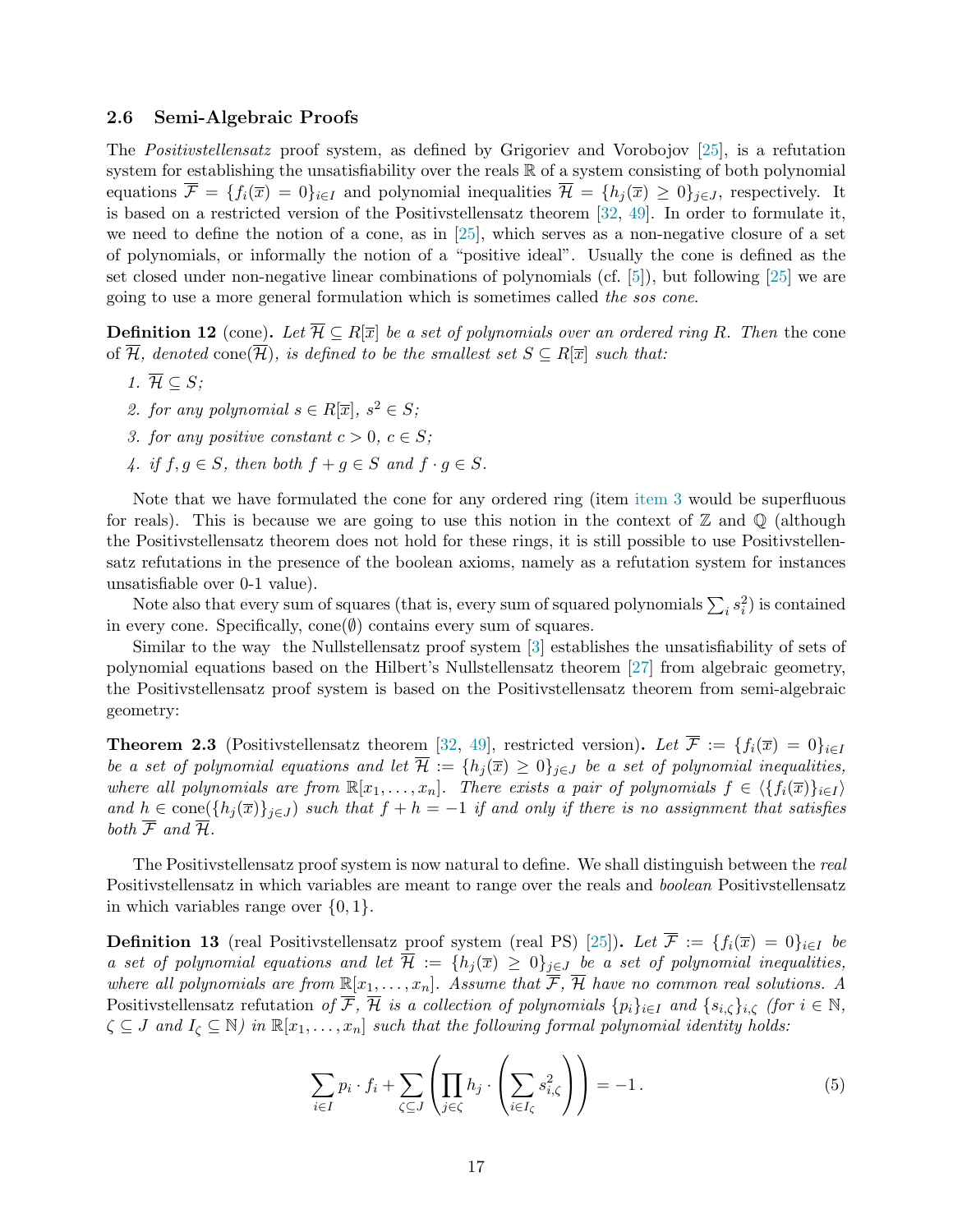### 2.6 Semi-Algebraic Proofs

The *Positivstellensatz* proof system, as defined by Grigoriev and Vorobojov [25], is a refutation system for establishing the unsatisfiability over the reals $\mathbb{R}$ of a system consisting of both polynomial equations $\overline{\mathcal{F}} = \{f_i(\overline{x}) = 0\}_{i\in I}$ and polynomial inequalities $\overline{\mathcal{H}} = \{h_j(\overline{x}) \geq 0\}_{j\in J}$, respectively. It is based on a restricted version of the Positivstellensatz theorem [32, 49]. In order to formulate it, we need to define the notion of a cone, as in [25], which serves as a non-negative closure of a set of polynomials, or informally the notion of a "positive ideal". Usually the cone is defined as the set closed under non-negative linear combinations of polynomials (cf. [5]), but following [25] we are going to use a more general formulation which is sometimes called *the sos cone*.

**Definition 12** (cone)**.** *Let $\overline{\mathcal{H}} \subseteq R[\overline{x}]$ be a set of polynomials over an ordered ring $R$. Then* the cone of *$\overline{\mathcal{H}}$, denoted* cone$(\overline{\mathcal{H}})$*, is defined to be the smallest set $S \subseteq R[\overline{x}]$ such that:*

1. *$\overline{\mathcal{H}} \subseteq S$;*
2. *for any polynomial $s \in R[\overline{x}]$, $s^2 \in S$;*
3. *for any positive constant $c > 0$, $c \in S$;*
4. *if $f, g \in S$, then both $f + g \in S$ and $f \cdot g \in S$.*

Note that we have formulated the cone for any ordered ring (item item 3 would be superfluous for reals). This is because we are going to use this notion in the context of $\mathbb{Z}$ and $\mathbb{Q}$ (although the Positivstellensatz theorem does not hold for these rings, it is still possible to use Positivstellensatz refutations in the presence of the boolean axioms, namely as a refutation system for instances unsatisfiable over 0-1 value).

Note also that every sum of squares (that is, every sum of squared polynomials $\sum_i s_i^2$) is contained in every cone. Specifically, cone$(\emptyset)$ contains every sum of squares.

Similar to the way the Nullstellensatz proof system [3] establishes the unsatisfiability of sets of polynomial equations based on the Hilbert's Nullstellensatz theorem [27] from algebraic geometry, the Positivstellensatz proof system is based on the Positivstellensatz theorem from semi-algebraic geometry:

**Theorem 2.3** (Positivstellensatz theorem [32, 49], restricted version)**.** *Let $\overline{\mathcal{F}} := \{f_i(\overline{x}) = 0\}_{i\in I}$ be a set of polynomial equations and let $\overline{\mathcal{H}} := \{h_j(\overline{x}) \geq 0\}_{j\in J}$ be a set of polynomial inequalities, where all polynomials are from $\mathbb{R}[x_1, \ldots, x_n]$. There exists a pair of polynomials $f \in \langle\{f_i(\overline{x})\}_{i\in I}\rangle$ and $h \in$ cone$(\{h_j(\overline{x})\}_{j\in J})$ such that $f + h = -1$ if and only if there is no assignment that satisfies both $\overline{\mathcal{F}}$ and $\overline{\mathcal{H}}$.*

The Positivstellensatz proof system is now natural to define. We shall distinguish between the *real* Positivstellensatz in which variables are meant to range over the reals and *boolean* Positivstellensatz in which variables range over $\{0, 1\}$.

**Definition 13** (real Positivstellensatz proof system (real PS) [25])**.** *Let $\overline{\mathcal{F}} := \{f_i(\overline{x}) = 0\}_{i\in I}$ be a set of polynomial equations and let $\overline{\mathcal{H}} := \{h_j(\overline{x}) \geq 0\}_{j\in J}$ be a set of polynomial inequalities, where all polynomials are from $\mathbb{R}[x_1, \ldots, x_n]$. Assume that $\overline{\mathcal{F}}$, $\overline{\mathcal{H}}$ have no common real solutions. A* Positivstellensatz refutation *of $\overline{\mathcal{F}}$, $\overline{\mathcal{H}}$ is a collection of polynomials $\{p_i\}_{i\in I}$ and $\{s_{i,\zeta}\}_{i,\zeta}$ (for $i \in \mathbb{N}$, $\zeta \subseteq J$ and $I_\zeta \subseteq \mathbb{N}$) in $\mathbb{R}[x_1, \ldots, x_n]$ such that the following formal polynomial identity holds:*

$$\sum_{i\in I} p_i \cdot f_i + \sum_{\zeta\subseteq J} \left( \prod_{j\in\zeta} h_j \cdot \left( \sum_{i\in I_\zeta} s_{i,\zeta}^2 \right) \right) = -1 \,. \tag{5}$$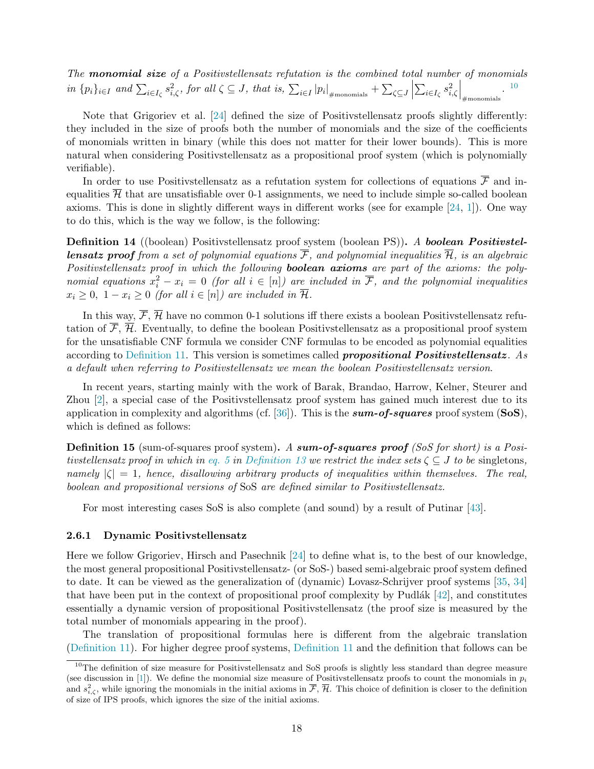*The **monomial size** of a Positivstellensatz refutation is the combined total number of monomials in $\{p_i\}_{i\in I}$ and $\sum_{i\in I_\zeta} s_{i,\zeta}^2$, for all $\zeta \subseteq J$, that is, $\sum_{i\in I} |p_i|_{\#\text{monomials}} + \sum_{\zeta\subseteq J} \left|\sum_{i\in I_\zeta} s_{i,\zeta}^2\right|_{\#\text{monomials}}$.* [10]

Note that Grigoriev et al. [24] defined the size of Positivstellensatz proofs slightly differently: they included in the size of proofs both the number of monomials and the size of the coefficients of monomials written in binary (while this does not matter for their lower bounds). This is more natural when considering Positivstellensatz as a propositional proof system (which is polynomially verifiable).

In order to use Positivstellensatz as a refutation system for collections of equations $\overline{\mathcal{F}}$ and inequalities $\overline{\mathcal{H}}$ that are unsatisfiable over 0-1 assignments, we need to include simple so-called boolean axioms. This is done in slightly different ways in different works (see for example [24, 1]). One way to do this, which is the way we follow, is the following:

**Definition 14** ((boolean) Positivstellensatz proof system (boolean PS))**.** *A **boolean Positivstellensatz proof** from a set of polynomial equations $\overline{\mathcal{F}}$, and polynomial inequalities $\overline{\mathcal{H}}$, is an algebraic Positivstellensatz proof in which the following **boolean axioms** are part of the axioms: the polynomial equations $x_i^2 - x_i = 0$ (for all $i \in [n]$) are included in $\overline{\mathcal{F}}$, and the polynomial inequalities $x_i \geq 0,\ 1 - x_i \geq 0$ (for all $i \in [n]$) are included in $\overline{\mathcal{H}}$.*

In this way, $\overline{\mathcal{F}}$, $\overline{\mathcal{H}}$ have no common 0-1 solutions iff there exists a boolean Positivstellensatz refutation of $\overline{\mathcal{F}}$, $\overline{\mathcal{H}}$. Eventually, to define the boolean Positivstellensatz as a propositional proof system for the unsatisfiable CNF formula we consider CNF formulas to be encoded as polynomial equalities according to Definition 11. This version is sometimes called ***propositional Positivstellensatz***. *As a default when referring to Positivstellensatz we mean the boolean Positivstellensatz version.*

In recent years, starting mainly with the work of Barak, Brandao, Harrow, Kelner, Steurer and Zhou [2], a special case of the Positivstellensatz proof system has gained much interest due to its application in complexity and algorithms (cf. [36]). This is the ***sum-of-squares*** proof system (**SoS**), which is defined as follows:

**Definition 15** (sum-of-squares proof system)**.** *A **sum-of-squares proof** (SoS for short) is a Positivstellensatz proof in which in eq. 5 in Definition 13 we restrict the index sets $\zeta \subseteq J$ to be* singletons*, namely $|\zeta| = 1$, hence, disallowing arbitrary products of inequalities within themselves. The real, boolean and propositional versions of* SoS *are defined similar to Positivstellensatz.*

For most interesting cases SoS is also complete (and sound) by a result of Putinar [43].

### 2.6.1 Dynamic Positivstellensatz

Here we follow Grigoriev, Hirsch and Pasechnik [24] to define what is, to the best of our knowledge, the most general propositional Positivstellensatz- (or SoS-) based semi-algebraic proof system defined to date. It can be viewed as the generalization of (dynamic) Lovasz-Schrijver proof systems [35, 34] that have been put in the context of propositional proof complexity by Pudlák [42], and constitutes essentially a dynamic version of propositional Positivstellensatz (the proof size is measured by the total number of monomials appearing in the proof).

The translation of propositional formulas here is different from the algebraic translation (Definition 11). For higher degree proof systems, Definition 11 and the definition that follows can be

[10] The definition of size measure for Positivstellensatz and SoS proofs is slightly less standard than degree measure (see discussion in [1]). We define the monomial size measure of Positivstellensatz proofs to count the monomials in $p_i$ and $s_{i,\zeta}^2$, while ignoring the monomials in the initial axioms in $\overline{\mathcal{F}}$, $\overline{\mathcal{H}}$. This choice of definition is closer to the definition of size of IPS proofs, which ignores the size of the initial axioms.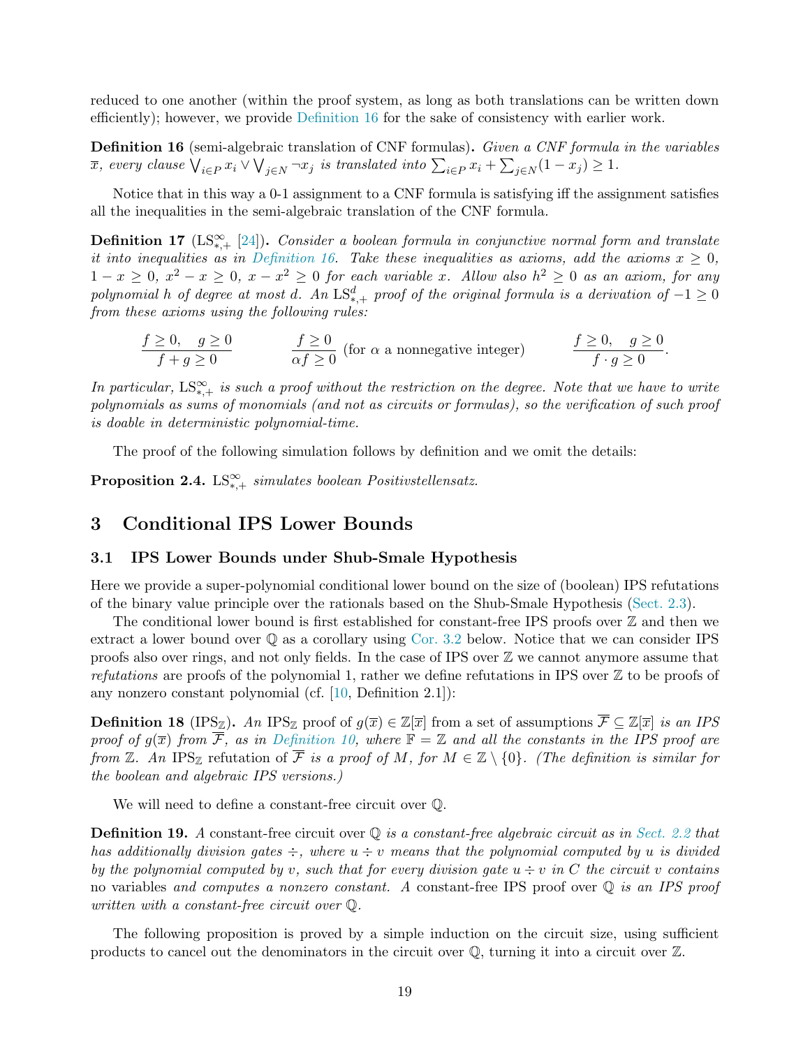reduced to one another (within the proof system, as long as both translations can be written down efficiently); however, we provide Definition 16 for the sake of consistency with earlier work.

**Definition 16** (semi-algebraic translation of CNF formulas)**.** *Given a CNF formula in the variables $\overline{x}$, every clause $\bigvee_{i\in P} x_i \vee \bigvee_{j\in N} \neg x_j$ is translated into $\sum_{i\in P} x_i + \sum_{j\in N}(1-x_j) \geq 1$.*

Notice that in this way a 0-1 assignment to a CNF formula is satisfying iff the assignment satisfies all the inequalities in the semi-algebraic translation of the CNF formula.

**Definition 17** ($\mathrm{LS}^{\infty}_{*,+}$ [24])**.** *Consider a boolean formula in conjunctive normal form and translate it into inequalities as in Definition 16. Take these inequalities as axioms, add the axioms $x \geq 0$, $1-x \geq 0$, $x^2 - x \geq 0$, $x - x^2 \geq 0$ for each variable $x$. Allow also $h^2 \geq 0$ as an axiom, for any polynomial $h$ of degree at most $d$. An $\mathrm{LS}^{d}_{*,+}$ proof of the original formula is a derivation of $-1 \geq 0$ from these axioms using the following rules:*

$$\frac{f \geq 0, \quad g \geq 0}{f+g \geq 0} \qquad \frac{f \geq 0}{\alpha f \geq 0} \text{ (for } \alpha \text{ a nonnegative integer)} \qquad \frac{f \geq 0, \quad g \geq 0}{f \cdot g \geq 0}.$$

*In particular, $\mathrm{LS}^{\infty}_{*,+}$ is such a proof without the restriction on the degree. Note that we have to write polynomials as sums of monomials (and not as circuits or formulas), so the verification of such proof is doable in deterministic polynomial-time.*

The proof of the following simulation follows by definition and we omit the details:

**Proposition 2.4.** *$\mathrm{LS}^{\infty}_{*,+}$ simulates boolean Positivstellensatz.*

# 3 Conditional IPS Lower Bounds

## 3.1 IPS Lower Bounds under Shub-Smale Hypothesis

Here we provide a super-polynomial conditional lower bound on the size of (boolean) IPS refutations of the binary value principle over the rationals based on the Shub-Smale Hypothesis (Sect. 2.3).

The conditional lower bound is first established for constant-free IPS proofs over $\mathbb{Z}$ and then we extract a lower bound over $\mathbb{Q}$ as a corollary using Cor. 3.2 below. Notice that we can consider IPS proofs also over rings, and not only fields. In the case of IPS over $\mathbb{Z}$ we cannot anymore assume that *refutations* are proofs of the polynomial 1, rather we define refutations in IPS over $\mathbb{Z}$ to be proofs of any nonzero constant polynomial (cf. [10, Definition 2.1]):

**Definition 18** ($\mathrm{IPS}_{\mathbb{Z}}$)**.** *An* $\mathrm{IPS}_{\mathbb{Z}}$ proof *of $g(\overline{x}) \in \mathbb{Z}[\overline{x}]$ from a set of assumptions $\overline{\mathcal{F}} \subseteq \mathbb{Z}[\overline{x}]$ is an IPS proof of $g(\overline{x})$ from $\overline{\mathcal{F}}$, as in Definition 10, where $\mathbb{F} = \mathbb{Z}$ and all the constants in the IPS proof are from $\mathbb{Z}$. An* $\mathrm{IPS}_{\mathbb{Z}}$ refutation *of $\overline{\mathcal{F}}$ is a proof of $M$, for $M \in \mathbb{Z} \setminus \{0\}$. (The definition is similar for the boolean and algebraic IPS versions.)*

We will need to define a constant-free circuit over $\mathbb{Q}$.

**Definition 19.** *A* constant-free circuit over $\mathbb{Q}$ *is a constant-free algebraic circuit as in Sect. 2.2 that has additionally division gates $\div$, where $u \div v$ means that the polynomial computed by $u$ is divided by the polynomial computed by $v$, such that for every division gate $u \div v$ in $C$ the circuit $v$ contains* no variables *and computes a nonzero constant. A* constant-free IPS proof over $\mathbb{Q}$ *is an IPS proof written with a constant-free circuit over $\mathbb{Q}$.*

The following proposition is proved by a simple induction on the circuit size, using sufficient products to cancel out the denominators in the circuit over $\mathbb{Q}$, turning it into a circuit over $\mathbb{Z}$.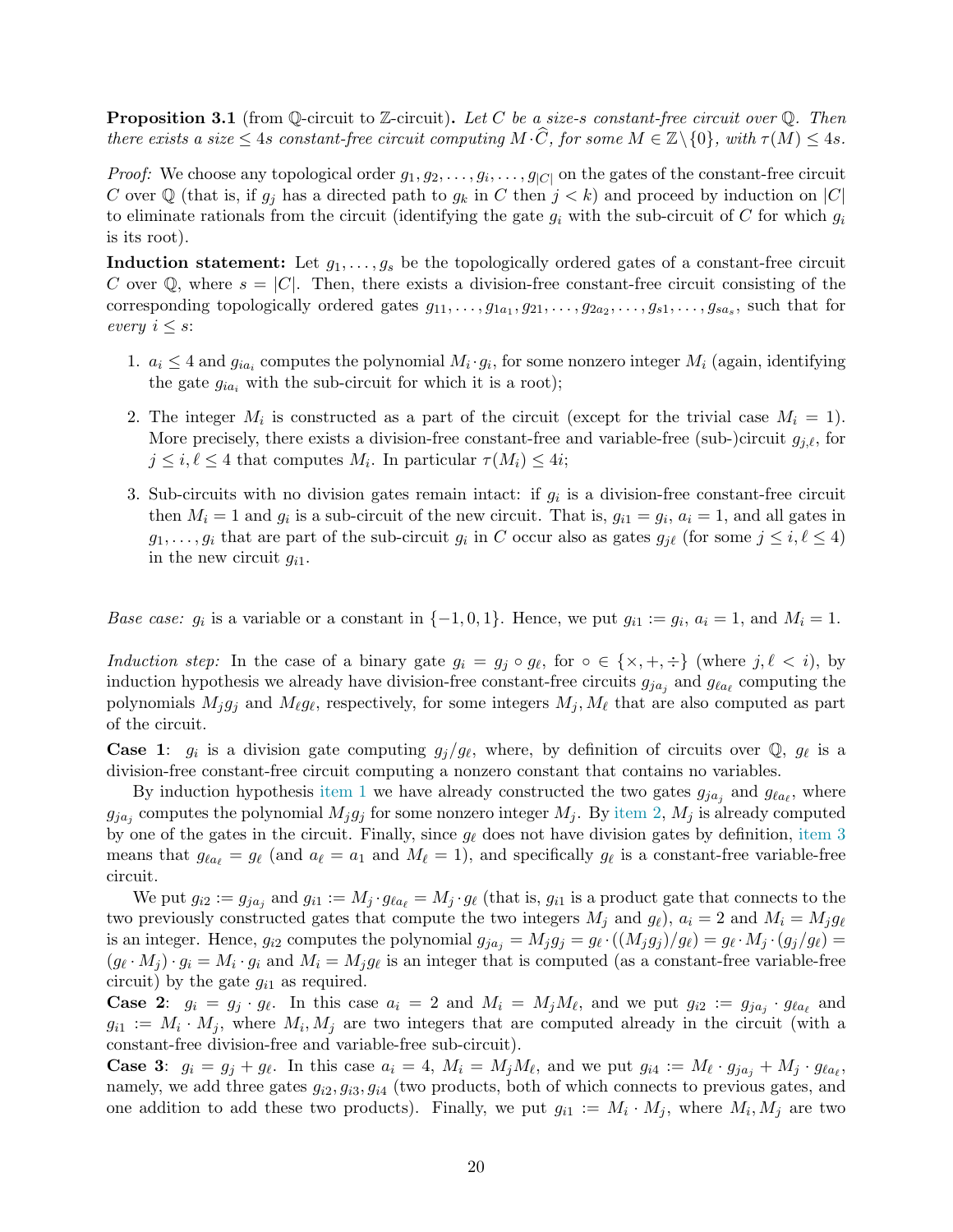**Proposition 3.1** (from $\mathbb{Q}$-circuit to $\mathbb{Z}$-circuit)**.** *Let $C$ be a size-$s$ constant-free circuit over $\mathbb{Q}$. Then there exists a size $\leq 4s$ constant-free circuit computing $M \cdot \widehat{C}$, for some $M \in \mathbb{Z}\setminus\{0\}$, with $\tau(M) \leq 4s$.*

*Proof:* We choose any topological order $g_1, g_2, \ldots, g_i, \ldots, g_{|C|}$ on the gates of the constant-free circuit $C$ over $\mathbb{Q}$ (that is, if $g_j$ has a directed path to $g_k$ in $C$ then $j < k$) and proceed by induction on $|C|$ to eliminate rationals from the circuit (identifying the gate $g_i$ with the sub-circuit of $C$ for which $g_i$ is its root).

**Induction statement:** Let $g_1, \ldots, g_s$ be the topologically ordered gates of a constant-free circuit $C$ over $\mathbb{Q}$, where $s = |C|$. Then, there exists a division-free constant-free circuit consisting of the corresponding topologically ordered gates $g_{11}, \ldots, g_{1a_1}, g_{21}, \ldots, g_{2a_2}, \ldots, g_{s1}, \ldots, g_{sa_s}$, such that for *every* $i \leq s$:

1. $a_i \leq 4$ and $g_{ia_i}$ computes the polynomial $M_i \cdot g_i$, for some nonzero integer $M_i$ (again, identifying the gate $g_{ia_i}$ with the sub-circuit for which it is a root);
2. The integer $M_i$ is constructed as a part of the circuit (except for the trivial case $M_i = 1$). More precisely, there exists a division-free constant-free and variable-free (sub-)circuit $g_{j,\ell}$, for $j \leq i, \ell \leq 4$ that computes $M_i$. In particular $\tau(M_i) \leq 4i$;
3. Sub-circuits with no division gates remain intact: if $g_i$ is a division-free constant-free circuit then $M_i = 1$ and $g_i$ is a sub-circuit of the new circuit. That is, $g_{i1} = g_i$, $a_i = 1$, and all gates in $g_1, \ldots, g_i$ that are part of the sub-circuit $g_i$ in $C$ occur also as gates $g_{j\ell}$ (for some $j \leq i, \ell \leq 4$) in the new circuit $g_{i1}$.

*Base case:* $g_i$ is a variable or a constant in $\{-1, 0, 1\}$. Hence, we put $g_{i1} := g_i$, $a_i = 1$, and $M_i = 1$.

*Induction step:* In the case of a binary gate $g_i = g_j \circ g_\ell$, for $\circ \in \{\times, +, \div\}$ (where $j, \ell < i$), by induction hypothesis we already have division-free constant-free circuits $g_{ja_j}$ and $g_{\ell a_\ell}$ computing the polynomials $M_j g_j$ and $M_\ell g_\ell$, respectively, for some integers $M_j, M_\ell$ that are also computed as part of the circuit.

**Case 1**: $g_i$ is a division gate computing $g_j / g_\ell$, where, by definition of circuits over $\mathbb{Q}$, $g_\ell$ is a division-free constant-free circuit computing a nonzero constant that contains no variables.

By induction hypothesis item 1 we have already constructed the two gates $g_{ja_j}$ and $g_{\ell a_\ell}$, where $g_{ja_j}$ computes the polynomial $M_j g_j$ for some nonzero integer $M_j$. By item 2, $M_j$ is already computed by one of the gates in the circuit. Finally, since $g_\ell$ does not have division gates by definition, item 3 means that $g_{\ell a_\ell} = g_\ell$ (and $a_\ell = a_1$ and $M_\ell = 1$), and specifically $g_\ell$ is a constant-free variable-free circuit.

We put $g_{i2} := g_{ja_j}$ and $g_{i1} := M_j \cdot g_{\ell a_\ell} = M_j \cdot g_\ell$ (that is, $g_{i1}$ is a product gate that connects to the two previously constructed gates that compute the two integers $M_j$ and $g_\ell$), $a_i = 2$ and $M_i = M_j g_\ell$ is an integer. Hence, $g_{i2}$ computes the polynomial $g_{ja_j} = M_j g_j = g_\ell \cdot ((M_j g_j)/g_\ell) = g_\ell \cdot M_j \cdot (g_j / g_\ell) = (g_\ell \cdot M_j) \cdot g_i = M_i \cdot g_i$ and $M_i = M_j g_\ell$ is an integer that is computed (as a constant-free variable-free circuit) by the gate $g_{i1}$ as required.

**Case 2**: $g_i = g_j \cdot g_\ell$. In this case $a_i = 2$ and $M_i = M_j M_\ell$, and we put $g_{i2} := g_{ja_j} \cdot g_{\ell a_\ell}$ and $g_{i1} := M_i \cdot M_j$, where $M_i, M_j$ are two integers that are computed already in the circuit (with a constant-free division-free and variable-free sub-circuit).

**Case 3**: $g_i = g_j + g_\ell$. In this case $a_i = 4$, $M_i = M_j M_\ell$, and we put $g_{i4} := M_\ell \cdot g_{ja_j} + M_j \cdot g_{\ell a_\ell}$, namely, we add three gates $g_{i2}, g_{i3}, g_{i4}$ (two products, both of which connects to previous gates, and one addition to add these two products). Finally, we put $g_{i1} := M_i \cdot M_j$, where $M_i, M_j$ are two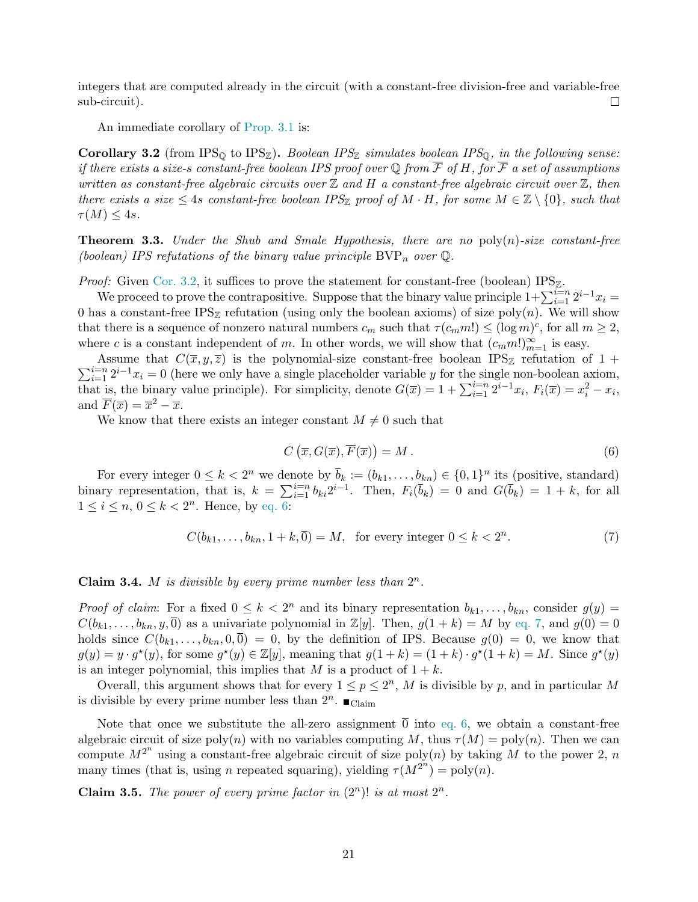integers that are computed already in the circuit (with a constant-free division-free and variable-free sub-circuit). $\square$

An immediate corollary of Prop. 3.1 is:

**Corollary 3.2** (from $\mathrm{IPS}_{\mathbb{Q}}$ to $\mathrm{IPS}_{\mathbb{Z}}$)**.** *Boolean $IPS_{\mathbb{Z}}$ simulates boolean $IPS_{\mathbb{Q}}$, in the following sense: if there exists a size-$s$ constant-free boolean IPS proof over $\mathbb{Q}$ from $\overline{\mathcal{F}}$ of $H$, for $\overline{\mathcal{F}}$ a set of assumptions written as constant-free algebraic circuits over $\mathbb{Z}$ and $H$ a constant-free algebraic circuit over $\mathbb{Z}$, then there exists a size $\leq 4s$ constant-free boolean $IPS_{\mathbb{Z}}$ proof of $M \cdot H$, for some $M \in \mathbb{Z} \setminus \{0\}$, such that $\tau(M) \leq 4s$.*

**Theorem 3.3.** *Under the Shub and Smale Hypothesis, there are no $\mathrm{poly}(n)$-size constant-free (boolean) IPS refutations of the binary value principle $\mathrm{BVP}_n$ over $\mathbb{Q}$.*

*Proof:* Given Cor. 3.2, it suffices to prove the statement for constant-free (boolean) $\mathrm{IPS}_{\mathbb{Z}}$.

We proceed to prove the contrapositive. Suppose that the binary value principle $1+\sum_{i=1}^{i=n} 2^{i-1}x_i = 0$ has a constant-free $\mathrm{IPS}_{\mathbb{Z}}$ refutation (using only the boolean axioms) of size $\mathrm{poly}(n)$. We will show that there is a sequence of nonzero natural numbers $c_m$ such that $\tau(c_m m!) \leq (\log m)^c$, for all $m \geq 2$, where $c$ is a constant independent of $m$. In other words, we will show that $(c_m m!)_{m=1}^{\infty}$ is easy.

Assume that $C(\overline{x}, y, \overline{z})$ is the polynomial-size constant-free boolean $\mathrm{IPS}_{\mathbb{Z}}$ refutation of $1 + \sum_{i=1}^{i=n} 2^{i-1}x_i = 0$ (here we only have a single placeholder variable $y$ for the single non-boolean axiom, that is, the binary value principle). For simplicity, denote $G(\overline{x}) = 1 + \sum_{i=1}^{i=n} 2^{i-1}x_i$, $F_i(\overline{x}) = x_i^2 - x_i$, and $\overline{F}(\overline{x}) = \overline{x}^2 - \overline{x}$.

We know that there exists an integer constant $M \neq 0$ such that

$$C\left(\overline{x}, G(\overline{x}), \overline{F}(\overline{x})\right) = M\,. \tag{6}$$

For every integer $0 \leq k < 2^n$ we denote by $\overline{b}_k := (b_{k1}, \ldots, b_{kn}) \in \{0,1\}^n$ its (positive, standard) binary representation, that is, $k = \sum_{i=1}^{i=n} b_{ki} 2^{i-1}$. Then, $F_i(\overline{b}_k) = 0$ and $G(\overline{b}_k) = 1 + k$, for all $1 \leq i \leq n$, $0 \leq k < 2^n$. Hence, by eq. 6:

$$C(b_{k1}, \ldots, b_{kn}, 1 + k, \overline{0}) = M, \quad \text{for every integer } 0 \leq k < 2^n. \tag{7}$$

**Claim 3.4.** *$M$ is divisible by every prime number less than $2^n$.*

*Proof of claim*: For a fixed $0 \leq k < 2^n$ and its binary representation $b_{k1}, \ldots, b_{kn}$, consider $g(y) = C(b_{k1}, \ldots, b_{kn}, y, \overline{0})$ as a univariate polynomial in $\mathbb{Z}[y]$. Then, $g(1+k) = M$ by eq. 7, and $g(0) = 0$ holds since $C(b_{k1}, \ldots, b_{kn}, 0, \overline{0}) = 0$, by the definition of IPS. Because $g(0) = 0$, we know that $g(y) = y \cdot g^{\star}(y)$, for some $g^{\star}(y) \in \mathbb{Z}[y]$, meaning that $g(1+k) = (1+k) \cdot g^{\star}(1+k) = M$. Since $g^{\star}(y)$ is an integer polynomial, this implies that $M$ is a product of $1 + k$.

Overall, this argument shows that for every $1 \leq p \leq 2^n$, $M$ is divisible by $p$, and in particular $M$ is divisible by every prime number less than $2^n$. $\blacksquare_{\text{Claim}}$

Note that once we substitute the all-zero assignment $\overline{0}$ into eq. 6, we obtain a constant-free algebraic circuit of size $\mathrm{poly}(n)$ with no variables computing $M$, thus $\tau(M) = \mathrm{poly}(n)$. Then we can compute $M^{2^n}$ using a constant-free algebraic circuit of size $\mathrm{poly}(n)$ by taking $M$ to the power 2, $n$ many times (that is, using $n$ repeated squaring), yielding $\tau(M^{2^n}) = \mathrm{poly}(n)$.

**Claim 3.5.** *The power of every prime factor in $(2^n)!$ is at most $2^n$.*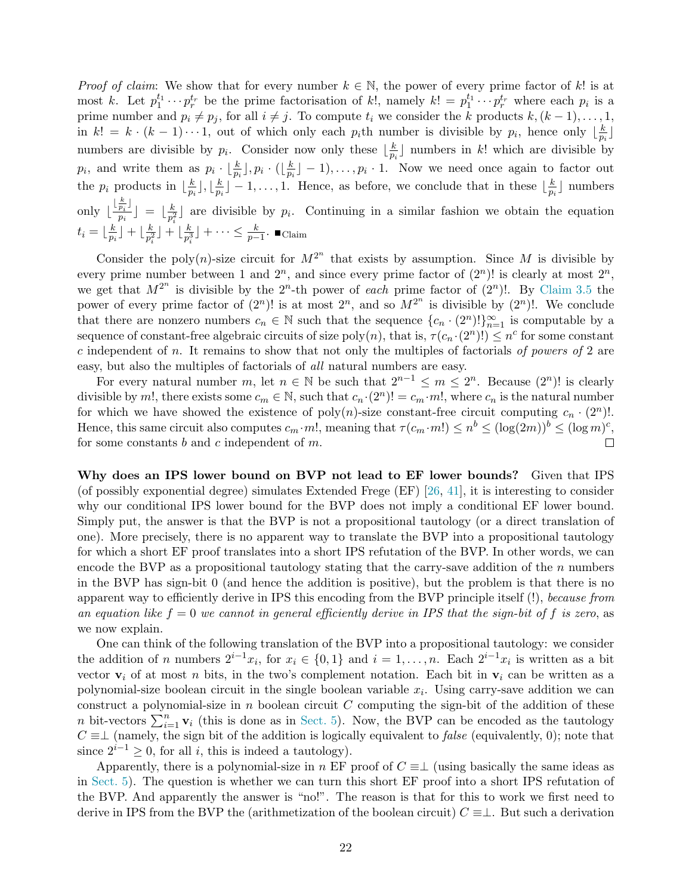*Proof of claim*: We show that for every number $k \in \mathbb{N}$, the power of every prime factor of $k!$ is at most $k$. Let $p_1^{t_1} \cdots p_r^{t_r}$ be the prime factorisation of $k!$, namely $k! = p_1^{t_1} \cdots p_r^{t_r}$ where each $p_i$ is a prime number and $p_i \neq p_j$, for all $i \neq j$. To compute $t_i$ we consider the $k$ products $k, (k-1), \ldots, 1$, in $k! = k \cdot (k-1) \cdots 1$, out of which only each $p_i$th number is divisible by $p_i$, hence only $\lfloor \frac{k}{p_i} \rfloor$ numbers are divisible by $p_i$. Consider now only these $\lfloor \frac{k}{p_i} \rfloor$ numbers in $k!$ which are divisible by $p_i$, and write them as $p_i \cdot \lfloor \frac{k}{p_i} \rfloor, p_i \cdot (\lfloor \frac{k}{p_i} \rfloor - 1), \ldots, p_i \cdot 1$. Now we need once again to factor out the $p_i$ products in $\lfloor \frac{k}{p_i} \rfloor, \lfloor \frac{k}{p_i} \rfloor - 1, \ldots, 1$. Hence, as before, we conclude that in these $\lfloor \frac{k}{p_i} \rfloor$ numbers only $\lfloor \frac{\lfloor \frac{k}{p_i} \rfloor}{p_i} \rfloor = \lfloor \frac{k}{p_i^2} \rfloor$ are divisible by $p_i$. Continuing in a similar fashion we obtain the equation $t_i = \lfloor \frac{k}{p_i} \rfloor + \lfloor \frac{k}{p_i^2} \rfloor + \lfloor \frac{k}{p_i^3} \rfloor + \cdots \leq \frac{k}{p-1}$. $\blacksquare_{\text{Claim}}$

Consider the poly($n$)-size circuit for $M^{2^n}$ that exists by assumption. Since $M$ is divisible by every prime number between 1 and $2^n$, and since every prime factor of $(2^n)!$ is clearly at most $2^n$, we get that $M^{2^n}$ is divisible by the $2^n$-th power of *each* prime factor of $(2^n)!$. By Claim 3.5 the power of every prime factor of $(2^n)!$ is at most $2^n$, and so $M^{2^n}$ is divisible by $(2^n)!$. We conclude that there are nonzero numbers $c_n \in \mathbb{N}$ such that the sequence $\{c_n \cdot (2^n)!\}_{n=1}^{\infty}$ is computable by a sequence of constant-free algebraic circuits of size poly($n$), that is, $\tau(c_n \cdot (2^n)!) \leq n^c$ for some constant $c$ independent of $n$. It remains to show that not only the multiples of factorials *of powers of* 2 are easy, but also the multiples of factorials of *all* natural numbers are easy.

For every natural number $m$, let $n \in \mathbb{N}$ be such that $2^{n-1} \leq m \leq 2^n$. Because $(2^n)!$ is clearly divisible by $m!$, there exists some $c_m \in \mathbb{N}$, such that $c_n \cdot (2^n)! = c_m \cdot m!$, where $c_n$ is the natural number for which we have showed the existence of poly($n$)-size constant-free circuit computing $c_n \cdot (2^n)!$. Hence, this same circuit also computes $c_m \cdot m!$, meaning that $\tau(c_m \cdot m!) \leq n^b \leq (\log(2m))^b \leq (\log m)^c$, for some constants $b$ and $c$ independent of $m$. $\square$

**Why does an IPS lower bound on BVP not lead to EF lower bounds?** Given that IPS (of possibly exponential degree) simulates Extended Frege (EF) [26, 41], it is interesting to consider why our conditional IPS lower bound for the BVP does not imply a conditional EF lower bound. Simply put, the answer is that the BVP is not a propositional tautology (or a direct translation of one). More precisely, there is no apparent way to translate the BVP into a propositional tautology for which a short EF proof translates into a short IPS refutation of the BVP. In other words, we can encode the BVP as a propositional tautology stating that the carry-save addition of the $n$ numbers in the BVP has sign-bit 0 (and hence the addition is positive), but the problem is that there is no apparent way to efficiently derive in IPS this encoding from the BVP principle itself (!), *because from an equation like $f = 0$ we cannot in general efficiently derive in IPS that the sign-bit of $f$ is zero*, as we now explain.

One can think of the following translation of the BVP into a propositional tautology: we consider the addition of $n$ numbers $2^{i-1}x_i$, for $x_i \in \{0,1\}$ and $i = 1, \ldots, n$. Each $2^{i-1}x_i$ is written as a bit vector $\mathbf{v}_i$ of at most $n$ bits, in the two's complement notation. Each bit in $\mathbf{v}_i$ can be written as a polynomial-size boolean circuit in the single boolean variable $x_i$. Using carry-save addition we can construct a polynomial-size in $n$ boolean circuit $C$ computing the sign-bit of the addition of these $n$ bit-vectors $\sum_{i=1}^{n} \mathbf{v}_i$ (this is done as in Sect. 5). Now, the BVP can be encoded as the tautology $C \equiv \perp$ (namely, the sign bit of the addition is logically equivalent to *false* (equivalently, 0); note that since $2^{i-1} \geq 0$, for all $i$, this is indeed a tautology).

Apparently, there is a polynomial-size in $n$ EF proof of $C \equiv \perp$ (using basically the same ideas as in Sect. 5). The question is whether we can turn this short EF proof into a short IPS refutation of the BVP. And apparently the answer is "no!". The reason is that for this to work we first need to derive in IPS from the BVP the (arithmetization of the boolean circuit) $C \equiv \perp$. But such a derivation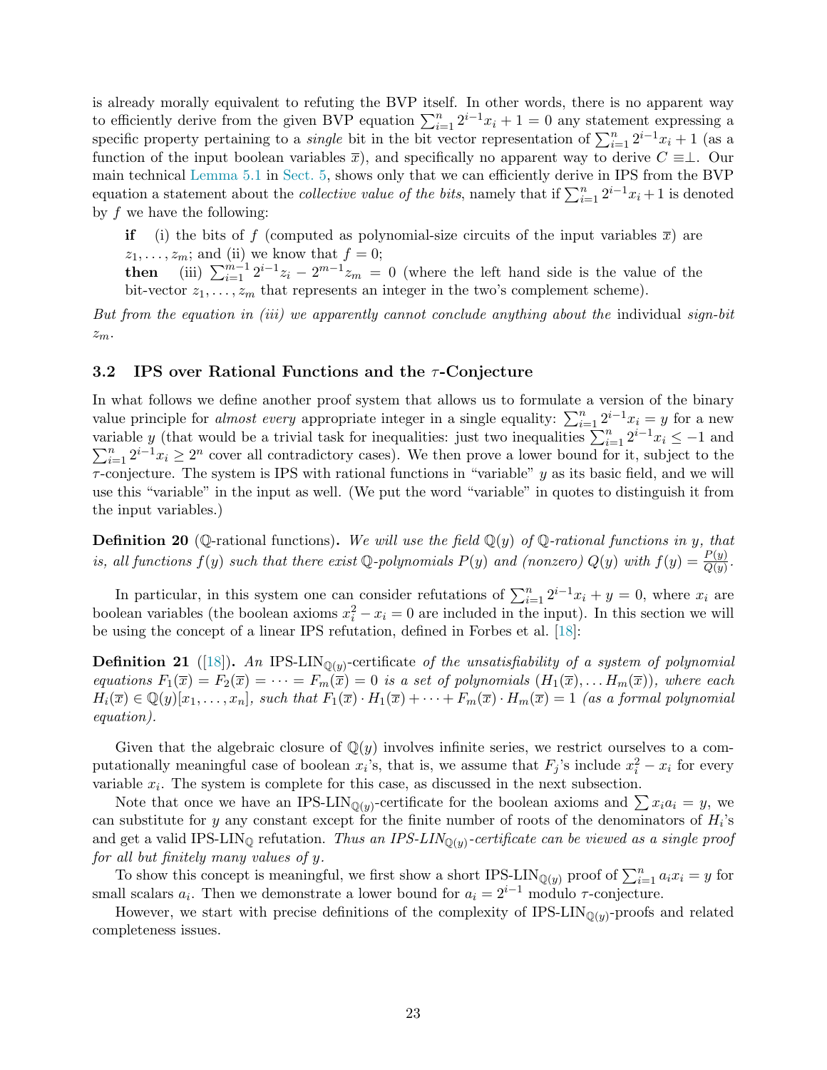is already morally equivalent to refuting the BVP itself. In other words, there is no apparent way to efficiently derive from the given BVP equation $\sum_{i=1}^{n} 2^{i-1}x_i + 1 = 0$ any statement expressing a specific property pertaining to a *single* bit in the bit vector representation of $\sum_{i=1}^{n} 2^{i-1}x_i + 1$ (as a function of the input boolean variables $\overline{x}$), and specifically no apparent way to derive $C \equiv \perp$. Our main technical Lemma 5.1 in Sect. 5, shows only that we can efficiently derive in IPS from the BVP equation a statement about the *collective value of the bits*, namely that if $\sum_{i=1}^{n} 2^{i-1}x_i + 1$ is denoted by $f$ we have the following:

**if** (i) the bits of $f$ (computed as polynomial-size circuits of the input variables $\overline{x}$) are $z_1, \ldots, z_m$; and (ii) we know that $f = 0$;
**then** (iii) $\sum_{i=1}^{m-1} 2^{i-1}z_i - 2^{m-1}z_m = 0$ (where the left hand side is the value of the bit-vector $z_1, \ldots, z_m$ that represents an integer in the two's complement scheme).

*But from the equation in (iii) we apparently cannot conclude anything about the* individual *sign-bit* $z_m$.

### 3.2 IPS over Rational Functions and the $\tau$-Conjecture

In what follows we define another proof system that allows us to formulate a version of the binary value principle for *almost every* appropriate integer in a single equality: $\sum_{i=1}^{n} 2^{i-1}x_i = y$ for a new variable $y$ (that would be a trivial task for inequalities: just two inequalities $\sum_{i=1}^{n} 2^{i-1}x_i \leq -1$ and $\sum_{i=1}^{n} 2^{i-1}x_i \geq 2^n$ cover all contradictory cases). We then prove a lower bound for it, subject to the $\tau$-conjecture. The system is IPS with rational functions in "variable" $y$ as its basic field, and we will use this "variable" in the input as well. (We put the word "variable" in quotes to distinguish it from the input variables.)

**Definition 20** ($\mathbb{Q}$-rational functions)**.** *We will use the field $\mathbb{Q}(y)$ of $\mathbb{Q}$-rational functions in $y$, that is, all functions $f(y)$ such that there exist $\mathbb{Q}$-polynomials $P(y)$ and (nonzero) $Q(y)$ with $f(y) = \frac{P(y)}{Q(y)}$.*

In particular, in this system one can consider refutations of $\sum_{i=1}^{n} 2^{i-1}x_i + y = 0$, where $x_i$ are boolean variables (the boolean axioms $x_i^2 - x_i = 0$ are included in the input). In this section we will be using the concept of a linear IPS refutation, defined in Forbes et al. [18]:

**Definition 21** ([18])**.** *An* IPS-LIN$_{\mathbb{Q}(y)}$-certificate *of the unsatisfiability of a system of polynomial equations $F_1(\overline{x}) = F_2(\overline{x}) = \cdots = F_m(\overline{x}) = 0$ is a set of polynomials $(H_1(\overline{x}), \ldots H_m(\overline{x}))$, where each $H_i(\overline{x}) \in \mathbb{Q}(y)[x_1, \ldots, x_n]$, such that $F_1(\overline{x}) \cdot H_1(\overline{x}) + \cdots + F_m(\overline{x}) \cdot H_m(\overline{x}) = 1$ (as a formal polynomial equation).*

Given that the algebraic closure of $\mathbb{Q}(y)$ involves infinite series, we restrict ourselves to a computationally meaningful case of boolean $x_i$'s, that is, we assume that $F_j$'s include $x_i^2 - x_i$ for every variable $x_i$. The system is complete for this case, as discussed in the next subsection.

Note that once we have an IPS-LIN$_{\mathbb{Q}(y)}$-certificate for the boolean axioms and $\sum x_i a_i = y$, we can substitute for $y$ any constant except for the finite number of roots of the denominators of $H_i$'s and get a valid IPS-LIN$_{\mathbb{Q}}$ refutation. *Thus an IPS-LIN$_{\mathbb{Q}(y)}$-certificate can be viewed as a single proof for all but finitely many values of $y$.*

To show this concept is meaningful, we first show a short IPS-LIN$_{\mathbb{Q}(y)}$ proof of $\sum_{i=1}^{n} a_i x_i = y$ for small scalars $a_i$. Then we demonstrate a lower bound for $a_i = 2^{i-1}$ modulo $\tau$-conjecture.

However, we start with precise definitions of the complexity of IPS-LIN$_{\mathbb{Q}(y)}$-proofs and related completeness issues.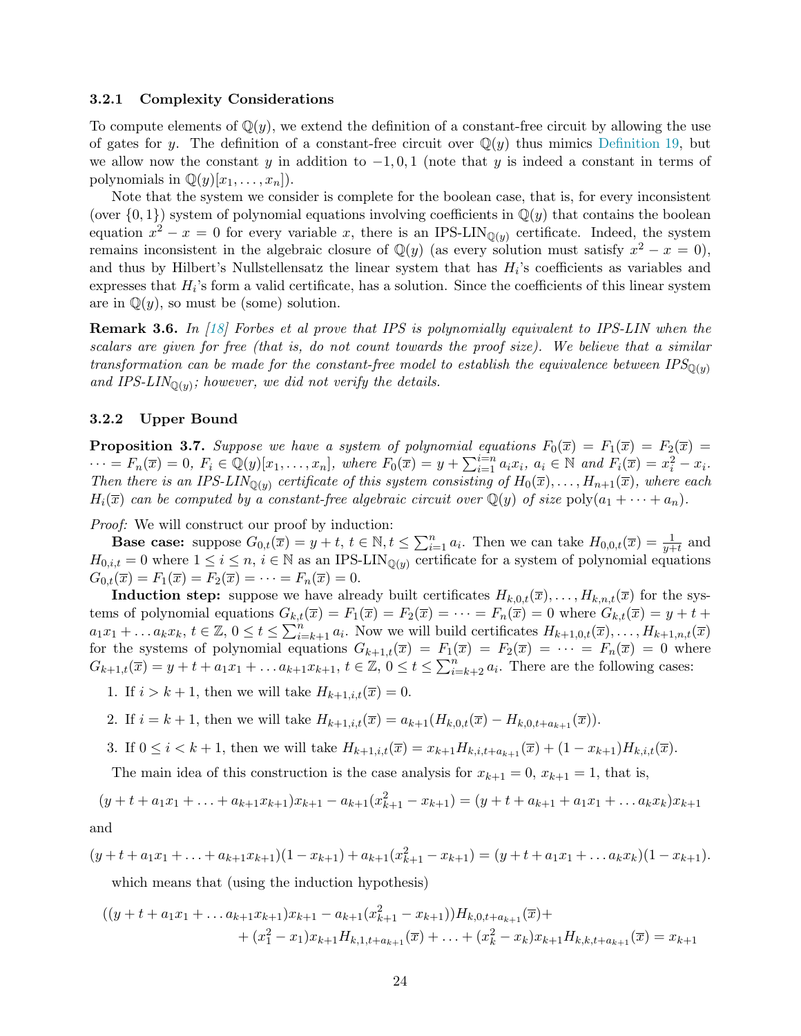### 3.2.1 Complexity Considerations

To compute elements of $\mathbb{Q}(y)$, we extend the definition of a constant-free circuit by allowing the use of gates for $y$. The definition of a constant-free circuit over $\mathbb{Q}(y)$ thus mimics Definition 19, but we allow now the constant $y$ in addition to $-1, 0, 1$ (note that $y$ is indeed a constant in terms of polynomials in $\mathbb{Q}(y)[x_1, \dots, x_n]$).

Note that the system we consider is complete for the boolean case, that is, for every inconsistent (over $\{0,1\}$) system of polynomial equations involving coefficients in $\mathbb{Q}(y)$ that contains the boolean equation $x^2 - x = 0$ for every variable $x$, there is an IPS-LIN$_{\mathbb{Q}(y)}$ certificate. Indeed, the system remains inconsistent in the algebraic closure of $\mathbb{Q}(y)$ (as every solution must satisfy $x^2 - x = 0$), and thus by Hilbert's Nullstellensatz the linear system that has $H_i$'s coefficients as variables and expresses that $H_i$'s form a valid certificate, has a solution. Since the coefficients of this linear system are in $\mathbb{Q}(y)$, so must be (some) solution.

**Remark 3.6.** *In [18] Forbes et al prove that IPS is polynomially equivalent to IPS-LIN when the scalars are given for free (that is, do not count towards the proof size). We believe that a similar transformation can be made for the constant-free model to establish the equivalence between IPS$_{\mathbb{Q}(y)}$ and IPS-LIN$_{\mathbb{Q}(y)}$; however, we did not verify the details.*

### 3.2.2 Upper Bound

**Proposition 3.7.** *Suppose we have a system of polynomial equations $F_0(\overline{x}) = F_1(\overline{x}) = F_2(\overline{x}) = \dots = F_n(\overline{x}) = 0$, $F_i \in \mathbb{Q}(y)[x_1, \dots, x_n]$, where $F_0(\overline{x}) = y + \sum_{i=1}^{i=n} a_i x_i$, $a_i \in \mathbb{N}$ and $F_i(\overline{x}) = x_i^2 - x_i$. Then there is an IPS-LIN$_{\mathbb{Q}(y)}$ certificate of this system consisting of $H_0(\overline{x}), \dots, H_{n+1}(\overline{x})$, where each $H_i(\overline{x})$ can be computed by a constant-free algebraic circuit over $\mathbb{Q}(y)$ of size $\mathrm{poly}(a_1 + \dots + a_n)$.*

*Proof:* We will construct our proof by induction:

**Base case:** suppose $G_{0,t}(\overline{x}) = y + t$, $t \in \mathbb{N}, t \le \sum_{i=1}^{n} a_i$. Then we can take $H_{0,0,t}(\overline{x}) = \frac{1}{y+t}$ and $H_{0,i,t} = 0$ where $1 \le i \le n$, $i \in \mathbb{N}$ as an IPS-LIN$_{\mathbb{Q}(y)}$ certificate for a system of polynomial equations $G_{0,t}(\overline{x}) = F_1(\overline{x}) = F_2(\overline{x}) = \dots = F_n(\overline{x}) = 0$.

**Induction step:** suppose we have already built certificates $H_{k,0,t}(\overline{x}), \dots, H_{k,n,t}(\overline{x})$ for the systems of polynomial equations $G_{k,t}(\overline{x}) = F_1(\overline{x}) = F_2(\overline{x}) = \dots = F_n(\overline{x}) = 0$ where $G_{k,t}(\overline{x}) = y + t + a_1 x_1 + \dots a_k x_k$, $t \in \mathbb{Z}$, $0 \le t \le \sum_{i=k+1}^{n} a_i$. Now we will build certificates $H_{k+1,0,t}(\overline{x}), \dots, H_{k+1,n,t}(\overline{x})$ for the systems of polynomial equations $G_{k+1,t}(\overline{x}) = F_1(\overline{x}) = F_2(\overline{x}) = \dots = F_n(\overline{x}) = 0$ where $G_{k+1,t}(\overline{x}) = y + t + a_1 x_1 + \dots a_{k+1} x_{k+1}$, $t \in \mathbb{Z}$, $0 \le t \le \sum_{i=k+2}^{n} a_i$. There are the following cases:

1. If $i > k+1$, then we will take $H_{k+1,i,t}(\overline{x}) = 0$.
2. If $i = k+1$, then we will take $H_{k+1,i,t}(\overline{x}) = a_{k+1}(H_{k,0,t}(\overline{x}) - H_{k,0,t+a_{k+1}}(\overline{x}))$.
3. If $0 \le i < k+1$, then we will take $H_{k+1,i,t}(\overline{x}) = x_{k+1} H_{k,i,t+a_{k+1}}(\overline{x}) + (1 - x_{k+1}) H_{k,i,t}(\overline{x})$.

The main idea of this construction is the case analysis for $x_{k+1} = 0$, $x_{k+1} = 1$, that is,

$$(y + t + a_1 x_1 + \dots + a_{k+1} x_{k+1}) x_{k+1} - a_{k+1}(x_{k+1}^2 - x_{k+1}) = (y + t + a_{k+1} + a_1 x_1 + \dots a_k x_k) x_{k+1}$$

and

$$(y + t + a_1 x_1 + \dots + a_{k+1} x_{k+1})(1 - x_{k+1}) + a_{k+1}(x_{k+1}^2 - x_{k+1}) = (y + t + a_1 x_1 + \dots a_k x_k)(1 - x_{k+1}).$$

which means that (using the induction hypothesis)

$$((y + t + a_1 x_1 + \dots a_{k+1} x_{k+1}) x_{k+1} - a_{k+1}(x_{k+1}^2 - x_{k+1})) H_{k,0,t+a_{k+1}}(\overline{x}) +$$
$$+ (x_1^2 - x_1) x_{k+1} H_{k,1,t+a_{k+1}}(\overline{x}) + \dots + (x_k^2 - x_k) x_{k+1} H_{k,k,t+a_{k+1}}(\overline{x}) = x_{k+1}$$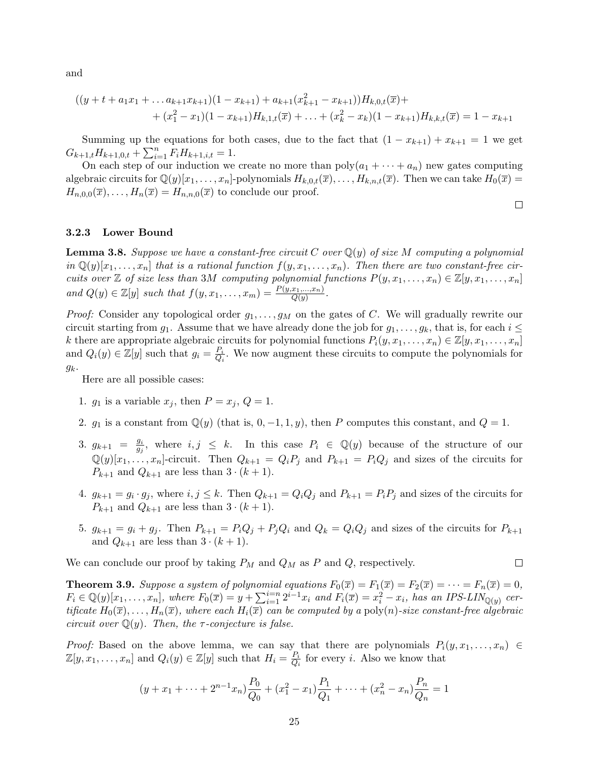and

$$((y + t + a_1 x_1 + \dots a_{k+1} x_{k+1})(1 - x_{k+1}) + a_{k+1}(x_{k+1}^2 - x_{k+1}))H_{k,0,t}(\overline{x}) +$$
$$+ (x_1^2 - x_1)(1 - x_{k+1})H_{k,1,t}(\overline{x}) + \dots + (x_k^2 - x_k)(1 - x_{k+1})H_{k,k,t}(\overline{x}) = 1 - x_{k+1}$$

Summing up the equations for both cases, due to the fact that $(1 - x_{k+1}) + x_{k+1} = 1$ we get $G_{k+1,t} H_{k+1,0,t} + \sum_{i=1}^{n} F_i H_{k+1,i,t} = 1$.

On each step of our induction we create no more than $\text{poly}(a_1 + \dots + a_n)$ new gates computing algebraic circuits for $\mathbb{Q}(y)[x_1, \dots, x_n]$-polynomials $H_{k,0,t}(\overline{x}), \dots, H_{k,n,t}(\overline{x})$. Then we can take $H_0(\overline{x}) = H_{n,0,0}(\overline{x}), \dots, H_n(\overline{x}) = H_{n,n,0}(\overline{x})$ to conclude our proof.

□

### 3.2.3 Lower Bound

**Lemma 3.8.** *Suppose we have a constant-free circuit $C$ over $\mathbb{Q}(y)$ of size $M$ computing a polynomial in $\mathbb{Q}(y)[x_1, \dots, x_n]$ that is a rational function $f(y, x_1, \dots, x_n)$. Then there are two constant-free circuits over $\mathbb{Z}$ of size less than $3M$ computing polynomial functions $P(y, x_1, \dots, x_n) \in \mathbb{Z}[y, x_1, \dots, x_n]$ and $Q(y) \in \mathbb{Z}[y]$ such that $f(y, x_1, \dots, x_m) = \frac{P(y, x_1, \dots, x_n)}{Q(y)}$.*

*Proof:* Consider any topological order $g_1, \dots, g_M$ on the gates of $C$. We will gradually rewrite our circuit starting from $g_1$. Assume that we have already done the job for $g_1, \dots, g_k$, that is, for each $i \leq k$ there are appropriate algebraic circuits for polynomial functions $P_i(y, x_1, \dots, x_n) \in \mathbb{Z}[y, x_1, \dots, x_n]$ and $Q_i(y) \in \mathbb{Z}[y]$ such that $g_i = \frac{P_i}{Q_i}$. We now augment these circuits to compute the polynomials for $g_k$.

Here are all possible cases:

1. $g_1$ is a variable $x_j$, then $P = x_j$, $Q = 1$.
2. $g_1$ is a constant from $\mathbb{Q}(y)$ (that is, $0, -1, 1, y$), then $P$ computes this constant, and $Q = 1$.
3. $g_{k+1} = \frac{g_i}{g_j}$, where $i, j \leq k$. In this case $P_i \in \mathbb{Q}(y)$ because of the structure of our $\mathbb{Q}(y)[x_1, \dots, x_n]$-circuit. Then $Q_{k+1} = Q_i P_j$ and $P_{k+1} = P_i Q_j$ and sizes of the circuits for $P_{k+1}$ and $Q_{k+1}$ are less than $3 \cdot (k + 1)$.
4. $g_{k+1} = g_i \cdot g_j$, where $i, j \leq k$. Then $Q_{k+1} = Q_i Q_j$ and $P_{k+1} = P_i P_j$ and sizes of the circuits for $P_{k+1}$ and $Q_{k+1}$ are less than $3 \cdot (k + 1)$.
5. $g_{k+1} = g_i + g_j$. Then $P_{k+1} = P_i Q_j + P_j Q_i$ and $Q_k = Q_i Q_j$ and sizes of the circuits for $P_{k+1}$ and $Q_{k+1}$ are less than $3 \cdot (k + 1)$.

We can conclude our proof by taking $P_M$ and $Q_M$ as $P$ and $Q$, respectively.

□

**Theorem 3.9.** *Suppose a system of polynomial equations $F_0(\overline{x}) = F_1(\overline{x}) = F_2(\overline{x}) = \dots = F_n(\overline{x}) = 0$, $F_i \in \mathbb{Q}(y)[x_1, \dots, x_n]$, where $F_0(\overline{x}) = y + \sum_{i=1}^{i=n} 2^{i-1} x_i$ and $F_i(\overline{x}) = x_i^2 - x_i$, has an IPS-LIN$_{\mathbb{Q}(y)}$ certificate $H_0(\overline{x}), \dots, H_n(\overline{x})$, where each $H_i(\overline{x})$ can be computed by a $\text{poly}(n)$-size constant-free algebraic circuit over $\mathbb{Q}(y)$. Then, the $\tau$-conjecture is false.*

*Proof:* Based on the above lemma, we can say that there are polynomials $P_i(y, x_1, \dots, x_n) \in \mathbb{Z}[y, x_1, \dots, x_n]$ and $Q_i(y) \in \mathbb{Z}[y]$ such that $H_i = \frac{P_i}{Q_i}$ for every $i$. Also we know that

$$(y + x_1 + \dots + 2^{n-1} x_n) \frac{P_0}{Q_0} + (x_1^2 - x_1) \frac{P_1}{Q_1} + \dots + (x_n^2 - x_n) \frac{P_n}{Q_n} = 1$$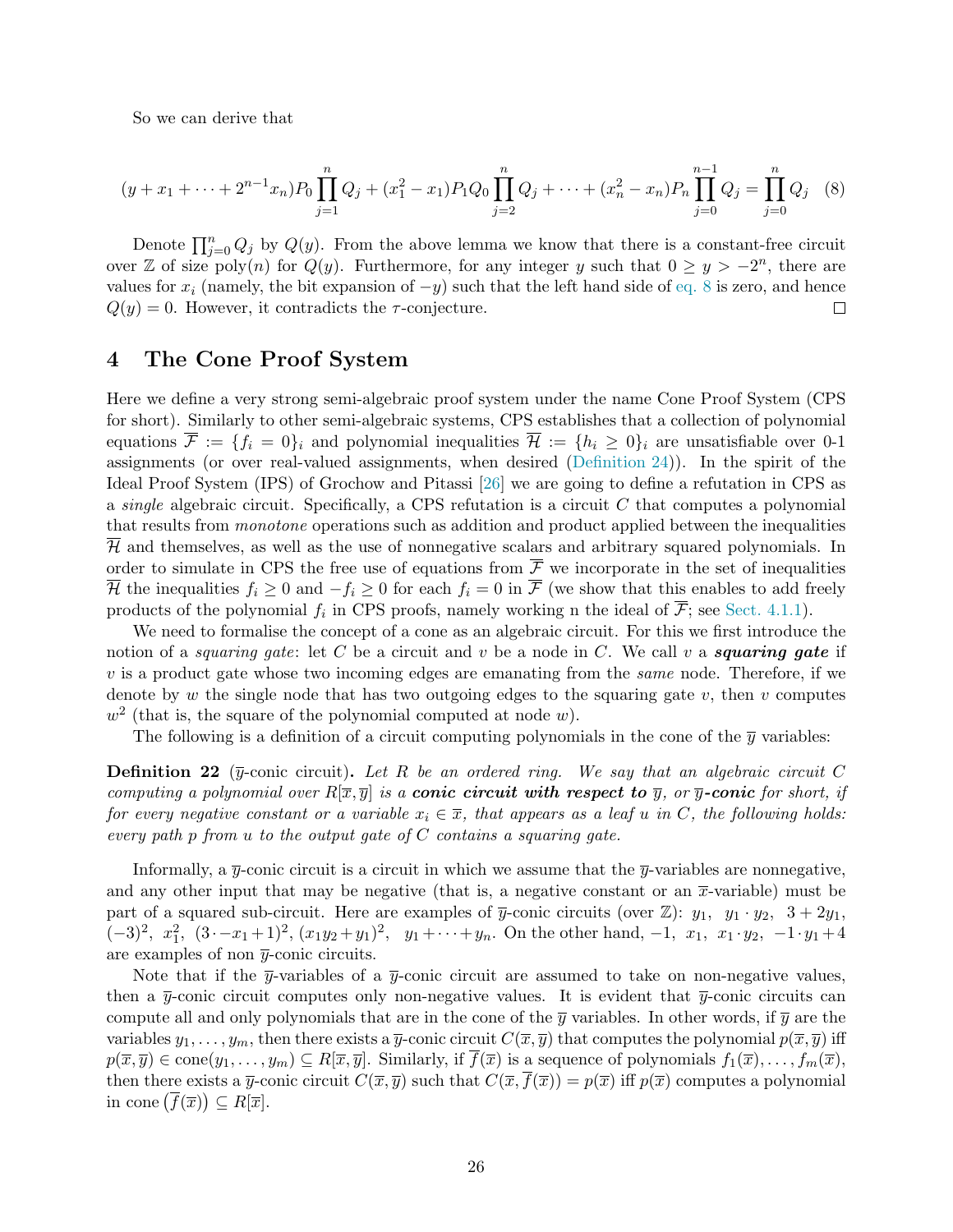So we can derive that

$$(y + x_1 + \cdots + 2^{n-1}x_n)P_0 \prod_{j=1}^{n} Q_j + (x_1^2 - x_1)P_1 Q_0 \prod_{j=2}^{n} Q_j + \cdots + (x_n^2 - x_n)P_n \prod_{j=0}^{n-1} Q_j = \prod_{j=0}^{n} Q_j \quad (8)$$

Denote $\prod_{j=0}^{n} Q_j$ by $Q(y)$. From the above lemma we know that there is a constant-free circuit over $\mathbb{Z}$ of size $\mathrm{poly}(n)$ for $Q(y)$. Furthermore, for any integer $y$ such that $0 \geq y > -2^n$, there are values for $x_i$ (namely, the bit expansion of $-y$) such that the left hand side of eq. 8 is zero, and hence $Q(y) = 0$. However, it contradicts the $\tau$-conjecture. □

## 4 The Cone Proof System

Here we define a very strong semi-algebraic proof system under the name Cone Proof System (CPS for short). Similarly to other semi-algebraic systems, CPS establishes that a collection of polynomial equations $\overline{\mathcal{F}} := \{f_i = 0\}_i$ and polynomial inequalities $\overline{\mathcal{H}} := \{h_i \geq 0\}_i$ are unsatisfiable over 0-1 assignments (or over real-valued assignments, when desired (Definition 24)). In the spirit of the Ideal Proof System (IPS) of Grochow and Pitassi [26] we are going to define a refutation in CPS as a *single* algebraic circuit. Specifically, a CPS refutation is a circuit $C$ that computes a polynomial that results from *monotone* operations such as addition and product applied between the inequalities $\overline{\mathcal{H}}$ and themselves, as well as the use of nonnegative scalars and arbitrary squared polynomials. In order to simulate in CPS the free use of equations from $\overline{\mathcal{F}}$ we incorporate in the set of inequalities $\overline{\mathcal{H}}$ the inequalities $f_i \geq 0$ and $-f_i \geq 0$ for each $f_i = 0$ in $\overline{\mathcal{F}}$ (we show that this enables to add freely products of the polynomial $f_i$ in CPS proofs, namely working n the ideal of $\overline{\mathcal{F}}$; see Sect. 4.1.1).

We need to formalise the concept of a cone as an algebraic circuit. For this we first introduce the notion of a *squaring gate*: let $C$ be a circuit and $v$ be a node in $C$. We call $v$ a ***squaring gate*** if $v$ is a product gate whose two incoming edges are emanating from the *same* node. Therefore, if we denote by $w$ the single node that has two outgoing edges to the squaring gate $v$, then $v$ computes $w^2$ (that is, the square of the polynomial computed at node $w$).

The following is a definition of a circuit computing polynomials in the cone of the $\overline{y}$ variables:

**Definition 22** ($\overline{y}$-conic circuit)**.** *Let $R$ be an ordered ring. We say that an algebraic circuit $C$ computing a polynomial over $R[\overline{x}, \overline{y}]$ is a **conic circuit with respect to** $\overline{y}$, or $\overline{y}$**-conic** for short, if for every negative constant or a variable $x_i \in \overline{x}$, that appears as a leaf $u$ in $C$, the following holds: every path $p$ from $u$ to the output gate of $C$ contains a squaring gate.*

Informally, a $\overline{y}$-conic circuit is a circuit in which we assume that the $\overline{y}$-variables are nonnegative, and any other input that may be negative (that is, a negative constant or an $\overline{x}$-variable) must be part of a squared sub-circuit. Here are examples of $\overline{y}$-conic circuits (over $\mathbb{Z}$): $y_1$, $y_1 \cdot y_2$, $3 + 2y_1$, $(-3)^2$, $x_1^2$, $(3 \cdot -x_1 + 1)^2$, $(x_1 y_2 + y_1)^2$, $y_1 + \cdots + y_n$. On the other hand, $-1$, $x_1$, $x_1 \cdot y_2$, $-1 \cdot y_1 + 4$ are examples of non $\overline{y}$-conic circuits.

Note that if the $\overline{y}$-variables of a $\overline{y}$-conic circuit are assumed to take on non-negative values, then a $\overline{y}$-conic circuit computes only non-negative values. It is evident that $\overline{y}$-conic circuits can compute all and only polynomials that are in the cone of the $\overline{y}$ variables. In other words, if $\overline{y}$ are the variables $y_1, \ldots, y_m$, then there exists a $\overline{y}$-conic circuit $C(\overline{x}, \overline{y})$ that computes the polynomial $p(\overline{x}, \overline{y})$ iff $p(\overline{x}, \overline{y}) \in \mathrm{cone}(y_1, \ldots, y_m) \subseteq R[\overline{x}, \overline{y}]$. Similarly, if $\overline{f}(\overline{x})$ is a sequence of polynomials $f_1(\overline{x}), \ldots, f_m(\overline{x})$, then there exists a $\overline{y}$-conic circuit $C(\overline{x}, \overline{y})$ such that $C(\overline{x}, \overline{f}(\overline{x})) = p(\overline{x})$ iff $p(\overline{x})$ computes a polynomial in $\mathrm{cone}\left(\overline{f}(\overline{x})\right) \subseteq R[\overline{x}]$.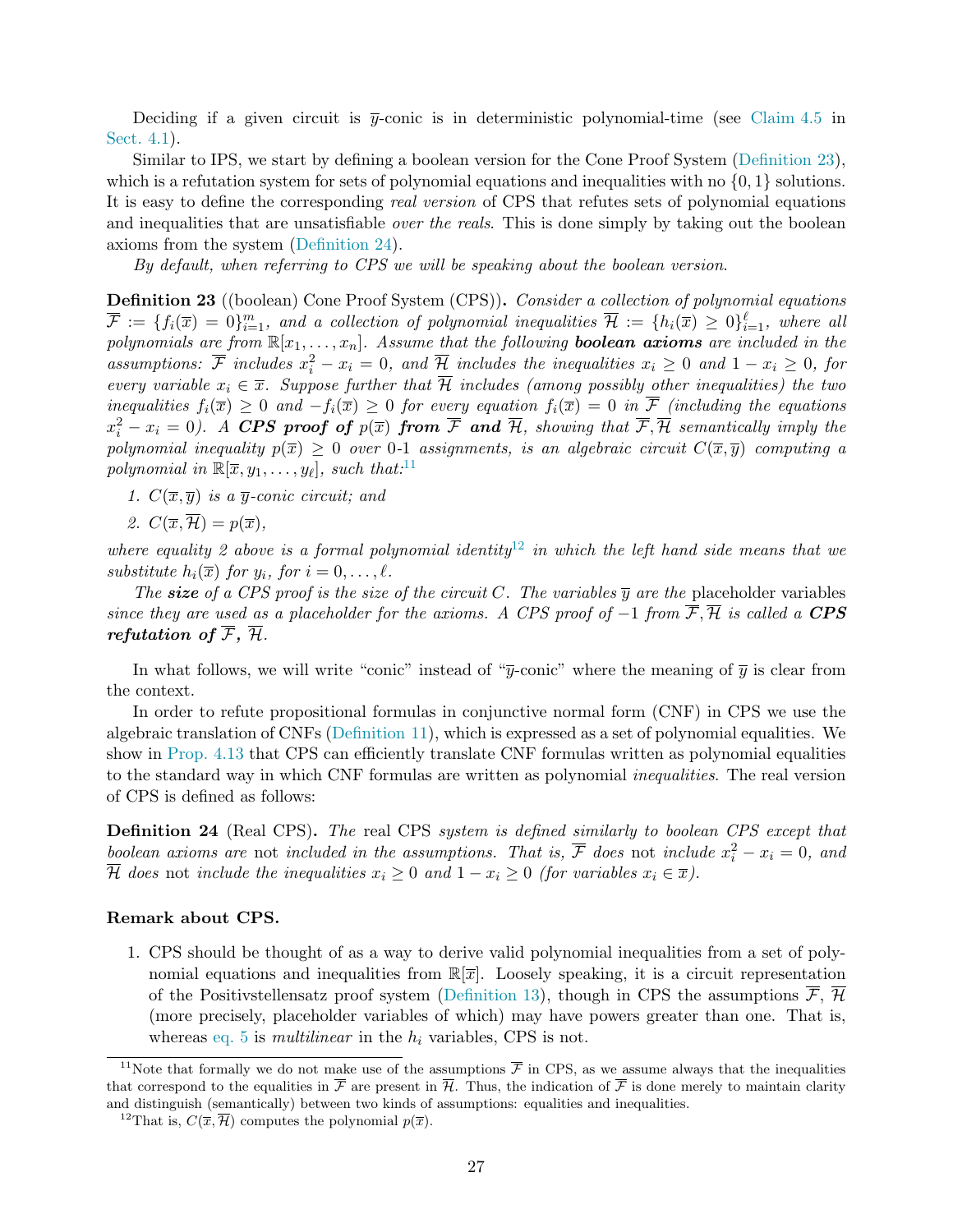Deciding if a given circuit is $\overline{y}$-conic is in deterministic polynomial-time (see Claim 4.5 in Sect. 4.1).

Similar to IPS, we start by defining a boolean version for the Cone Proof System (Definition 23), which is a refutation system for sets of polynomial equations and inequalities with no $\{0, 1\}$ solutions. It is easy to define the corresponding *real version* of CPS that refutes sets of polynomial equations and inequalities that are unsatisfiable *over the reals*. This is done simply by taking out the boolean axioms from the system (Definition 24).

*By default, when referring to CPS we will be speaking about the boolean version.*

**Definition 23** ((boolean) Cone Proof System (CPS))**.** *Consider a collection of polynomial equations $\overline{\mathcal{F}} := \{f_i(\overline{x}) = 0\}_{i=1}^m$, and a collection of polynomial inequalities $\overline{\mathcal{H}} := \{h_i(\overline{x}) \geq 0\}_{i=1}^{\ell}$, where all polynomials are from $\mathbb{R}[x_1, \ldots, x_n]$. Assume that the following **boolean axioms** are included in the assumptions: $\overline{\mathcal{F}}$ includes $x_i^2 - x_i = 0$, and $\overline{\mathcal{H}}$ includes the inequalities $x_i \geq 0$ and $1 - x_i \geq 0$, for every variable $x_i \in \overline{x}$. Suppose further that $\overline{\mathcal{H}}$ includes (among possibly other inequalities) the two inequalities $f_i(\overline{x}) \geq 0$ and $-f_i(\overline{x}) \geq 0$ for every equation $f_i(\overline{x}) = 0$ in $\overline{\mathcal{F}}$ (including the equations $x_i^2 - x_i = 0$). A **CPS proof of** $p(\overline{x})$ **from** $\overline{\mathcal{F}}$ **and** $\overline{\mathcal{H}}$, showing that $\overline{\mathcal{F}}, \overline{\mathcal{H}}$ semantically imply the polynomial inequality $p(\overline{x}) \geq 0$ over 0-1 assignments, is an algebraic circuit $C(\overline{x}, \overline{y})$ computing a polynomial in $\mathbb{R}[\overline{x}, y_1, \ldots, y_{\ell}]$, such that:*[11]

1. *$C(\overline{x}, \overline{y})$ is a $\overline{y}$-conic circuit; and*
2. *$C(\overline{x}, \overline{\mathcal{H}}) = p(\overline{x})$,*

*where equality 2 above is a formal polynomial identity*[12] *in which the left hand side means that we substitute $h_i(\overline{x})$ for $y_i$, for $i = 0, \ldots, \ell$.*

*The **size** of a CPS proof is the size of the circuit $C$. The variables $\overline{y}$ are the* placeholder variables *since they are used as a placeholder for the axioms. A CPS proof of $-1$ from $\overline{\mathcal{F}}, \overline{\mathcal{H}}$ is called a **CPS refutation of** $\overline{\mathcal{F}}$**,** $\overline{\mathcal{H}}$.*

In what follows, we will write "conic" instead of "$\overline{y}$-conic" where the meaning of $\overline{y}$ is clear from the context.

In order to refute propositional formulas in conjunctive normal form (CNF) in CPS we use the algebraic translation of CNFs (Definition 11), which is expressed as a set of polynomial equalities. We show in Prop. 4.13 that CPS can efficiently translate CNF formulas written as polynomial equalities to the standard way in which CNF formulas are written as polynomial *inequalities*. The real version of CPS is defined as follows:

**Definition 24** (Real CPS)**.** *The* real CPS *system is defined similarly to boolean CPS except that boolean axioms are* not *included in the assumptions. That is, $\overline{\mathcal{F}}$ does* not *include $x_i^2 - x_i = 0$, and $\overline{\mathcal{H}}$ does* not *include the inequalities $x_i \geq 0$ and $1 - x_i \geq 0$ (for variables $x_i \in \overline{x}$).*

**Remark about CPS.**

1. CPS should be thought of as a way to derive valid polynomial inequalities from a set of polynomial equations and inequalities from $\mathbb{R}[\overline{x}]$. Loosely speaking, it is a circuit representation of the Positivstellensatz proof system (Definition 13), though in CPS the assumptions $\overline{\mathcal{F}}$, $\overline{\mathcal{H}}$ (more precisely, placeholder variables of which) may have powers greater than one. That is, whereas eq. 5 is *multilinear* in the $h_i$ variables, CPS is not.

---

[11] Note that formally we do not make use of the assumptions $\overline{\mathcal{F}}$ in CPS, as we assume always that the inequalities that correspond to the equalities in $\overline{\mathcal{F}}$ are present in $\overline{\mathcal{H}}$. Thus, the indication of $\overline{\mathcal{F}}$ is done merely to maintain clarity and distinguish (semantically) between two kinds of assumptions: equalities and inequalities.

[12] That is, $C(\overline{x}, \overline{\mathcal{H}})$ computes the polynomial $p(\overline{x})$.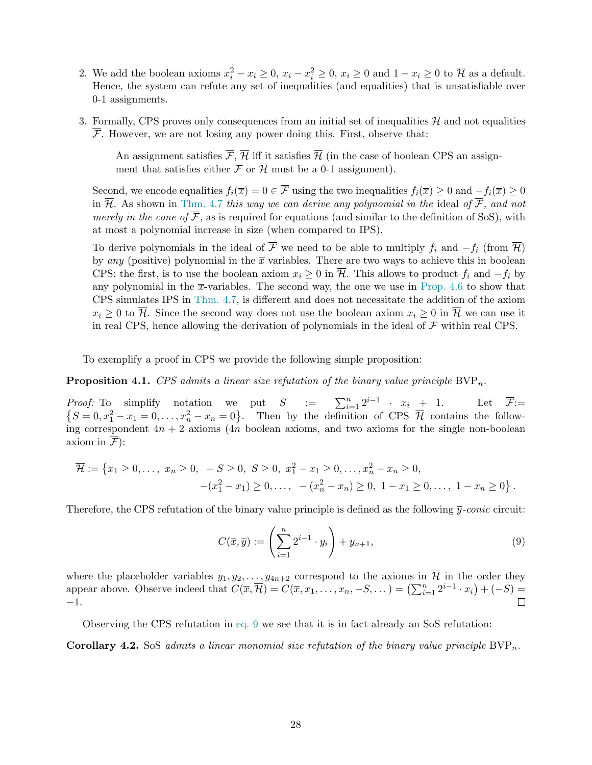2. We add the boolean axioms $x_i^2 - x_i \geq 0$, $x_i - x_i^2 \geq 0$, $x_i \geq 0$ and $1 - x_i \geq 0$ to $\overline{\mathcal{H}}$ as a default. Hence, the system can refute any set of inequalities (and equalities) that is unsatisfiable over 0-1 assignments.

3. Formally, CPS proves only consequences from an initial set of inequalities $\overline{\mathcal{H}}$ and not equalities $\overline{\mathcal{F}}$. However, we are not losing any power doing this. First, observe that:

   > An assignment satisfies $\overline{\mathcal{F}}, \overline{\mathcal{H}}$ iff it satisfies $\overline{\mathcal{H}}$ (in the case of boolean CPS an assignment that satisfies either $\overline{\mathcal{F}}$ or $\overline{\mathcal{H}}$ must be a 0-1 assignment).

   Second, we encode equalities $f_i(\overline{x}) = 0 \in \overline{\mathcal{F}}$ using the two inequalities $f_i(\overline{x}) \geq 0$ and $-f_i(\overline{x}) \geq 0$ in $\overline{\mathcal{H}}$. As shown in Thm. 4.7 *this way we can derive any polynomial in the* ideal *of* $\overline{\mathcal{F}}$, *and not merely in the cone of* $\overline{\mathcal{F}}$, as is required for equations (and similar to the definition of SoS), with at most a polynomial increase in size (when compared to IPS).

   To derive polynomials in the ideal of $\overline{\mathcal{F}}$ we need to be able to multiply $f_i$ and $-f_i$ (from $\overline{\mathcal{H}}$) by *any* (positive) polynomial in the $\overline{x}$ variables. There are two ways to achieve this in boolean CPS: the first, is to use the boolean axiom $x_i \geq 0$ in $\overline{\mathcal{H}}$. This allows to product $f_i$ and $-f_i$ by any polynomial in the $\overline{x}$-variables. The second way, the one we use in Prop. 4.6 to show that CPS simulates IPS in Thm. 4.7, is different and does not necessitate the addition of the axiom $x_i \geq 0$ to $\overline{\mathcal{H}}$. Since the second way does not use the boolean axiom $x_i \geq 0$ in $\overline{\mathcal{H}}$ we can use it in real CPS, hence allowing the derivation of polynomials in the ideal of $\overline{\mathcal{F}}$ within real CPS.

To exemplify a proof in CPS we provide the following simple proposition:

**Proposition 4.1.** *CPS admits a linear size refutation of the binary value principle* $\mathrm{BVP}_n$.

*Proof:* To simplify notation we put $S := \sum_{i=1}^{n} 2^{i-1} \cdot x_i + 1$. Let $\overline{\mathcal{F}} := \{S = 0, x_1^2 - x_1 = 0, \ldots, x_n^2 - x_n = 0\}$. Then by the definition of CPS $\overline{\mathcal{H}}$ contains the following correspondent $4n+2$ axioms ($4n$ boolean axioms, and two axioms for the single non-boolean axiom in $\overline{\mathcal{F}}$):

$$
\overline{\mathcal{H}} := \big\{x_1 \geq 0, \ldots,\ x_n \geq 0,\ \ -S \geq 0,\ S \geq 0,\ x_1^2 - x_1 \geq 0, \ldots, x_n^2 - x_n \geq 0, \\
-(x_1^2 - x_1) \geq 0, \ldots,\ \ -(x_n^2 - x_n) \geq 0,\ 1 - x_1 \geq 0, \ldots,\ 1 - x_n \geq 0\big\}.
$$

Therefore, the CPS refutation of the binary value principle is defined as the following $\overline{y}$-*conic* circuit:

$$
C(\overline{x}, \overline{y}) := \left(\sum_{i=1}^{n} 2^{i-1} \cdot y_i\right) + y_{n+1}, \tag{9}
$$

where the placeholder variables $y_1, y_2, \ldots, y_{4n+2}$ correspond to the axioms in $\overline{\mathcal{H}}$ in the order they appear above. Observe indeed that $C(\overline{x}, \overline{\mathcal{H}}) = C(\overline{x}, x_1, \ldots, x_n, -S, \ldots) = \left(\sum_{i=1}^{n} 2^{i-1} \cdot x_i\right) + (-S) = -1$. $\square$

Observing the CPS refutation in eq. 9 we see that it is in fact already an SoS refutation:

**Corollary 4.2.** SoS *admits a linear monomial size refutation of the binary value principle* $\mathrm{BVP}_n$.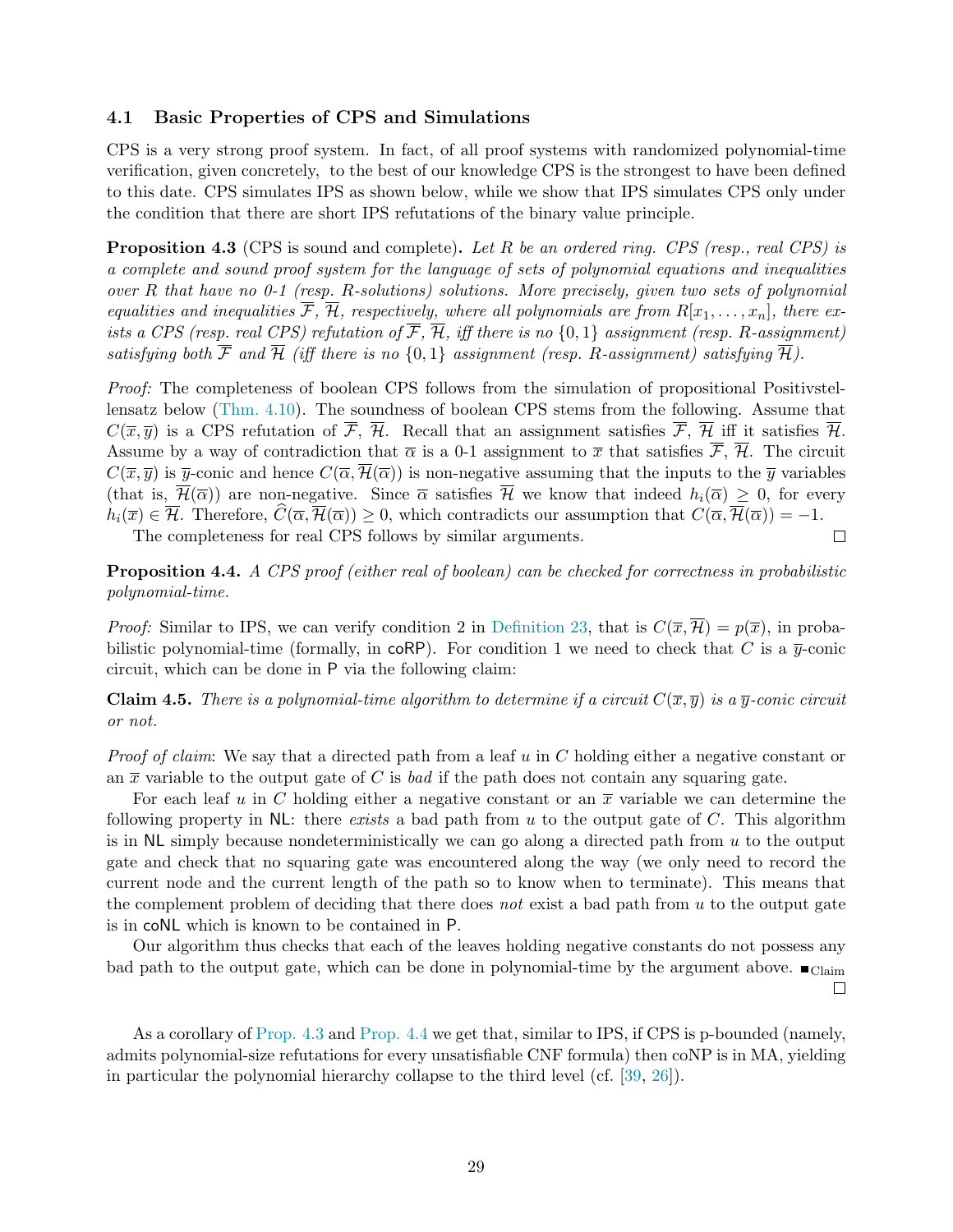### 4.1 Basic Properties of CPS and Simulations

CPS is a very strong proof system. In fact, of all proof systems with randomized polynomial-time verification, given concretely, to the best of our knowledge CPS is the strongest to have been defined to this date. CPS simulates IPS as shown below, while we show that IPS simulates CPS only under the condition that there are short IPS refutations of the binary value principle.

**Proposition 4.3** (CPS is sound and complete). *Let $R$ be an ordered ring. CPS (resp., real CPS) is a complete and sound proof system for the language of sets of polynomial equations and inequalities over $R$ that have no 0-1 (resp. $R$-solutions) solutions. More precisely, given two sets of polynomial equalities and inequalities $\overline{\mathcal{F}}$, $\overline{\mathcal{H}}$, respectively, where all polynomials are from $R[x_1,\dots,x_n]$, there exists a CPS (resp. real CPS) refutation of $\overline{\mathcal{F}}$, $\overline{\mathcal{H}}$, iff there is no $\{0,1\}$ assignment (resp. $R$-assignment) satisfying both $\overline{\mathcal{F}}$ and $\overline{\mathcal{H}}$ (iff there is no $\{0,1\}$ assignment (resp. $R$-assignment) satisfying $\overline{\mathcal{H}}$).*

*Proof:* The completeness of boolean CPS follows from the simulation of propositional Positivstellensatz below (Thm. 4.10). The soundness of boolean CPS stems from the following. Assume that $C(\overline{x},\overline{y})$ is a CPS refutation of $\overline{\mathcal{F}}$, $\overline{\mathcal{H}}$. Recall that an assignment satisfies $\overline{\mathcal{F}}$, $\overline{\mathcal{H}}$ iff it satisfies $\overline{\mathcal{H}}$. Assume by a way of contradiction that $\overline{\alpha}$ is a 0-1 assignment to $\overline{x}$ that satisfies $\overline{\mathcal{F}}$, $\overline{\mathcal{H}}$. The circuit $C(\overline{x},\overline{y})$ is $\overline{y}$-conic and hence $C(\overline{\alpha},\overline{\mathcal{H}}(\overline{\alpha}))$ is non-negative assuming that the inputs to the $\overline{y}$ variables (that is, $\overline{\mathcal{H}}(\overline{\alpha})$) are non-negative. Since $\overline{\alpha}$ satisfies $\overline{\mathcal{H}}$ we know that indeed $h_i(\overline{\alpha}) \geq 0$, for every $h_i(\overline{x}) \in \overline{\mathcal{H}}$. Therefore, $\widehat{C}(\overline{\alpha},\overline{\mathcal{H}}(\overline{\alpha})) \geq 0$, which contradicts our assumption that $C(\overline{\alpha},\overline{\mathcal{H}}(\overline{\alpha})) = -1$.

The completeness for real CPS follows by similar arguments. □

**Proposition 4.4.** *A CPS proof (either real of boolean) can be checked for correctness in probabilistic polynomial-time.*

*Proof:* Similar to IPS, we can verify condition 2 in Definition 23, that is $C(\overline{x},\overline{\mathcal{H}}) = p(\overline{x})$, in probabilistic polynomial-time (formally, in coRP). For condition 1 we need to check that $C$ is a $\overline{y}$-conic circuit, which can be done in P via the following claim:

**Claim 4.5.** *There is a polynomial-time algorithm to determine if a circuit $C(\overline{x},\overline{y})$ is a $\overline{y}$-conic circuit or not.*

*Proof of claim*: We say that a directed path from a leaf $u$ in $C$ holding either a negative constant or an $\overline{x}$ variable to the output gate of $C$ is *bad* if the path does not contain any squaring gate.

For each leaf $u$ in $C$ holding either a negative constant or an $\overline{x}$ variable we can determine the following property in NL: there *exists* a bad path from $u$ to the output gate of $C$. This algorithm is in NL simply because nondeterministically we can go along a directed path from $u$ to the output gate and check that no squaring gate was encountered along the way (we only need to record the current node and the current length of the path so to know when to terminate). This means that the complement problem of deciding that there does *not* exist a bad path from $u$ to the output gate is in coNL which is known to be contained in P.

Our algorithm thus checks that each of the leaves holding negative constants do not possess any bad path to the output gate, which can be done in polynomial-time by the argument above. ■Claim

□

As a corollary of Prop. 4.3 and Prop. 4.4 we get that, similar to IPS, if CPS is p-bounded (namely, admits polynomial-size refutations for every unsatisfiable CNF formula) then coNP is in MA, yielding in particular the polynomial hierarchy collapse to the third level (cf. [39, 26]).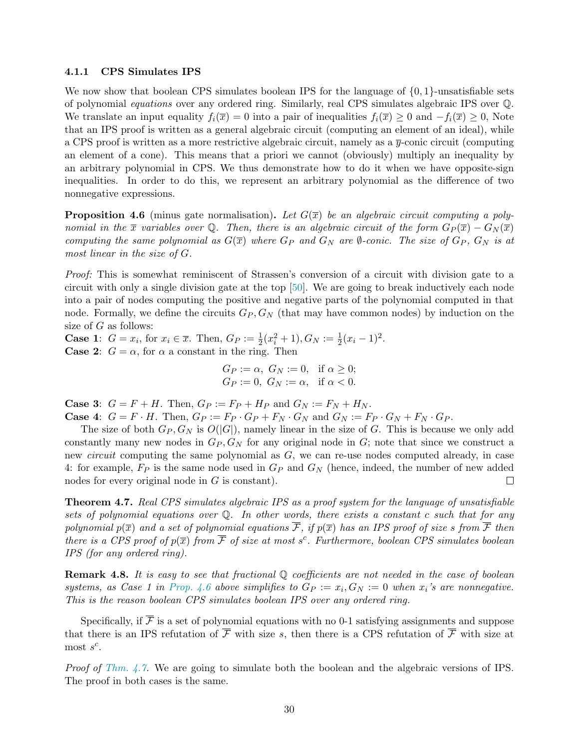#### 4.1.1 CPS Simulates IPS

We now show that boolean CPS simulates boolean IPS for the language of $\{0,1\}$-unsatisfiable sets of polynomial *equations* over any ordered ring. Similarly, real CPS simulates algebraic IPS over $\mathbb{Q}$. We translate an input equality $f_i(\overline{x}) = 0$ into a pair of inequalities $f_i(\overline{x}) \geq 0$ and $-f_i(\overline{x}) \geq 0$, Note that an IPS proof is written as a general algebraic circuit (computing an element of an ideal), while a CPS proof is written as a more restrictive algebraic circuit, namely as a $\overline{y}$-conic circuit (computing an element of a cone). This means that a priori we cannot (obviously) multiply an inequality by an arbitrary polynomial in CPS. We thus demonstrate how to do it when we have opposite-sign inequalities. In order to do this, we represent an arbitrary polynomial as the difference of two nonnegative expressions.

**Proposition 4.6** (minus gate normalisation). *Let $G(\overline{x})$ be an algebraic circuit computing a polynomial in the $\overline{x}$ variables over $\mathbb{Q}$. Then, there is an algebraic circuit of the form $G_P(\overline{x}) - G_N(\overline{x})$ computing the same polynomial as $G(\overline{x})$ where $G_P$ and $G_N$ are $\emptyset$-conic. The size of $G_P$, $G_N$ is at most linear in the size of $G$.*

*Proof:* This is somewhat reminiscent of Strassen's conversion of a circuit with division gate to a circuit with only a single division gate at the top [50]. We are going to break inductively each node into a pair of nodes computing the positive and negative parts of the polynomial computed in that node. Formally, we define the circuits $G_P, G_N$ (that may have common nodes) by induction on the size of $G$ as follows:

**Case 1**: $G = x_i$, for $x_i \in \overline{x}$. Then, $G_P := \frac{1}{2}(x_i^2 + 1), G_N := \frac{1}{2}(x_i - 1)^2$.

**Case 2**: $G = \alpha$, for $\alpha$ a constant in the ring. Then

$$
\begin{aligned}
G_P &:= \alpha,\ G_N := 0, \quad \text{if } \alpha \geq 0;\\
G_P &:= 0,\ G_N := \alpha, \quad \text{if } \alpha < 0.
\end{aligned}
$$

**Case 3**: $G = F + H$. Then, $G_P := F_P + H_P$ and $G_N := F_N + H_N$.

**Case 4**: $G = F \cdot H$. Then, $G_P := F_P \cdot G_P + F_N \cdot G_N$ and $G_N := F_P \cdot G_N + F_N \cdot G_P$.

The size of both $G_P, G_N$ is $O(|G|)$, namely linear in the size of $G$. This is because we only add constantly many new nodes in $G_P, G_N$ for any original node in $G$; note that since we construct a new *circuit* computing the same polynomial as $G$, we can re-use nodes computed already, in case 4: for example, $F_P$ is the same node used in $G_P$ and $G_N$ (hence, indeed, the number of new added nodes for every original node in $G$ is constant). □

**Theorem 4.7.** *Real CPS simulates algebraic IPS as a proof system for the language of unsatisfiable sets of polynomial equations over $\mathbb{Q}$. In other words, there exists a constant $c$ such that for any polynomial $p(\overline{x})$ and a set of polynomial equations $\overline{\mathcal{F}}$, if $p(\overline{x})$ has an IPS proof of size $s$ from $\overline{\mathcal{F}}$ then there is a CPS proof of $p(\overline{x})$ from $\overline{\mathcal{F}}$ of size at most $s^c$. Furthermore, boolean CPS simulates boolean IPS (for any ordered ring).*

**Remark 4.8.** *It is easy to see that fractional $\mathbb{Q}$ coefficients are not needed in the case of boolean systems, as Case 1 in Prop. 4.6 above simplifies to $G_P := x_i, G_N := 0$ when $x_i$'s are nonnegative. This is the reason boolean CPS simulates boolean IPS over any ordered ring.*

Specifically, if $\overline{\mathcal{F}}$ is a set of polynomial equations with no 0-1 satisfying assignments and suppose that there is an IPS refutation of $\overline{\mathcal{F}}$ with size $s$, then there is a CPS refutation of $\overline{\mathcal{F}}$ with size at most $s^c$.

*Proof of Thm. 4.7.* We are going to simulate both the boolean and the algebraic versions of IPS. The proof in both cases is the same.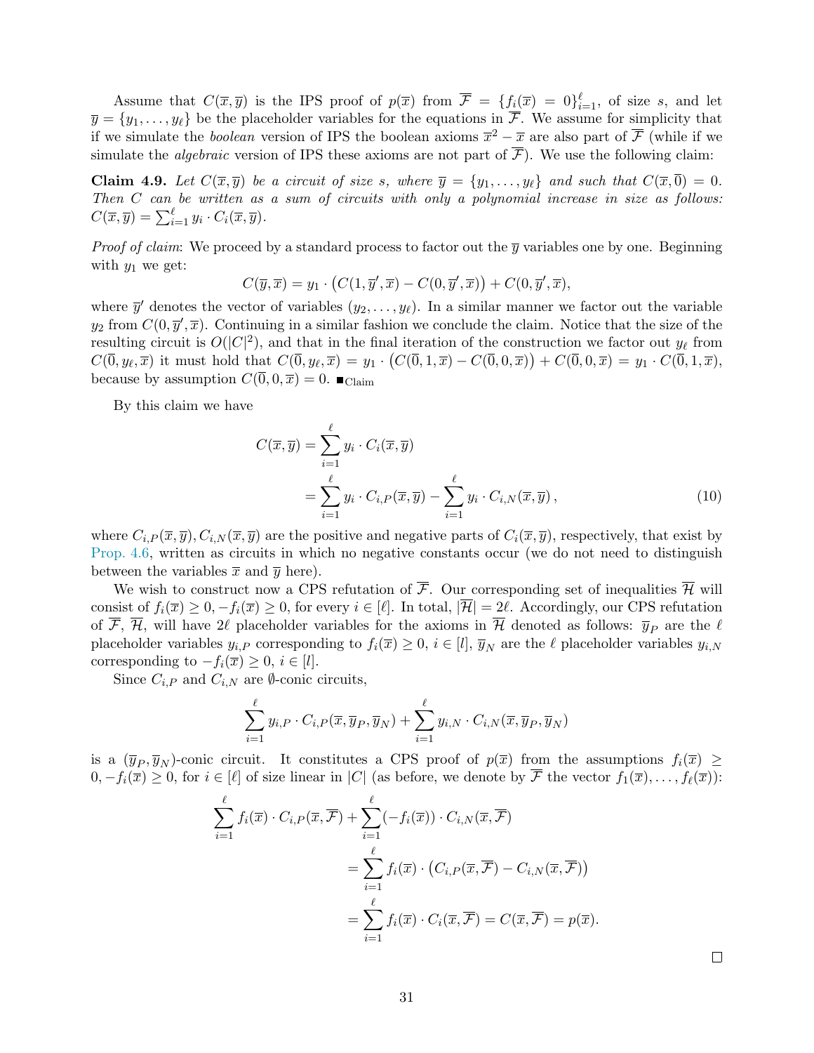Assume that $C(\overline{x},\overline{y})$ is the IPS proof of $p(\overline{x})$ from $\overline{\mathcal{F}} = \{f_i(\overline{x}) = 0\}_{i=1}^{\ell}$, of size $s$, and let $\overline{y} = \{y_1, \dots, y_\ell\}$ be the placeholder variables for the equations in $\overline{\mathcal{F}}$. We assume for simplicity that if we simulate the *boolean* version of IPS the boolean axioms $\overline{x}^2 - \overline{x}$ are also part of $\overline{\mathcal{F}}$ (while if we simulate the *algebraic* version of IPS these axioms are not part of $\overline{\mathcal{F}}$). We use the following claim:

**Claim 4.9.** *Let $C(\overline{x},\overline{y})$ be a circuit of size $s$, where $\overline{y} = \{y_1, \dots, y_\ell\}$ and such that $C(\overline{x},\overline{0}) = 0$. Then $C$ can be written as a sum of circuits with only a polynomial increase in size as follows: $C(\overline{x},\overline{y}) = \sum_{i=1}^{\ell} y_i \cdot C_i(\overline{x},\overline{y})$.*

*Proof of claim*: We proceed by a standard process to factor out the $\overline{y}$ variables one by one. Beginning with $y_1$ we get:

$$C(\overline{y},\overline{x}) = y_1 \cdot \big(C(1,\overline{y}',\overline{x}) - C(0,\overline{y}',\overline{x})\big) + C(0,\overline{y}',\overline{x}),$$

where $\overline{y}'$ denotes the vector of variables $(y_2, \dots, y_\ell)$. In a similar manner we factor out the variable $y_2$ from $C(0,\overline{y}',\overline{x})$. Continuing in a similar fashion we conclude the claim. Notice that the size of the resulting circuit is $O(|C|^2)$, and that in the final iteration of the construction we factor out $y_\ell$ from $C(\overline{0},y_\ell,\overline{x})$ it must hold that $C(\overline{0},y_\ell,\overline{x}) = y_1 \cdot \big(C(\overline{0},1,\overline{x}) - C(\overline{0},0,\overline{x})\big) + C(\overline{0},0,\overline{x}) = y_1 \cdot C(\overline{0},1,\overline{x})$, because by assumption $C(\overline{0},0,\overline{x}) = 0$. $\blacksquare_{\text{Claim}}$

By this claim we have

$$\begin{aligned}
C(\overline{x},\overline{y}) &= \sum_{i=1}^{\ell} y_i \cdot C_i(\overline{x},\overline{y}) \\
&= \sum_{i=1}^{\ell} y_i \cdot C_{i,P}(\overline{x},\overline{y}) - \sum_{i=1}^{\ell} y_i \cdot C_{i,N}(\overline{x},\overline{y})\,,
\end{aligned} \tag{10}$$

where $C_{i,P}(\overline{x},\overline{y}), C_{i,N}(\overline{x},\overline{y})$ are the positive and negative parts of $C_i(\overline{x},\overline{y})$, respectively, that exist by Prop. 4.6, written as circuits in which no negative constants occur (we do not need to distinguish between the variables $\overline{x}$ and $\overline{y}$ here).

We wish to construct now a CPS refutation of $\overline{\mathcal{F}}$. Our corresponding set of inequalities $\overline{\mathcal{H}}$ will consist of $f_i(\overline{x}) \geq 0, -f_i(\overline{x}) \geq 0$, for every $i \in [\ell]$. In total, $|\overline{\mathcal{H}}| = 2\ell$. Accordingly, our CPS refutation of $\overline{\mathcal{F}}$, $\overline{\mathcal{H}}$, will have $2\ell$ placeholder variables for the axioms in $\overline{\mathcal{H}}$ denoted as follows: $\overline{y}_P$ are the $\ell$ placeholder variables $y_{i,P}$ corresponding to $f_i(\overline{x}) \geq 0$, $i \in [l]$, $\overline{y}_N$ are the $\ell$ placeholder variables $y_{i,N}$ corresponding to $-f_i(\overline{x}) \geq 0$, $i \in [l]$.

Since $C_{i,P}$ and $C_{i,N}$ are $\emptyset$-conic circuits,

$$\sum_{i=1}^{\ell} y_{i,P} \cdot C_{i,P}(\overline{x},\overline{y}_P,\overline{y}_N) + \sum_{i=1}^{\ell} y_{i,N} \cdot C_{i,N}(\overline{x},\overline{y}_P,\overline{y}_N)$$

is a $(\overline{y}_P,\overline{y}_N)$-conic circuit. It constitutes a CPS proof of $p(\overline{x})$ from the assumptions $f_i(\overline{x}) \geq 0, -f_i(\overline{x}) \geq 0$, for $i \in [\ell]$ of size linear in $|C|$ (as before, we denote by $\overline{\mathcal{F}}$ the vector $f_1(\overline{x}), \dots, f_\ell(\overline{x})$):

$$\begin{aligned}
\sum_{i=1}^{\ell} f_i(\overline{x}) \cdot C_{i,P}(\overline{x},\overline{\mathcal{F}}) &+ \sum_{i=1}^{\ell} (-f_i(\overline{x})) \cdot C_{i,N}(\overline{x},\overline{\mathcal{F}}) \\
&= \sum_{i=1}^{\ell} f_i(\overline{x}) \cdot \big(C_{i,P}(\overline{x},\overline{\mathcal{F}}) - C_{i,N}(\overline{x},\overline{\mathcal{F}})\big) \\
&= \sum_{i=1}^{\ell} f_i(\overline{x}) \cdot C_i(\overline{x},\overline{\mathcal{F}}) = C(\overline{x},\overline{\mathcal{F}}) = p(\overline{x}).
\end{aligned}$$

$\square$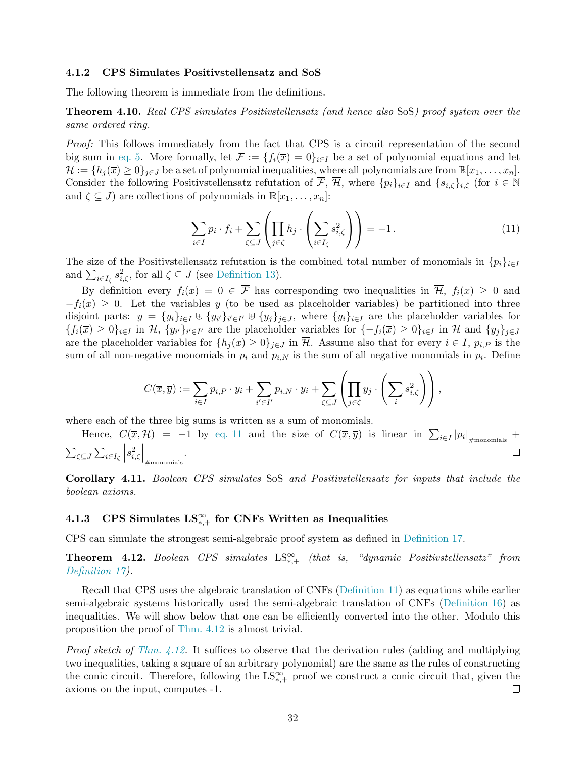#### 4.1.2 CPS Simulates Positivstellensatz and SoS

The following theorem is immediate from the definitions.

**Theorem 4.10.** *Real CPS simulates Positivstellensatz (and hence also* SoS*) proof system over the same ordered ring.*

*Proof:* This follows immediately from the fact that CPS is a circuit representation of the second big sum in eq. 5. More formally, let $\overline{\mathcal{F}} := \{f_i(\overline{x}) = 0\}_{i\in I}$ be a set of polynomial equations and let $\overline{\mathcal{H}} := \{h_j(\overline{x}) \geq 0\}_{j\in J}$ be a set of polynomial inequalities, where all polynomials are from $\mathbb{R}[x_1,\dots,x_n]$. Consider the following Positivstellensatz refutation of $\overline{\mathcal{F}}$, $\overline{\mathcal{H}}$, where $\{p_i\}_{i\in I}$ and $\{s_{i,\zeta}\}_{i,\zeta}$ (for $i \in \mathbb{N}$ and $\zeta \subseteq J$) are collections of polynomials in $\mathbb{R}[x_1,\dots,x_n]$:

$$\sum_{i\in I} p_i \cdot f_i + \sum_{\zeta\subseteq J}\left(\prod_{j\in\zeta} h_j \cdot \left(\sum_{i\in I_\zeta} s_{i,\zeta}^2\right)\right) = -1\,. \tag{11}$$

The size of the Positivstellensatz refutation is the combined total number of monomials in $\{p_i\}_{i\in I}$ and $\sum_{i\in I_\zeta} s_{i,\zeta}^2$, for all $\zeta \subseteq J$ (see Definition 13).

By definition every $f_i(\overline{x}) = 0 \in \overline{\mathcal{F}}$ has corresponding two inequalities in $\overline{\mathcal{H}}$, $f_i(\overline{x}) \geq 0$ and $-f_i(\overline{x}) \geq 0$. Let the variables $\overline{y}$ (to be used as placeholder variables) be partitioned into three disjoint parts: $\overline{y} = \{y_i\}_{i\in I} \uplus \{y_{i'}\}_{i'\in I'} \uplus \{y_j\}_{j\in J}$, where $\{y_i\}_{i\in I}$ are the placeholder variables for $\{f_i(\overline{x}) \geq 0\}_{i\in I}$ in $\overline{\mathcal{H}}$, $\{y_{i'}\}_{i'\in I'}$ are the placeholder variables for $\{-f_i(\overline{x}) \geq 0\}_{i\in I}$ in $\overline{\mathcal{H}}$ and $\{y_j\}_{j\in J}$ are the placeholder variables for $\{h_j(\overline{x}) \geq 0\}_{j\in J}$ in $\overline{\mathcal{H}}$. Assume also that for every $i \in I$, $p_{i,P}$ is the sum of all non-negative monomials in $p_i$ and $p_{i,N}$ is the sum of all negative monomials in $p_i$. Define

$$C(\overline{x},\overline{y}) := \sum_{i\in I} p_{i,P}\cdot y_i + \sum_{i'\in I'} p_{i,N}\cdot y_i + \sum_{\zeta\subseteq J}\left(\prod_{j\in\zeta} y_j \cdot \left(\sum_i s_{i,\zeta}^2\right)\right),$$

where each of the three big sums is written as a sum of monomials.

Hence, $C(\overline{x},\overline{\mathcal{H}}) = -1$ by eq. 11 and the size of $C(\overline{x},\overline{y})$ is linear in $\sum_{i\in I} |p_i|_{\#\text{monomials}} + \sum_{\zeta\subseteq J}\sum_{i\in I_\zeta}\left|s_{i,\zeta}^2\right|_{\#\text{monomials}}$. $\square$

**Corollary 4.11.** *Boolean CPS simulates* SoS *and Positivstellensatz for inputs that include the boolean axioms.*

#### 4.1.3 CPS Simulates $\mathrm{LS}^{\infty}_{*,+}$ for CNFs Written as Inequalities

CPS can simulate the strongest semi-algebraic proof system as defined in Definition 17.

**Theorem 4.12.** *Boolean CPS simulates $\mathrm{LS}^{\infty}_{*,+}$ (that is, "dynamic Positivstellensatz" from Definition 17).*

Recall that CPS uses the algebraic translation of CNFs (Definition 11) as equations while earlier semi-algebraic systems historically used the semi-algebraic translation of CNFs (Definition 16) as inequalities. We will show below that one can be efficiently converted into the other. Modulo this proposition the proof of Thm. 4.12 is almost trivial.

*Proof sketch of Thm. 4.12.* It suffices to observe that the derivation rules (adding and multiplying two inequalities, taking a square of an arbitrary polynomial) are the same as the rules of constructing the conic circuit. Therefore, following the $\mathrm{LS}^{\infty}_{*,+}$ proof we construct a conic circuit that, given the axioms on the input, computes -1. $\square$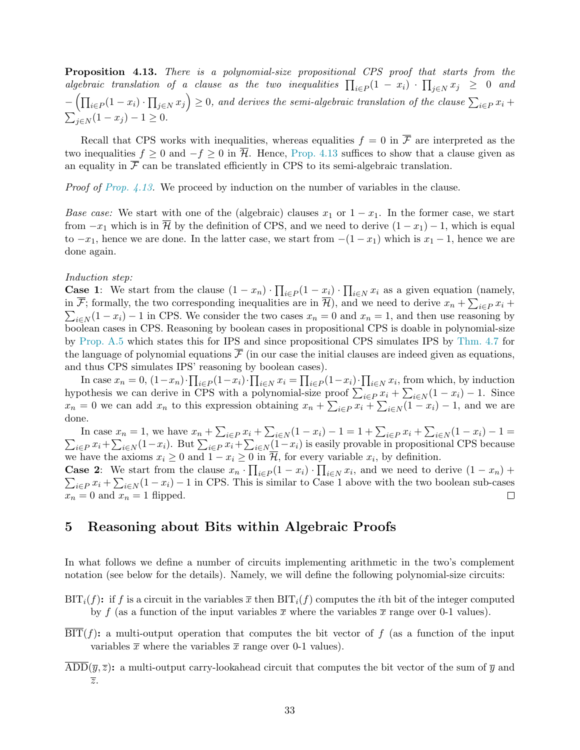**Proposition 4.13.** *There is a polynomial-size propositional CPS proof that starts from the algebraic translation of a clause as the two inequalities $\prod_{i\in P}(1 - x_i) \cdot \prod_{j\in N} x_j \geq 0$ and $-\left(\prod_{i\in P}(1 - x_i) \cdot \prod_{j\in N} x_j\right) \geq 0$, and derives the semi-algebraic translation of the clause $\sum_{i\in P} x_i + \sum_{j\in N}(1 - x_j) - 1 \geq 0$.*

Recall that CPS works with inequalities, whereas equalities $f = 0$ in $\overline{\mathcal{F}}$ are interpreted as the two inequalities $f \geq 0$ and $-f \geq 0$ in $\overline{\mathcal{H}}$. Hence, Prop. 4.13 suffices to show that a clause given as an equality in $\overline{\mathcal{F}}$ can be translated efficiently in CPS to its semi-algebraic translation.

*Proof of Prop. 4.13.* We proceed by induction on the number of variables in the clause.

*Base case:* We start with one of the (algebraic) clauses $x_1$ or $1 - x_1$. In the former case, we start from $-x_1$ which is in $\overline{\mathcal{H}}$ by the definition of CPS, and we need to derive $(1 - x_1) - 1$, which is equal to $-x_1$, hence we are done. In the latter case, we start from $-(1 - x_1)$ which is $x_1 - 1$, hence we are done again.

*Induction step:*
**Case 1**: We start from the clause $(1 - x_n) \cdot \prod_{i\in P}(1 - x_i) \cdot \prod_{i\in N} x_i$ as a given equation (namely, in $\overline{\mathcal{F}}$; formally, the two corresponding inequalities are in $\overline{\mathcal{H}}$), and we need to derive $x_n + \sum_{i\in P} x_i + \sum_{i\in N}(1 - x_i) - 1$ in CPS. We consider the two cases $x_n = 0$ and $x_n = 1$, and then use reasoning by boolean cases in CPS. Reasoning by boolean cases in propositional CPS is doable in polynomial-size by Prop. A.5 which states this for IPS and since propositional CPS simulates IPS by Thm. 4.7 for the language of polynomial equations $\overline{\mathcal{F}}$ (in our case the initial clauses are indeed given as equations, and thus CPS simulates IPS' reasoning by boolean cases).

In case $x_n = 0$, $(1-x_n)\cdot\prod_{i\in P}(1-x_i)\cdot\prod_{i\in N} x_i = \prod_{i\in P}(1-x_i)\cdot\prod_{i\in N} x_i$, from which, by induction hypothesis we can derive in CPS with a polynomial-size proof $\sum_{i\in P} x_i + \sum_{i\in N}(1 - x_i) - 1$. Since $x_n = 0$ we can add $x_n$ to this expression obtaining $x_n + \sum_{i\in P} x_i + \sum_{i\in N}(1 - x_i) - 1$, and we are done.

In case $x_n = 1$, we have $x_n + \sum_{i\in P} x_i + \sum_{i\in N}(1 - x_i) - 1 = 1 + \sum_{i\in P} x_i + \sum_{i\in N}(1 - x_i) - 1 = \sum_{i\in P} x_i + \sum_{i\in N}(1-x_i)$. But $\sum_{i\in P} x_i + \sum_{i\in N}(1-x_i)$ is easily provable in propositional CPS because we have the axioms $x_i \geq 0$ and $1 - x_i \geq 0$ in $\overline{\mathcal{H}}$, for every variable $x_i$, by definition.

**Case 2**: We start from the clause $x_n \cdot \prod_{i\in P}(1 - x_i) \cdot \prod_{i\in N} x_i$, and we need to derive $(1 - x_n) + \sum_{i\in P} x_i + \sum_{i\in N}(1 - x_i) - 1$ in CPS. This is similar to Case 1 above with the two boolean sub-cases $x_n = 0$ and $x_n = 1$ flipped. ◻

## 5 Reasoning about Bits within Algebraic Proofs

In what follows we define a number of circuits implementing arithmetic in the two's complement notation (see below for the details). Namely, we will define the following polynomial-size circuits:

**$\mathrm{BIT}_i(f)$:** if $f$ is a circuit in the variables $\overline{x}$ then $\mathrm{BIT}_i(f)$ computes the $i$th bit of the integer computed by $f$ (as a function of the input variables $\overline{x}$ where the variables $\overline{x}$ range over 0-1 values).

**$\overline{\mathrm{BIT}}(f)$:** a multi-output operation that computes the bit vector of $f$ (as a function of the input variables $\overline{x}$ where the variables $\overline{x}$ range over 0-1 values).

**$\overline{\mathrm{ADD}}(\overline{y}, \overline{z})$:** a multi-output carry-lookahead circuit that computes the bit vector of the sum of $\overline{y}$ and $\overline{z}$.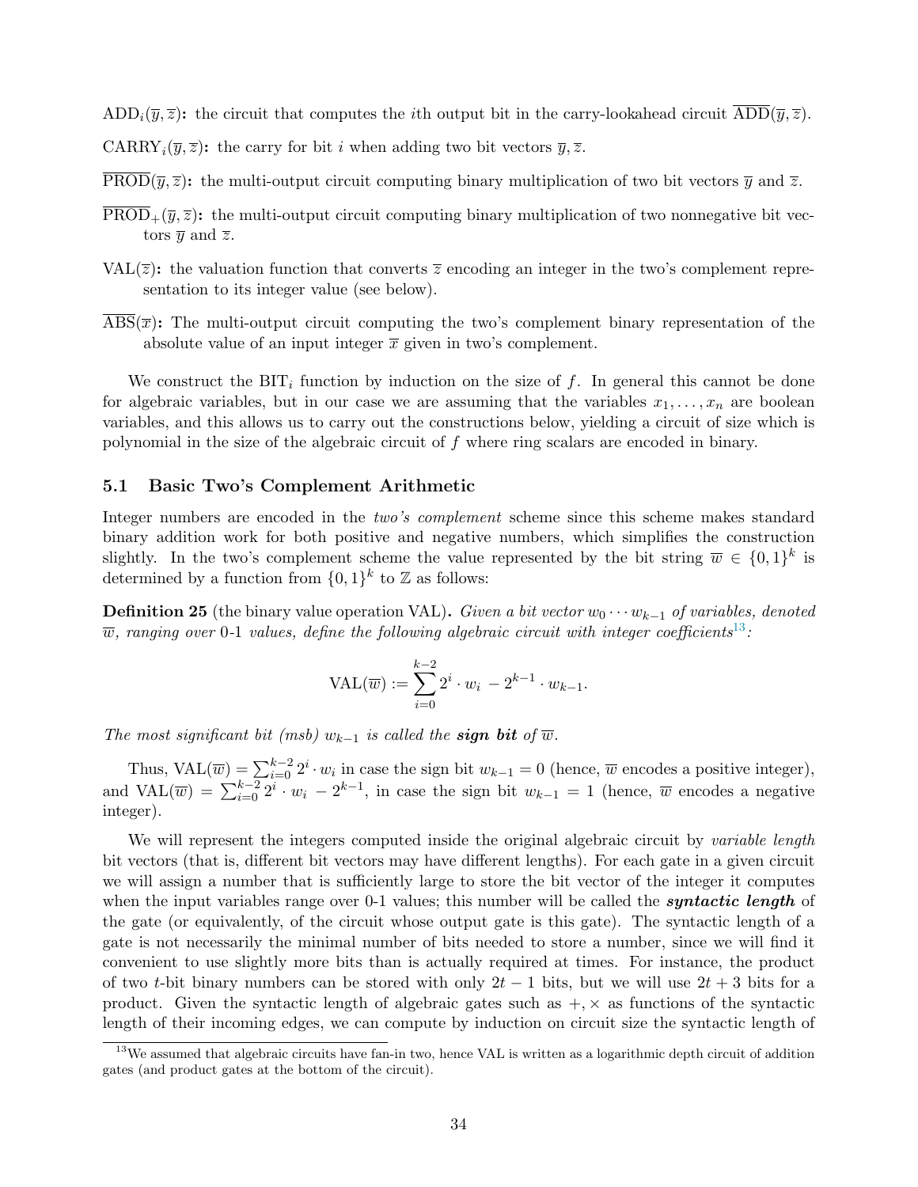$\text{ADD}_i(\overline{y}, \overline{z})$**:** the circuit that computes the $i$th output bit in the carry-lookahead circuit $\overline{\text{ADD}}(\overline{y}, \overline{z})$.

$\text{CARRY}_i(\overline{y}, \overline{z})$**:** the carry for bit $i$ when adding two bit vectors $\overline{y}, \overline{z}$.

$\overline{\text{PROD}}(\overline{y}, \overline{z})$**:** the multi-output circuit computing binary multiplication of two bit vectors $\overline{y}$ and $\overline{z}$.

$\overline{\text{PROD}}_+(\overline{y}, \overline{z})$**:** the multi-output circuit computing binary multiplication of two nonnegative bit vectors $\overline{y}$ and $\overline{z}$.

$\text{VAL}(\overline{z})$**:** the valuation function that converts $\overline{z}$ encoding an integer in the two's complement representation to its integer value (see below).

$\overline{\text{ABS}}(\overline{x})$**:** The multi-output circuit computing the two's complement binary representation of the absolute value of an input integer $\overline{x}$ given in two's complement.

We construct the $\text{BIT}_i$ function by induction on the size of $f$. In general this cannot be done for algebraic variables, but in our case we are assuming that the variables $x_1, \dots, x_n$ are boolean variables, and this allows us to carry out the constructions below, yielding a circuit of size which is polynomial in the size of the algebraic circuit of $f$ where ring scalars are encoded in binary.

### 5.1 Basic Two's Complement Arithmetic

Integer numbers are encoded in the *two's complement* scheme since this scheme makes standard binary addition work for both positive and negative numbers, which simplifies the construction slightly. In the two's complement scheme the value represented by the bit string $\overline{w} \in \{0,1\}^k$ is determined by a function from $\{0,1\}^k$ to $\mathbb{Z}$ as follows:

**Definition 25** (the binary value operation VAL)**.** *Given a bit vector $w_0 \cdots w_{k-1}$ of variables, denoted $\overline{w}$, ranging over 0-1 values, define the following algebraic circuit with integer coefficients*[13]*:*

$$\text{VAL}(\overline{w}) := \sum_{i=0}^{k-2} 2^i \cdot w_i \; - 2^{k-1} \cdot w_{k-1}.$$

*The most significant bit (msb) $w_{k-1}$ is called the* ***sign bit*** *of $\overline{w}$.*

Thus, $\text{VAL}(\overline{w}) = \sum_{i=0}^{k-2} 2^i \cdot w_i$ in case the sign bit $w_{k-1} = 0$ (hence, $\overline{w}$ encodes a positive integer), and $\text{VAL}(\overline{w}) = \sum_{i=0}^{k-2} 2^i \cdot w_i \; - 2^{k-1}$, in case the sign bit $w_{k-1} = 1$ (hence, $\overline{w}$ encodes a negative integer).

We will represent the integers computed inside the original algebraic circuit by *variable length* bit vectors (that is, different bit vectors may have different lengths). For each gate in a given circuit we will assign a number that is sufficiently large to store the bit vector of the integer it computes when the input variables range over 0-1 values; this number will be called the ***syntactic length*** of the gate (or equivalently, of the circuit whose output gate is this gate). The syntactic length of a gate is not necessarily the minimal number of bits needed to store a number, since we will find it convenient to use slightly more bits than is actually required at times. For instance, the product of two $t$-bit binary numbers can be stored with only $2t - 1$ bits, but we will use $2t + 3$ bits for a product. Given the syntactic length of algebraic gates such as $+, \times$ as functions of the syntactic length of their incoming edges, we can compute by induction on circuit size the syntactic length of

[13] We assumed that algebraic circuits have fan-in two, hence VAL is written as a logarithmic depth circuit of addition gates (and product gates at the bottom of the circuit).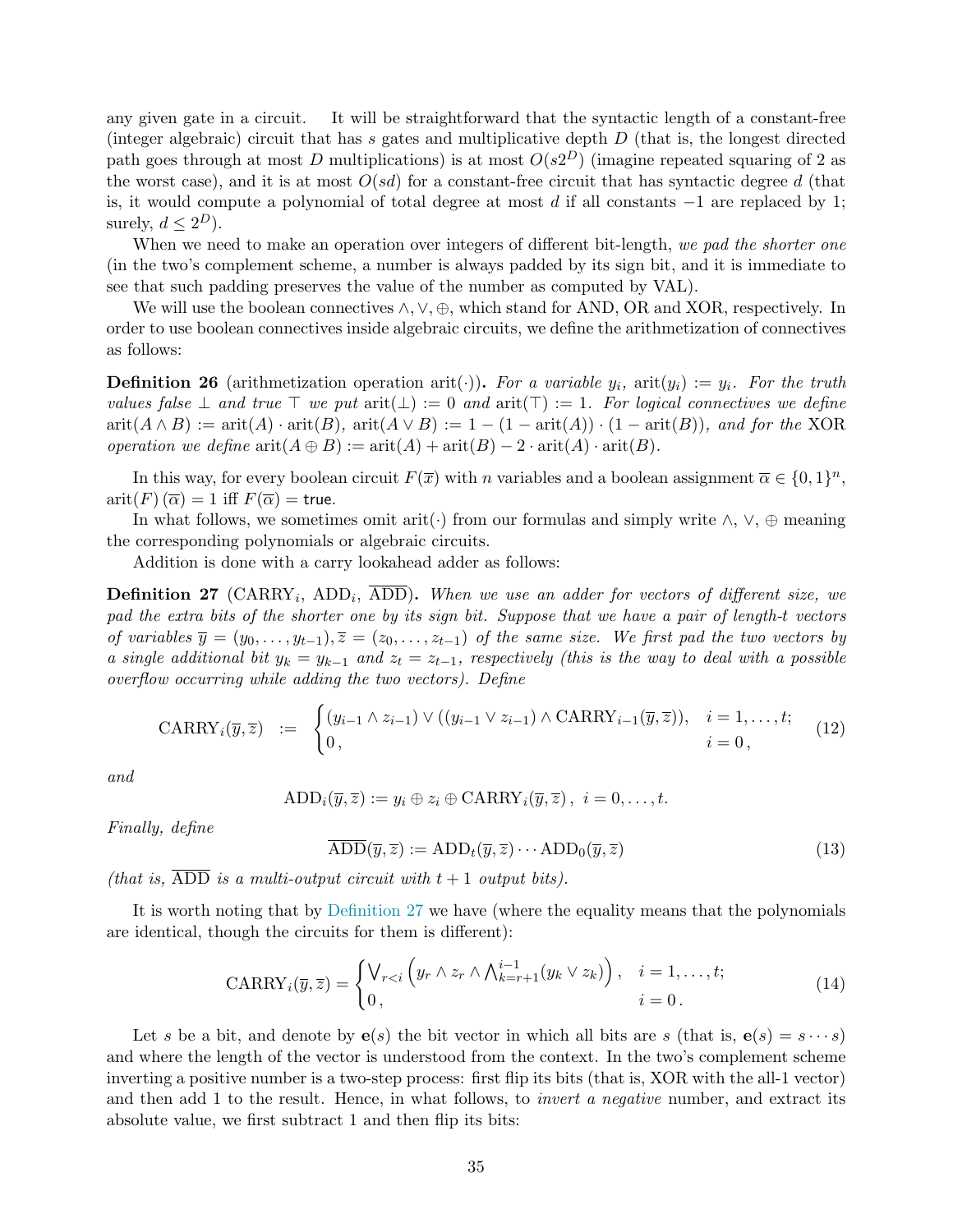any given gate in a circuit. It will be straightforward that the syntactic length of a constant-free (integer algebraic) circuit that has $s$ gates and multiplicative depth $D$ (that is, the longest directed path goes through at most $D$ multiplications) is at most $O(s2^D)$ (imagine repeated squaring of 2 as the worst case), and it is at most $O(sd)$ for a constant-free circuit that has syntactic degree $d$ (that is, it would compute a polynomial of total degree at most $d$ if all constants $-1$ are replaced by 1; surely, $d \le 2^D$).

When we need to make an operation over integers of different bit-length, *we pad the shorter one* (in the two's complement scheme, a number is always padded by its sign bit, and it is immediate to see that such padding preserves the value of the number as computed by VAL).

We will use the boolean connectives $\wedge, \vee, \oplus$, which stand for AND, OR and XOR, respectively. In order to use boolean connectives inside algebraic circuits, we define the arithmetization of connectives as follows:

**Definition 26** (arithmetization operation $\operatorname{arit}(\cdot)$). *For a variable $y_i$, $\operatorname{arit}(y_i) := y_i$. For the truth values false $\bot$ and true $\top$ we put $\operatorname{arit}(\bot) := 0$ and $\operatorname{arit}(\top) := 1$. For logical connectives we define $\operatorname{arit}(A \wedge B) := \operatorname{arit}(A) \cdot \operatorname{arit}(B)$, $\operatorname{arit}(A \vee B) := 1 - (1 - \operatorname{arit}(A)) \cdot (1 - \operatorname{arit}(B))$, and for the* XOR *operation we define $\operatorname{arit}(A \oplus B) := \operatorname{arit}(A) + \operatorname{arit}(B) - 2 \cdot \operatorname{arit}(A) \cdot \operatorname{arit}(B)$.*

In this way, for every boolean circuit $F(\overline{x})$ with $n$ variables and a boolean assignment $\overline{\alpha} \in \{0,1\}^n$, $\operatorname{arit}(F)(\overline{\alpha}) = 1$ iff $F(\overline{\alpha}) = \mathsf{true}$.

In what follows, we sometimes omit $\operatorname{arit}(\cdot)$ from our formulas and simply write $\wedge$, $\vee$, $\oplus$ meaning the corresponding polynomials or algebraic circuits.

Addition is done with a carry lookahead adder as follows:

**Definition 27** ($\mathrm{CARRY}_i$, $\mathrm{ADD}_i$, $\overline{\mathrm{ADD}}$). *When we use an adder for vectors of different size, we pad the extra bits of the shorter one by its sign bit. Suppose that we have a pair of length-$t$ vectors of variables $\overline{y} = (y_0, \dots, y_{t-1}), \overline{z} = (z_0, \dots, z_{t-1})$ of the same size. We first pad the two vectors by a single additional bit $y_k = y_{k-1}$ and $z_t = z_{t-1}$, respectively (this is the way to deal with a possible overflow occurring while adding the two vectors). Define*

$$\mathrm{CARRY}_i(\overline{y}, \overline{z}) \;\; := \;\; \begin{cases} (y_{i-1} \wedge z_{i-1}) \vee ((y_{i-1} \vee z_{i-1}) \wedge \mathrm{CARRY}_{i-1}(\overline{y}, \overline{z})), & i = 1, \dots, t; \\ 0\,, & i = 0\,, \end{cases} \tag{12}$$

*and*

$$\mathrm{ADD}_i(\overline{y}, \overline{z}) := y_i \oplus z_i \oplus \mathrm{CARRY}_i(\overline{y}, \overline{z})\,, \;\; i = 0, \dots, t.$$

*Finally, define*

$$\overline{\mathrm{ADD}}(\overline{y}, \overline{z}) := \mathrm{ADD}_t(\overline{y}, \overline{z}) \cdots \mathrm{ADD}_0(\overline{y}, \overline{z}) \tag{13}$$

*(that is, $\overline{\mathrm{ADD}}$ is a multi-output circuit with $t+1$ output bits).*

It is worth noting that by Definition 27 we have (where the equality means that the polynomials are identical, though the circuits for them is different):

$$\mathrm{CARRY}_i(\overline{y}, \overline{z}) = \begin{cases} \bigvee_{r<i} \left( y_r \wedge z_r \wedge \bigwedge_{k=r+1}^{i-1} (y_k \vee z_k) \right), & i = 1, \dots, t; \\ 0\,, & i = 0\,. \end{cases} \tag{14}$$

Let $s$ be a bit, and denote by $\mathbf{e}(s)$ the bit vector in which all bits are $s$ (that is, $\mathbf{e}(s) = s \cdots s$) and where the length of the vector is understood from the context. In the two's complement scheme inverting a positive number is a two-step process: first flip its bits (that is, XOR with the all-1 vector) and then add 1 to the result. Hence, in what follows, to *invert a negative* number, and extract its absolute value, we first subtract 1 and then flip its bits: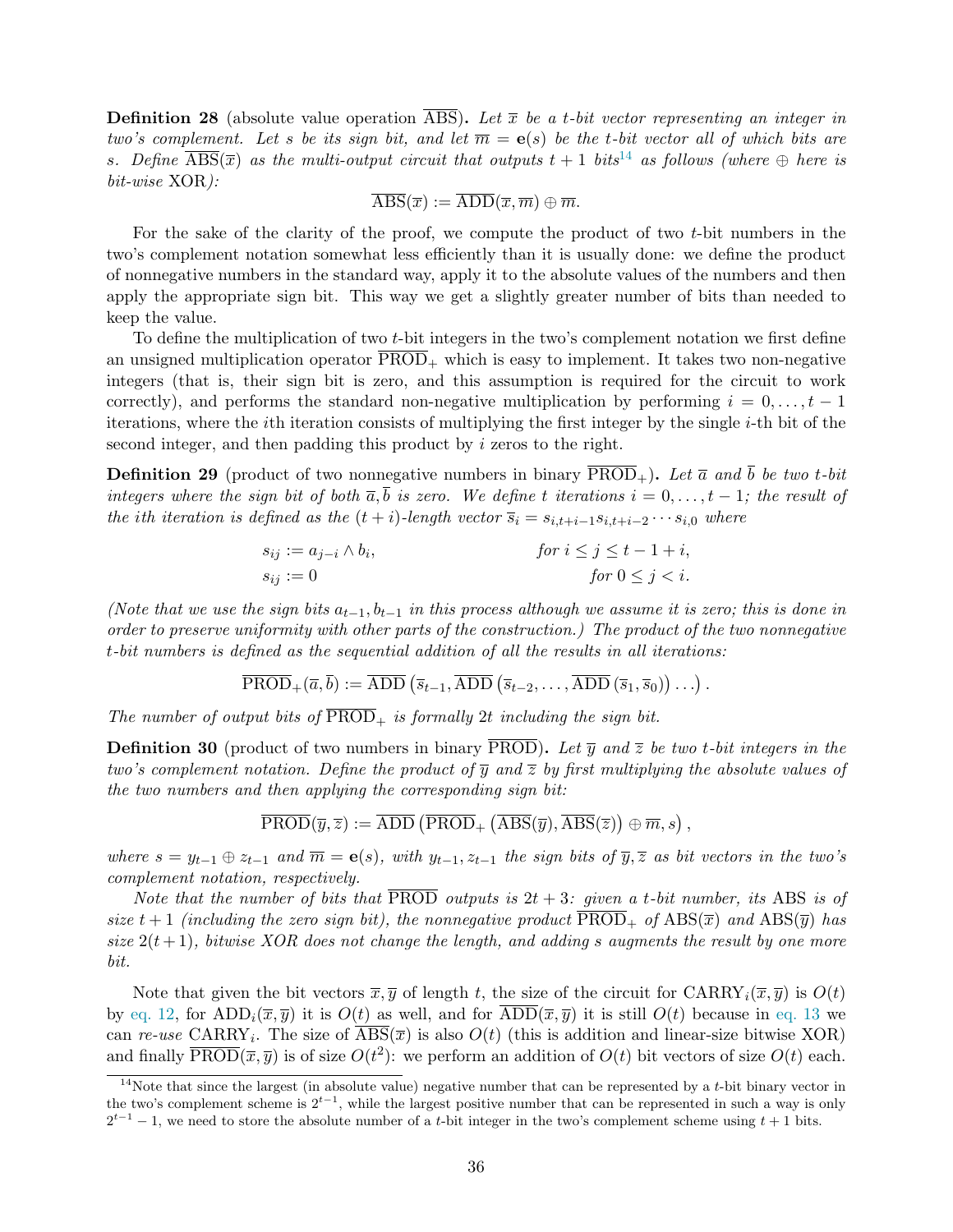**Definition 28** (absolute value operation $\overline{\text{ABS}}$)**.** *Let $\overline{x}$ be a $t$-bit vector representing an integer in two's complement. Let $s$ be its sign bit, and let $\overline{m} = \mathbf{e}(s)$ be the $t$-bit vector all of which bits are $s$. Define $\overline{\text{ABS}}(\overline{x})$ as the multi-output circuit that outputs $t+1$ bits*[14] *as follows (where $\oplus$ here is bit-wise* XOR*):*

$$\overline{\text{ABS}}(\overline{x}) := \overline{\text{ADD}}(\overline{x}, \overline{m}) \oplus \overline{m}.$$

For the sake of the clarity of the proof, we compute the product of two $t$-bit numbers in the two's complement notation somewhat less efficiently than it is usually done: we define the product of nonnegative numbers in the standard way, apply it to the absolute values of the numbers and then apply the appropriate sign bit. This way we get a slightly greater number of bits than needed to keep the value.

To define the multiplication of two $t$-bit integers in the two's complement notation we first define an unsigned multiplication operator $\overline{\text{PROD}}_+$ which is easy to implement. It takes two non-negative integers (that is, their sign bit is zero, and this assumption is required for the circuit to work correctly), and performs the standard non-negative multiplication by performing $i = 0, \ldots, t-1$ iterations, where the $i$th iteration consists of multiplying the first integer by the single $i$-th bit of the second integer, and then padding this product by $i$ zeros to the right.

**Definition 29** (product of two nonnegative numbers in binary $\overline{\text{PROD}}_+$)**.** *Let $\overline{a}$ and $\overline{b}$ be two $t$-bit integers where the sign bit of both $\overline{a}, \overline{b}$ is zero. We define $t$ iterations $i = 0, \ldots, t-1$; the result of the $i$th iteration is defined as the $(t+i)$-length vector $\overline{s}_i = s_{i,t+i-1} s_{i,t+i-2} \cdots s_{i,0}$ where*

$$
\begin{aligned}
s_{ij} &:= a_{j-i} \wedge b_i, &\quad& \text{for } i \le j \le t-1+i, \\
s_{ij} &:= 0 && \text{for } 0 \le j < i.
\end{aligned}
$$

*(Note that we use the sign bits $a_{t-1}, b_{t-1}$ in this process although we assume it is zero; this is done in order to preserve uniformity with other parts of the construction.) The product of the two nonnegative $t$-bit numbers is defined as the sequential addition of all the results in all iterations:*

$$\overline{\text{PROD}}_+(\overline{a}, \overline{b}) := \overline{\text{ADD}}\left(\overline{s}_{t-1}, \overline{\text{ADD}}\left(\overline{s}_{t-2}, \ldots, \overline{\text{ADD}}\left(\overline{s}_1, \overline{s}_0\right)\right) \ldots\right).$$

*The number of output bits of $\overline{\text{PROD}}_+$ is formally $2t$ including the sign bit.*

**Definition 30** (product of two numbers in binary $\overline{\text{PROD}}$)**.** *Let $\overline{y}$ and $\overline{z}$ be two $t$-bit integers in the two's complement notation. Define the product of $\overline{y}$ and $\overline{z}$ by first multiplying the absolute values of the two numbers and then applying the corresponding sign bit:*

$$\overline{\text{PROD}}(\overline{y}, \overline{z}) := \overline{\text{ADD}}\left(\overline{\text{PROD}}_+\left(\overline{\text{ABS}}(\overline{y}), \overline{\text{ABS}}(\overline{z})\right) \oplus \overline{m}, s\right),$$

*where $s = y_{t-1} \oplus z_{t-1}$ and $\overline{m} = \mathbf{e}(s)$, with $y_{t-1}, z_{t-1}$ the sign bits of $\overline{y}, \overline{z}$ as bit vectors in the two's complement notation, respectively.*

*Note that the number of bits that $\overline{\text{PROD}}$ outputs is $2t+3$: given a $t$-bit number, its* ABS *is of size $t+1$ (including the zero sign bit), the nonnegative product $\overline{\text{PROD}}_+$ of $\text{ABS}(\overline{x})$ and $\text{ABS}(\overline{y})$ has size $2(t+1)$, bitwise XOR does not change the length, and adding $s$ augments the result by one more bit.*

Note that given the bit vectors $\overline{x}, \overline{y}$ of length $t$, the size of the circuit for $\text{CARRY}_i(\overline{x}, \overline{y})$ is $O(t)$ by eq. 12, for $\text{ADD}_i(\overline{x}, \overline{y})$ it is $O(t)$ as well, and for $\overline{\text{ADD}}(\overline{x}, \overline{y})$ it is still $O(t)$ because in eq. 13 we can *re-use* $\text{CARRY}_i$. The size of $\overline{\text{ABS}}(\overline{x})$ is also $O(t)$ (this is addition and linear-size bitwise XOR) and finally $\overline{\text{PROD}}(\overline{x}, \overline{y})$ is of size $O(t^2)$: we perform an addition of $O(t)$ bit vectors of size $O(t)$ each.

[14]Note that since the largest (in absolute value) negative number that can be represented by a $t$-bit binary vector in the two's complement scheme is $2^{t-1}$, while the largest positive number that can be represented in such a way is only $2^{t-1} - 1$, we need to store the absolute number of a $t$-bit integer in the two's complement scheme using $t+1$ bits.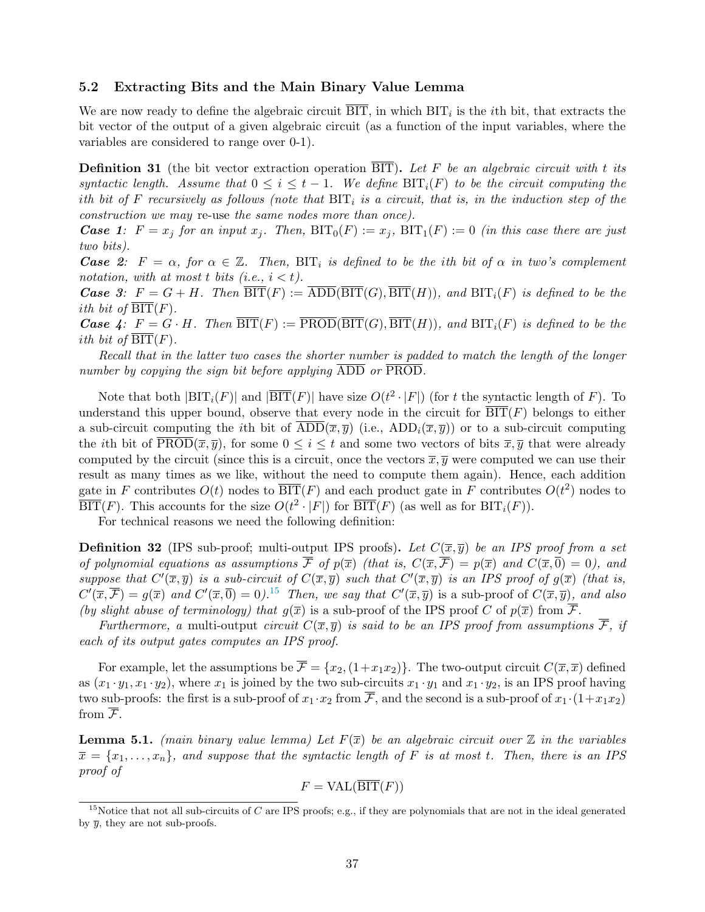### 5.2 Extracting Bits and the Main Binary Value Lemma

We are now ready to define the algebraic circuit $\overline{\text{BIT}}$, in which $\text{BIT}_i$ is the $i$th bit, that extracts the bit vector of the output of a given algebraic circuit (as a function of the input variables, where the variables are considered to range over 0-1).

**Definition 31** (the bit vector extraction operation $\overline{\text{BIT}}$)**.** *Let $F$ be an algebraic circuit with $t$ its syntactic length. Assume that $0 \leq i \leq t-1$. We define $\text{BIT}_i(F)$ to be the circuit computing the $i$th bit of $F$ recursively as follows (note that $\text{BIT}_i$ is a circuit, that is, in the induction step of the construction we may* re-use *the same nodes more than once).*

***Case 1**: $F = x_j$ for an input $x_j$. Then, $\text{BIT}_0(F) := x_j$, $\text{BIT}_1(F) := 0$ (in this case there are just two bits).*

***Case 2**: $F = \alpha$, for $\alpha \in \mathbb{Z}$. Then, $\text{BIT}_i$ is defined to be the $i$th bit of $\alpha$ in two's complement notation, with at most $t$ bits (i.e., $i < t$).*

***Case 3**: $F = G + H$. Then $\overline{\text{BIT}}(F) := \overline{\text{ADD}}(\overline{\text{BIT}}(G), \overline{\text{BIT}}(H))$, and $\text{BIT}_i(F)$ is defined to be the $i$th bit of $\overline{\text{BIT}}(F)$.*

***Case 4**: $F = G \cdot H$. Then $\overline{\text{BIT}}(F) := \overline{\text{PROD}}(\overline{\text{BIT}}(G), \overline{\text{BIT}}(H))$, and $\text{BIT}_i(F)$ is defined to be the $i$th bit of $\overline{\text{BIT}}(F)$.*

*Recall that in the latter two cases the shorter number is padded to match the length of the longer number by copying the sign bit before applying $\overline{\text{ADD}}$ or $\overline{\text{PROD}}$.*

Note that both $|\text{BIT}_i(F)|$ and $|\overline{\text{BIT}}(F)|$ have size $O(t^2 \cdot |F|)$ (for $t$ the syntactic length of $F$). To understand this upper bound, observe that every node in the circuit for $\overline{\text{BIT}}(F)$ belongs to either a sub-circuit computing the $i$th bit of $\overline{\text{ADD}}(\overline{x}, \overline{y})$ (i.e., $\text{ADD}_i(\overline{x}, \overline{y})$) or to a sub-circuit computing the $i$th bit of $\overline{\text{PROD}}(\overline{x}, \overline{y})$, for some $0 \leq i \leq t$ and some two vectors of bits $\overline{x}, \overline{y}$ that were already computed by the circuit (since this is a circuit, once the vectors $\overline{x}, \overline{y}$ were computed we can use their result as many times as we like, without the need to compute them again). Hence, each addition gate in $F$ contributes $O(t)$ nodes to $\overline{\text{BIT}}(F)$ and each product gate in $F$ contributes $O(t^2)$ nodes to $\overline{\text{BIT}}(F)$. This accounts for the size $O(t^2 \cdot |F|)$ for $\overline{\text{BIT}}(F)$ (as well as for $\text{BIT}_i(F)$).

For technical reasons we need the following definition:

**Definition 32** (IPS sub-proof; multi-output IPS proofs)**.** *Let $C(\overline{x}, \overline{y})$ be an IPS proof from a set of polynomial equations as assumptions $\overline{\mathcal{F}}$ of $p(\overline{x})$ (that is, $C(\overline{x}, \overline{\mathcal{F}}) = p(\overline{x})$ and $C(\overline{x}, \overline{0}) = 0$), and suppose that $C'(\overline{x}, \overline{y})$ is a sub-circuit of $C(\overline{x}, \overline{y})$ such that $C'(\overline{x}, \overline{y})$ is an IPS proof of $g(\overline{x})$ (that is, $C'(\overline{x}, \overline{\mathcal{F}}) = g(\overline{x})$ and $C'(\overline{x}, \overline{0}) = 0$).*[15] *Then, we say that $C'(\overline{x}, \overline{y})$ is a sub-proof of $C(\overline{x}, \overline{y})$, and also (by slight abuse of terminology) that $g(\overline{x})$ is a sub-proof of the IPS proof $C$ of $p(\overline{x})$ from $\overline{\mathcal{F}}$.*

*Furthermore, a* multi-output *circuit $C(\overline{x}, \overline{y})$ is said to be an IPS proof from assumptions $\overline{\mathcal{F}}$, if each of its output gates computes an IPS proof.*

For example, let the assumptions be $\overline{\mathcal{F}} = \{x_2, (1+x_1x_2)\}$. The two-output circuit $C(\overline{x}, \overline{x})$ defined as $(x_1 \cdot y_1, x_1 \cdot y_2)$, where $x_1$ is joined by the two sub-circuits $x_1 \cdot y_1$ and $x_1 \cdot y_2$, is an IPS proof having two sub-proofs: the first is a sub-proof of $x_1 \cdot x_2$ from $\overline{\mathcal{F}}$, and the second is a sub-proof of $x_1 \cdot (1+x_1x_2)$ from $\overline{\mathcal{F}}$.

**Lemma 5.1.** *(main binary value lemma) Let $F(\overline{x})$ be an algebraic circuit over $\mathbb{Z}$ in the variables $\overline{x} = \{x_1, \ldots, x_n\}$, and suppose that the syntactic length of $F$ is at most $t$. Then, there is an IPS proof of*

$$F = \text{VAL}(\overline{\text{BIT}}(F))$$

[15] Notice that not all sub-circuits of $C$ are IPS proofs; e.g., if they are polynomials that are not in the ideal generated by $\overline{y}$, they are not sub-proofs.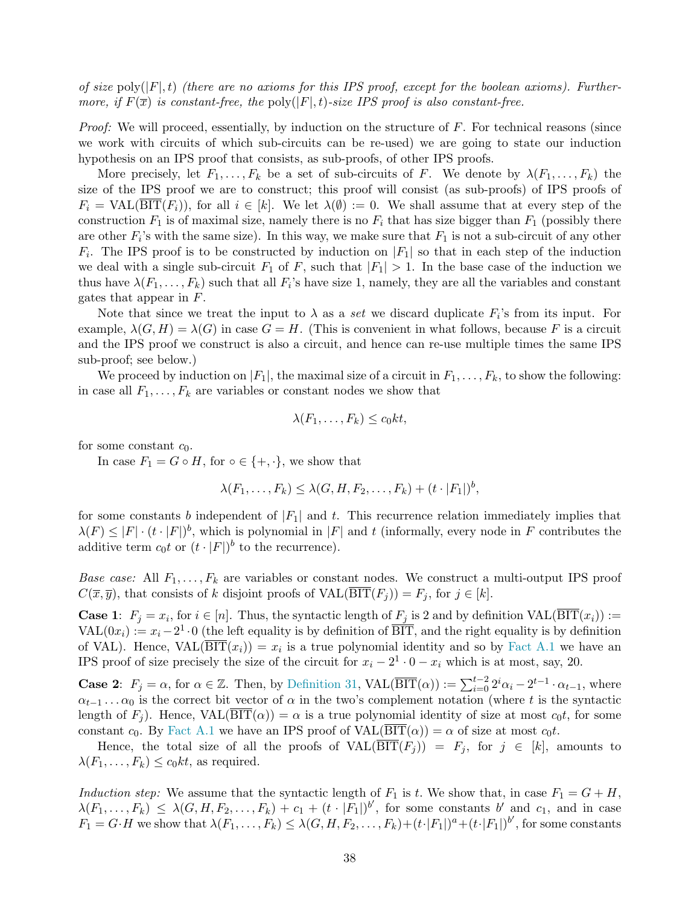*of size* $\text{poly}(|F|, t)$ *(there are no axioms for this IPS proof, except for the boolean axioms). Furthermore, if* $F(\overline{x})$ *is constant-free, the* $\text{poly}(|F|, t)$*-size IPS proof is also constant-free.*

*Proof:* We will proceed, essentially, by induction on the structure of $F$. For technical reasons (since we work with circuits of which sub-circuits can be re-used) we are going to state our induction hypothesis on an IPS proof that consists, as sub-proofs, of other IPS proofs.

More precisely, let $F_1, \ldots, F_k$ be a set of sub-circuits of $F$. We denote by $\lambda(F_1, \ldots, F_k)$ the size of the IPS proof we are to construct; this proof will consist (as sub-proofs) of IPS proofs of $F_i = \text{VAL}(\overline{\text{BIT}}(F_i))$, for all $i \in [k]$. We let $\lambda(\emptyset) := 0$. We shall assume that at every step of the construction $F_1$ is of maximal size, namely there is no $F_i$ that has size bigger than $F_1$ (possibly there are other $F_i$'s with the same size). In this way, we make sure that $F_1$ is not a sub-circuit of any other $F_i$. The IPS proof is to be constructed by induction on $|F_1|$ so that in each step of the induction we deal with a single sub-circuit $F_1$ of $F$, such that $|F_1| > 1$. In the base case of the induction we thus have $\lambda(F_1, \ldots, F_k)$ such that all $F_i$'s have size 1, namely, they are all the variables and constant gates that appear in $F$.

Note that since we treat the input to $\lambda$ as a *set* we discard duplicate $F_i$'s from its input. For example, $\lambda(G, H) = \lambda(G)$ in case $G = H$. (This is convenient in what follows, because $F$ is a circuit and the IPS proof we construct is also a circuit, and hence can re-use multiple times the same IPS sub-proof; see below.)

We proceed by induction on $|F_1|$, the maximal size of a circuit in $F_1, \ldots, F_k$, to show the following: in case all $F_1, \ldots, F_k$ are variables or constant nodes we show that

$$\lambda(F_1, \ldots, F_k) \leq c_0 k t,$$

for some constant $c_0$.

In case $F_1 = G \circ H$, for $\circ \in \{+, \cdot\}$, we show that

$$\lambda(F_1, \ldots, F_k) \leq \lambda(G, H, F_2, \ldots, F_k) + (t \cdot |F_1|)^b,$$

for some constants $b$ independent of $|F_1|$ and $t$. This recurrence relation immediately implies that $\lambda(F) \leq |F| \cdot (t \cdot |F|)^b$, which is polynomial in $|F|$ and $t$ (informally, every node in $F$ contributes the additive term $c_0 t$ or $(t \cdot |F|)^b$ to the recurrence).

*Base case:* All $F_1, \ldots, F_k$ are variables or constant nodes. We construct a multi-output IPS proof $C(\overline{x}, \overline{y})$, that consists of $k$ disjoint proofs of $\text{VAL}(\overline{\text{BIT}}(F_j)) = F_j$, for $j \in [k]$.

**Case 1**: $F_j = x_i$, for $i \in [n]$. Thus, the syntactic length of $F_j$ is 2 and by definition $\text{VAL}(\overline{\text{BIT}}(x_i)) := \text{VAL}(0x_i) := x_i - 2^1 \cdot 0$ (the left equality is by definition of $\overline{\text{BIT}}$, and the right equality is by definition of VAL). Hence, $\text{VAL}(\overline{\text{BIT}}(x_i)) = x_i$ is a true polynomial identity and so by Fact A.1 we have an IPS proof of size precisely the size of the circuit for $x_i - 2^1 \cdot 0 - x_i$ which is at most, say, 20.

**Case 2**: $F_j = \alpha$, for $\alpha \in \mathbb{Z}$. Then, by Definition 31, $\text{VAL}(\overline{\text{BIT}}(\alpha)) := \sum_{i=0}^{t-2} 2^i \alpha_i - 2^{t-1} \cdot \alpha_{t-1}$, where $\alpha_{t-1} \ldots \alpha_0$ is the correct bit vector of $\alpha$ in the two's complement notation (where $t$ is the syntactic length of $F_j$). Hence, $\text{VAL}(\overline{\text{BIT}}(\alpha)) = \alpha$ is a true polynomial identity of size at most $c_0 t$, for some constant $c_0$. By Fact A.1 we have an IPS proof of $\text{VAL}(\overline{\text{BIT}}(\alpha)) = \alpha$ of size at most $c_0 t$.

Hence, the total size of all the proofs of $\text{VAL}(\overline{\text{BIT}}(F_j)) = F_j$, for $j \in [k]$, amounts to $\lambda(F_1, \ldots, F_k) \leq c_0 k t$, as required.

*Induction step:* We assume that the syntactic length of $F_1$ is $t$. We show that, in case $F_1 = G + H$, $\lambda(F_1, \ldots, F_k) \leq \lambda(G, H, F_2, \ldots, F_k) + c_1 + (t \cdot |F_1|)^{b'}$, for some constants $b'$ and $c_1$, and in case $F_1 = G \cdot H$ we show that $\lambda(F_1, \ldots, F_k) \leq \lambda(G, H, F_2, \ldots, F_k) + (t \cdot |F_1|)^a + (t \cdot |F_1|)^{b'}$, for some constants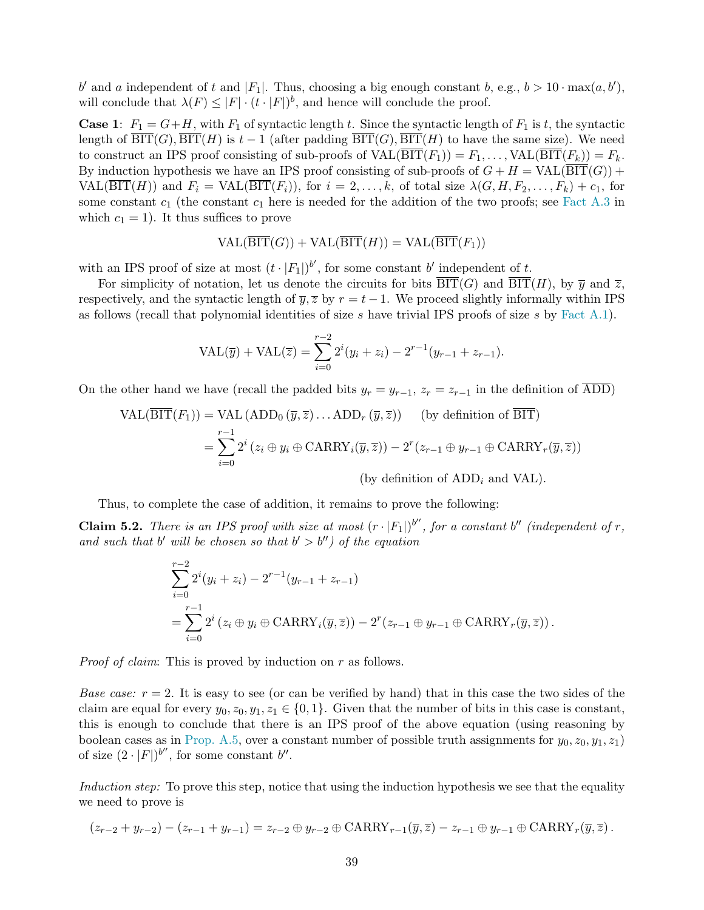$b'$ and $a$ independent of $t$ and $|F_1|$. Thus, choosing a big enough constant $b$, e.g., $b > 10 \cdot \max(a, b')$, will conclude that $\lambda(F) \leq |F| \cdot (t \cdot |F|)^b$, and hence will conclude the proof.

**Case 1**: $F_1 = G + H$, with $F_1$ of syntactic length $t$. Since the syntactic length of $F_1$ is $t$, the syntactic length of $\overline{\text{BIT}}(G), \overline{\text{BIT}}(H)$ is $t-1$ (after padding $\overline{\text{BIT}}(G), \overline{\text{BIT}}(H)$ to have the same size). We need to construct an IPS proof consisting of sub-proofs of $\text{VAL}(\overline{\text{BIT}}(F_1)) = F_1, \ldots, \text{VAL}(\overline{\text{BIT}}(F_k)) = F_k$. By induction hypothesis we have an IPS proof consisting of sub-proofs of $G + H = \text{VAL}(\overline{\text{BIT}}(G)) + \text{VAL}(\overline{\text{BIT}}(H))$ and $F_i = \text{VAL}(\overline{\text{BIT}}(F_i))$, for $i = 2, \ldots, k$, of total size $\lambda(G, H, F_2, \ldots, F_k) + c_1$, for some constant $c_1$ (the constant $c_1$ here is needed for the addition of the two proofs; see Fact A.3 in which $c_1 = 1$). It thus suffices to prove

$$\text{VAL}(\overline{\text{BIT}}(G)) + \text{VAL}(\overline{\text{BIT}}(H)) = \text{VAL}(\overline{\text{BIT}}(F_1))$$

with an IPS proof of size at most $(t \cdot |F_1|)^{b'}$, for some constant $b'$ independent of $t$.

For simplicity of notation, let us denote the circuits for bits $\overline{\text{BIT}}(G)$ and $\overline{\text{BIT}}(H)$, by $\overline{y}$ and $\overline{z}$, respectively, and the syntactic length of $\overline{y}, \overline{z}$ by $r = t - 1$. We proceed slightly informally within IPS as follows (recall that polynomial identities of size $s$ have trivial IPS proofs of size $s$ by Fact A.1).

$$\text{VAL}(\overline{y}) + \text{VAL}(\overline{z}) = \sum_{i=0}^{r-2} 2^i (y_i + z_i) - 2^{r-1}(y_{r-1} + z_{r-1}).$$

On the other hand we have (recall the padded bits $y_r = y_{r-1}$, $z_r = z_{r-1}$ in the definition of $\overline{\text{ADD}}$)

$$\begin{aligned}
\text{VAL}(\overline{\text{BIT}}(F_1)) &= \text{VAL}\left(\text{ADD}_0\left(\overline{y}, \overline{z}\right) \ldots \text{ADD}_r\left(\overline{y}, \overline{z}\right)\right) \qquad \text{(by definition of } \overline{\text{BIT}}\text{)} \\
&= \sum_{i=0}^{r-1} 2^i \left(z_i \oplus y_i \oplus \text{CARRY}_i(\overline{y}, \overline{z})\right) - 2^r (z_{r-1} \oplus y_{r-1} \oplus \text{CARRY}_r(\overline{y}, \overline{z})) \\
&\qquad\qquad\qquad\qquad\qquad\qquad \text{(by definition of ADD}_i \text{ and VAL).}
\end{aligned}$$

Thus, to complete the case of addition, it remains to prove the following:

**Claim 5.2.** *There is an IPS proof with size at most $(r \cdot |F_1|)^{b''}$, for a constant $b''$ (independent of $r$, and such that $b'$ will be chosen so that $b' > b''$) of the equation*

$$\begin{aligned}
&\sum_{i=0}^{r-2} 2^i (y_i + z_i) - 2^{r-1}(y_{r-1} + z_{r-1}) \\
&= \sum_{i=0}^{r-1} 2^i \left(z_i \oplus y_i \oplus \text{CARRY}_i(\overline{y}, \overline{z})\right) - 2^r (z_{r-1} \oplus y_{r-1} \oplus \text{CARRY}_r(\overline{y}, \overline{z}))\,.
\end{aligned}$$

*Proof of claim*: This is proved by induction on $r$ as follows.

*Base case: $r = 2$.* It is easy to see (or can be verified by hand) that in this case the two sides of the claim are equal for every $y_0, z_0, y_1, z_1 \in \{0, 1\}$. Given that the number of bits in this case is constant, this is enough to conclude that there is an IPS proof of the above equation (using reasoning by boolean cases as in Prop. A.5, over a constant number of possible truth assignments for $y_0, z_0, y_1, z_1$) of size $(2 \cdot |F|)^{b''}$, for some constant $b''$.

*Induction step:* To prove this step, notice that using the induction hypothesis we see that the equality we need to prove is

$$(z_{r-2} + y_{r-2}) - (z_{r-1} + y_{r-1}) = z_{r-2} \oplus y_{r-2} \oplus \text{CARRY}_{r-1}(\overline{y}, \overline{z}) - z_{r-1} \oplus y_{r-1} \oplus \text{CARRY}_r(\overline{y}, \overline{z})\,.$$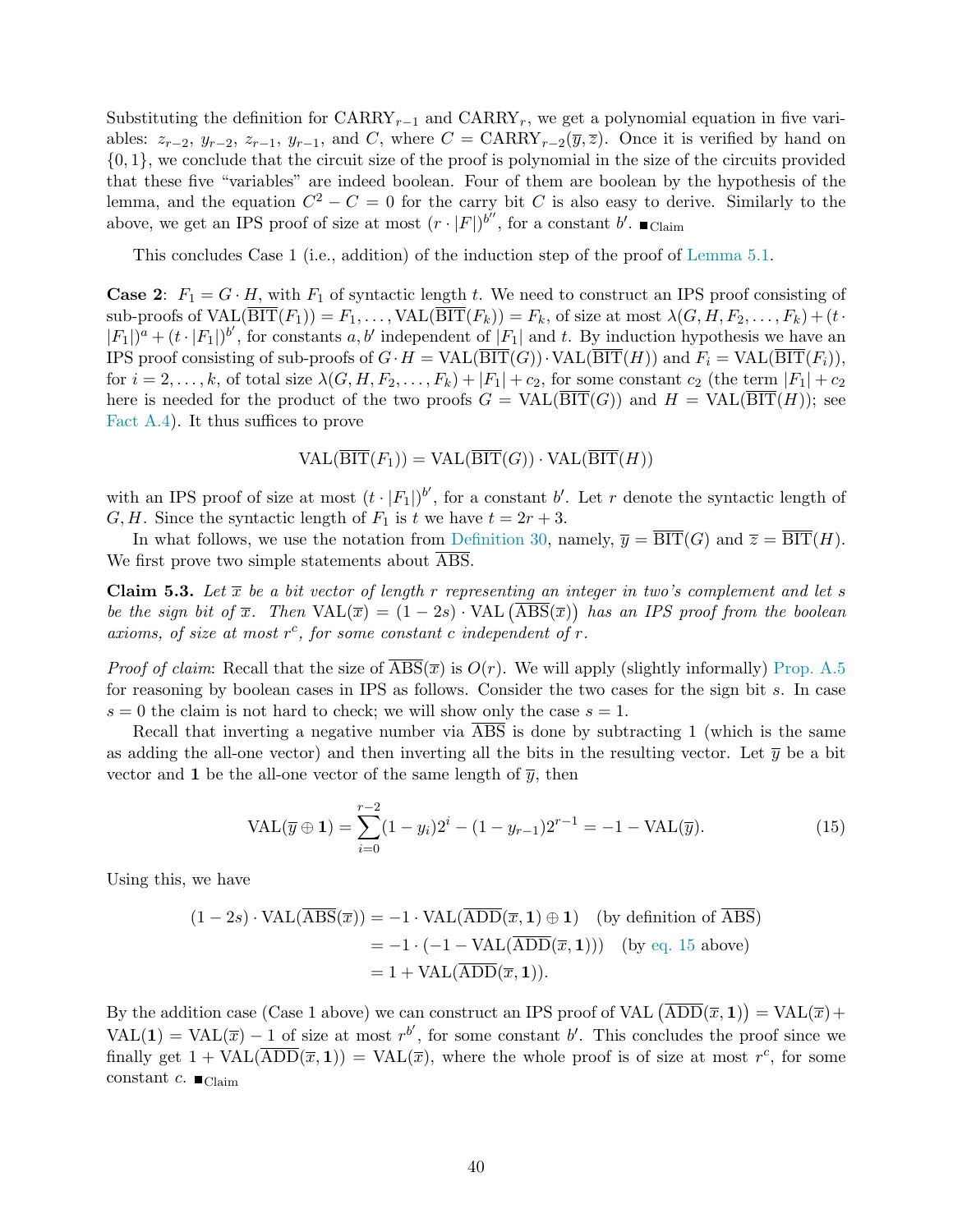Substituting the definition for $\text{CARRY}_{r-1}$ and $\text{CARRY}_r$, we get a polynomial equation in five variables: $z_{r-2}$, $y_{r-2}$, $z_{r-1}$, $y_{r-1}$, and $C$, where $C = \text{CARRY}_{r-2}(\overline{y}, \overline{z})$. Once it is verified by hand on $\{0,1\}$, we conclude that the circuit size of the proof is polynomial in the size of the circuits provided that these five "variables" are indeed boolean. Four of them are boolean by the hypothesis of the lemma, and the equation $C^2 - C = 0$ for the carry bit $C$ is also easy to derive. Similarly to the above, we get an IPS proof of size at most $(r \cdot |F|)^{b''}$, for a constant $b'$. $\blacksquare_{\text{Claim}}$

This concludes Case 1 (i.e., addition) of the induction step of the proof of Lemma 5.1.

**Case 2**: $F_1 = G \cdot H$, with $F_1$ of syntactic length $t$. We need to construct an IPS proof consisting of sub-proofs of $\text{VAL}(\overline{\text{BIT}}(F_1)) = F_1, \dots, \text{VAL}(\overline{\text{BIT}}(F_k)) = F_k$, of size at most $\lambda(G, H, F_2, \dots, F_k) + (t \cdot |F_1|)^a + (t \cdot |F_1|)^{b'}$, for constants $a, b'$ independent of $|F_1|$ and $t$. By induction hypothesis we have an IPS proof consisting of sub-proofs of $G \cdot H = \text{VAL}(\overline{\text{BIT}}(G)) \cdot \text{VAL}(\overline{\text{BIT}}(H))$ and $F_i = \text{VAL}(\overline{\text{BIT}}(F_i))$, for $i = 2, \dots, k$, of total size $\lambda(G, H, F_2, \dots, F_k) + |F_1| + c_2$, for some constant $c_2$ (the term $|F_1| + c_2$ here is needed for the product of the two proofs $G = \text{VAL}(\overline{\text{BIT}}(G))$ and $H = \text{VAL}(\overline{\text{BIT}}(H))$; see Fact A.4). It thus suffices to prove

$$\text{VAL}(\overline{\text{BIT}}(F_1)) = \text{VAL}(\overline{\text{BIT}}(G)) \cdot \text{VAL}(\overline{\text{BIT}}(H))$$

with an IPS proof of size at most $(t \cdot |F_1|)^{b'}$, for a constant $b'$. Let $r$ denote the syntactic length of $G, H$. Since the syntactic length of $F_1$ is $t$ we have $t = 2r + 3$.

In what follows, we use the notation from Definition 30, namely, $\overline{y} = \overline{\text{BIT}}(G)$ and $\overline{z} = \overline{\text{BIT}}(H)$. We first prove two simple statements about $\overline{\text{ABS}}$.

**Claim 5.3.** *Let $\overline{x}$ be a bit vector of length $r$ representing an integer in two's complement and let $s$ be the sign bit of $\overline{x}$. Then $\text{VAL}(\overline{x}) = (1 - 2s) \cdot \text{VAL}\left(\overline{\text{ABS}}(\overline{x})\right)$ has an IPS proof from the boolean axioms, of size at most $r^c$, for some constant $c$ independent of $r$.*

*Proof of claim*: Recall that the size of $\overline{\text{ABS}}(\overline{x})$ is $O(r)$. We will apply (slightly informally) Prop. A.5 for reasoning by boolean cases in IPS as follows. Consider the two cases for the sign bit $s$. In case $s = 0$ the claim is not hard to check; we will show only the case $s = 1$.

Recall that inverting a negative number via $\overline{\text{ABS}}$ is done by subtracting 1 (which is the same as adding the all-one vector) and then inverting all the bits in the resulting vector. Let $\overline{y}$ be a bit vector and $\mathbf{1}$ be the all-one vector of the same length of $\overline{y}$, then

$$\text{VAL}(\overline{y} \oplus \mathbf{1}) = \sum_{i=0}^{r-2} (1 - y_i) 2^i - (1 - y_{r-1}) 2^{r-1} = -1 - \text{VAL}(\overline{y}). \tag{15}$$

Using this, we have

$$\begin{aligned}
(1 - 2s) \cdot \text{VAL}(\overline{\text{ABS}}(\overline{x})) &= -1 \cdot \text{VAL}(\overline{\text{ADD}}(\overline{x}, \mathbf{1}) \oplus \mathbf{1}) \quad \text{(by definition of } \overline{\text{ABS}}\text{)} \\
&= -1 \cdot (-1 - \text{VAL}(\overline{\text{ADD}}(\overline{x}, \mathbf{1}))) \quad \text{(by eq. 15 above)} \\
&= 1 + \text{VAL}(\overline{\text{ADD}}(\overline{x}, \mathbf{1})).
\end{aligned}$$

By the addition case (Case 1 above) we can construct an IPS proof of $\text{VAL}\left(\overline{\text{ADD}}(\overline{x}, \mathbf{1})\right) = \text{VAL}(\overline{x}) + \text{VAL}(\mathbf{1}) = \text{VAL}(\overline{x}) - 1$ of size at most $r^{b'}$, for some constant $b'$. This concludes the proof since we finally get $1 + \text{VAL}(\overline{\text{ADD}}(\overline{x}, \mathbf{1})) = \text{VAL}(\overline{x})$, where the whole proof is of size at most $r^c$, for some constant $c$. $\blacksquare_{\text{Claim}}$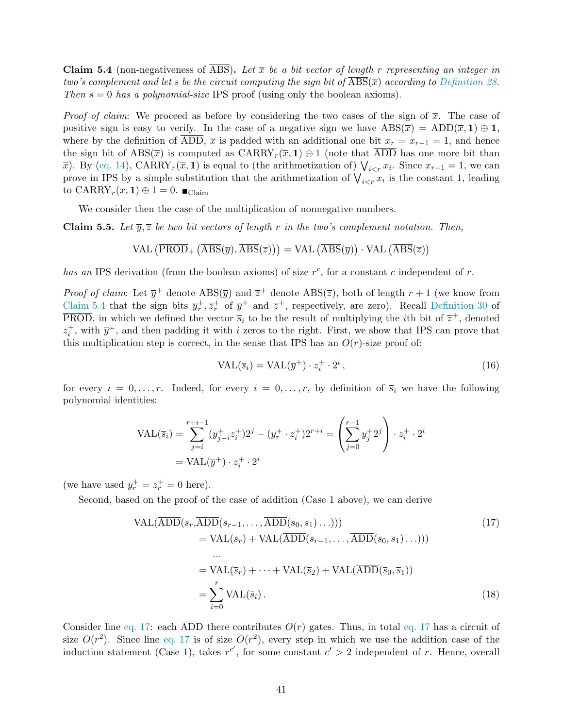**Claim 5.4** (non-negativeness of $\overline{\text{ABS}}$)**.** *Let $\overline{x}$ be a bit vector of length $r$ representing an integer in two's complement and let $s$ be the circuit computing the sign bit of $\overline{\text{ABS}}(\overline{x})$ according to Definition 28. Then $s = 0$ has a polynomial-size* IPS *proof (using only the boolean axioms).*

*Proof of claim*: We proceed as before by considering the two cases of the sign of $\overline{x}$. The case of positive sign is easy to verify. In the case of a negative sign we have $\text{ABS}(\overline{x}) = \overline{\text{ADD}}(\overline{x}, \mathbf{1}) \oplus \mathbf{1}$, where by the definition of $\overline{\text{ADD}}$, $\overline{x}$ is padded with an additional one bit $x_r = x_{r-1} = 1$, and hence the sign bit of $\text{ABS}(\overline{x})$ is computed as $\text{CARRY}_r(\overline{x}, \mathbf{1}) \oplus 1$ (note that $\overline{\text{ADD}}$ has one more bit than $\overline{x}$). By (eq. 14), $\text{CARRY}_r(\overline{x}, \mathbf{1})$ is equal to (the arithmetization of) $\bigvee_{i<r} x_i$. Since $x_{r-1} = 1$, we can prove in IPS by a simple substitution that the arithmetization of $\bigvee_{i<r} x_i$ is the constant 1, leading to $\text{CARRY}_r(\overline{x}, \mathbf{1}) \oplus 1 = 0$. $\blacksquare_{\text{Claim}}$

We consider then the case of the multiplication of nonnegative numbers.

**Claim 5.5.** *Let $\overline{y}, \overline{z}$ be two bit vectors of length $r$ in the two's complement notation. Then,*

$$\text{VAL}\left(\overline{\text{PROD}}_+\left(\overline{\text{ABS}}(\overline{y}), \overline{\text{ABS}}(\overline{z})\right)\right) = \text{VAL}\left(\overline{\text{ABS}}(\overline{y})\right) \cdot \text{VAL}\left(\overline{\text{ABS}}(\overline{z})\right)$$

*has an* IPS *derivation (from the boolean axioms) of size $r^c$, for a constant $c$ independent of $r$.*

*Proof of claim*: Let $\overline{y}^+$ denote $\overline{\text{ABS}}(\overline{y})$ and $\overline{z}^+$ denote $\overline{\text{ABS}}(\overline{z})$, both of length $r+1$ (we know from Claim 5.4 that the sign bits $\overline{y}^+_r, \overline{z}^+_r$ of $\overline{y}^+$ and $\overline{z}^+$, respectively, are zero). Recall Definition 30 of $\overline{\text{PROD}}$, in which we defined the vector $\overline{s}_i$ to be the result of multiplying the $i$th bit of $\overline{z}^+$, denoted $z^+_i$, with $\overline{y}^+$, and then padding it with $i$ zeros to the right. First, we show that IPS can prove that this multiplication step is correct, in the sense that IPS has an $O(r)$-size proof of:

$$\text{VAL}(\overline{s}_i) = \text{VAL}(\overline{y}^+) \cdot z^+_i \cdot 2^i \,, \tag{16}$$

for every $i = 0, \ldots, r$. Indeed, for every $i = 0, \ldots, r$, by definition of $\overline{s}_i$ we have the following polynomial identities:

$$\begin{aligned}
\text{VAL}(\overline{s}_i) &= \sum_{j=i}^{r+i-1} (y^+_{j-i} z^+_i) 2^j - (y^+_r \cdot z^+_i) 2^{r+i} = \left(\sum_{j=0}^{r-1} y^+_j 2^j\right) \cdot z^+_i \cdot 2^i \\
&= \text{VAL}(\overline{y}^+) \cdot z^+_i \cdot 2^i
\end{aligned}$$

(we have used $y^+_r = z^+_r = 0$ here).

Second, based on the proof of the case of addition (Case 1 above), we can derive

$$\begin{aligned}
&\text{VAL}(\overline{\text{ADD}}(\overline{s}_r, \overline{\text{ADD}}(\overline{s}_{r-1}, \ldots, \overline{\text{ADD}}(\overline{s}_0, \overline{s}_1) \ldots))) \qquad (17)\\
&\quad = \text{VAL}(\overline{s}_r) + \text{VAL}(\overline{\text{ADD}}(\overline{s}_{r-1}, \ldots, \overline{\text{ADD}}(\overline{s}_0, \overline{s}_1) \ldots)))\\
&\quad\quad \ldots\\
&\quad = \text{VAL}(\overline{s}_r) + \cdots + \text{VAL}(\overline{s}_2) + \text{VAL}(\overline{\text{ADD}}(\overline{s}_0, \overline{s}_1))\\
&\quad = \sum_{i=0}^{r} \text{VAL}(\overline{s}_i)\,. \qquad (18)
\end{aligned}$$

Consider line eq. 17: each $\overline{\text{ADD}}$ there contributes $O(r)$ gates. Thus, in total eq. 17 has a circuit of size $O(r^2)$. Since line eq. 17 is of size $O(r^2)$, every step in which we use the addition case of the induction statement (Case 1), takes $r^{c'}$, for some constant $c' > 2$ independent of $r$. Hence, overall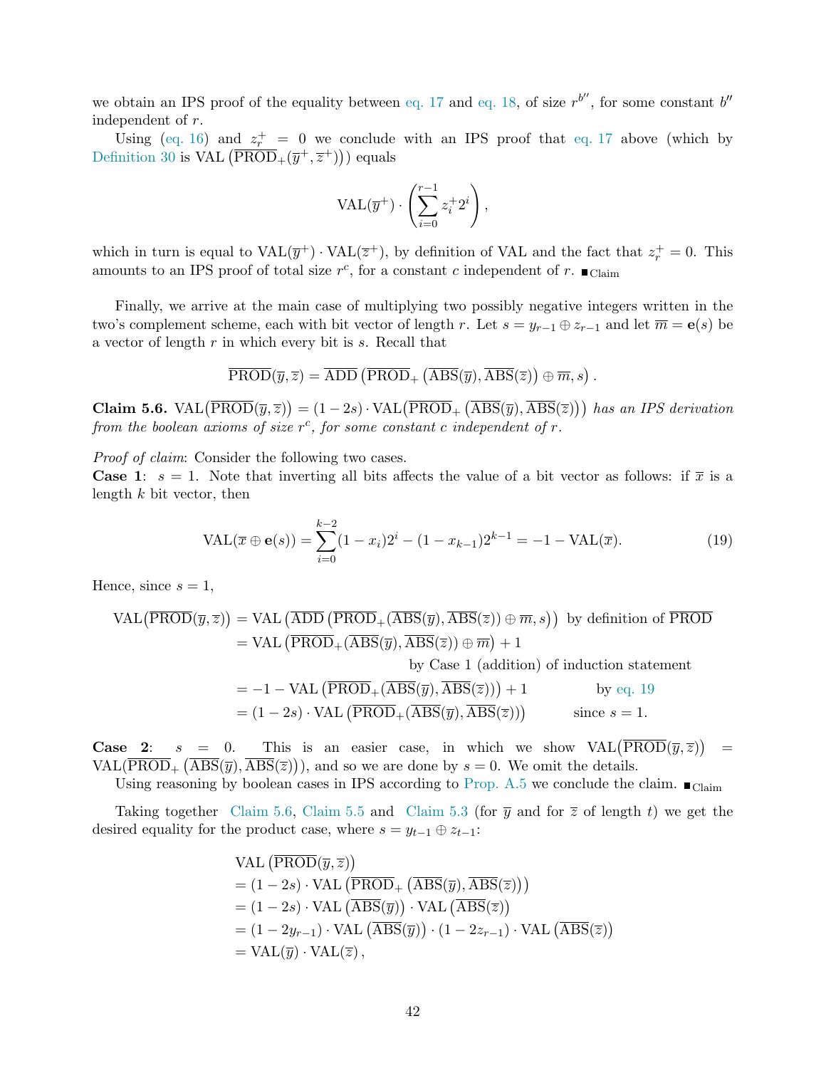we obtain an IPS proof of the equality between eq. 17 and eq. 18, of size $r^{b''}$, for some constant $b''$ independent of $r$.

Using (eq. 16) and $z_r^+ = 0$ we conclude with an IPS proof that eq. 17 above (which by Definition 30 is $\mathrm{VAL}\left(\overline{\mathrm{PROD}}_+(\overline{y}^+, \overline{z}^+)\right)$) equals

$$\mathrm{VAL}(\overline{y}^+) \cdot \left(\sum_{i=0}^{r-1} z_i^+ 2^i\right),$$

which in turn is equal to $\mathrm{VAL}(\overline{y}^+) \cdot \mathrm{VAL}(\overline{z}^+)$, by definition of VAL and the fact that $z_r^+ = 0$. This amounts to an IPS proof of total size $r^c$, for a constant $c$ independent of $r$. ■$_{\text{Claim}}$

Finally, we arrive at the main case of multiplying two possibly negative integers written in the two's complement scheme, each with bit vector of length $r$. Let $s = y_{r-1} \oplus z_{r-1}$ and let $\overline{m} = \mathbf{e}(s)$ be a vector of length $r$ in which every bit is $s$. Recall that

$$\overline{\mathrm{PROD}}(\overline{y}, \overline{z}) = \overline{\mathrm{ADD}}\left(\overline{\mathrm{PROD}}_+\left(\overline{\mathrm{ABS}}(\overline{y}), \overline{\mathrm{ABS}}(\overline{z})\right) \oplus \overline{m}, s\right).$$

**Claim 5.6.** *$\mathrm{VAL}\left(\overline{\mathrm{PROD}}(\overline{y}, \overline{z})\right) = (1-2s) \cdot \mathrm{VAL}\left(\overline{\mathrm{PROD}}_+\left(\overline{\mathrm{ABS}}(\overline{y}), \overline{\mathrm{ABS}}(\overline{z})\right)\right)$ has an IPS derivation from the boolean axioms of size $r^c$, for some constant $c$ independent of $r$.*

*Proof of claim*: Consider the following two cases.
**Case 1**: $s = 1$. Note that inverting all bits affects the value of a bit vector as follows: if $\overline{x}$ is a length $k$ bit vector, then

$$\mathrm{VAL}(\overline{x} \oplus \mathbf{e}(s)) = \sum_{i=0}^{k-2} (1-x_i) 2^i - (1-x_{k-1}) 2^{k-1} = -1 - \mathrm{VAL}(\overline{x}). \tag{19}$$

Hence, since $s = 1$,

$$\begin{aligned}
\mathrm{VAL}\left(\overline{\mathrm{PROD}}(\overline{y}, \overline{z})\right) &= \mathrm{VAL}\left(\overline{\mathrm{ADD}}\left(\overline{\mathrm{PROD}}_+(\overline{\mathrm{ABS}}(\overline{y}), \overline{\mathrm{ABS}}(\overline{z})) \oplus \overline{m}, s\right)\right) \quad \text{by definition of } \overline{\mathrm{PROD}} \\
&= \mathrm{VAL}\left(\overline{\mathrm{PROD}}_+(\overline{\mathrm{ABS}}(\overline{y}), \overline{\mathrm{ABS}}(\overline{z})) \oplus \overline{m}\right) + 1 \\
&\qquad\qquad\qquad \text{by Case 1 (addition) of induction statement} \\
&= -1 - \mathrm{VAL}\left(\overline{\mathrm{PROD}}_+(\overline{\mathrm{ABS}}(\overline{y}), \overline{\mathrm{ABS}}(\overline{z}))\right) + 1 \qquad \text{by eq. 19} \\
&= (1-2s) \cdot \mathrm{VAL}\left(\overline{\mathrm{PROD}}_+(\overline{\mathrm{ABS}}(\overline{y}), \overline{\mathrm{ABS}}(\overline{z}))\right) \qquad \text{since } s = 1.
\end{aligned}$$

**Case 2**: $s = 0$. This is an easier case, in which we show $\mathrm{VAL}\left(\overline{\mathrm{PROD}}(\overline{y}, \overline{z})\right) = \mathrm{VAL}\left(\overline{\mathrm{PROD}}_+\left(\overline{\mathrm{ABS}}(\overline{y}), \overline{\mathrm{ABS}}(\overline{z})\right)\right)$, and so we are done by $s = 0$. We omit the details.

Using reasoning by boolean cases in IPS according to Prop. A.5 we conclude the claim. ■$_{\text{Claim}}$

Taking together Claim 5.6, Claim 5.5 and Claim 5.3 (for $\overline{y}$ and for $\overline{z}$ of length $t$) we get the desired equality for the product case, where $s = y_{t-1} \oplus z_{t-1}$:

$$\begin{aligned}
&\mathrm{VAL}\left(\overline{\mathrm{PROD}}(\overline{y}, \overline{z})\right) \\
&= (1-2s) \cdot \mathrm{VAL}\left(\overline{\mathrm{PROD}}_+\left(\overline{\mathrm{ABS}}(\overline{y}), \overline{\mathrm{ABS}}(\overline{z})\right)\right) \\
&= (1-2s) \cdot \mathrm{VAL}\left(\overline{\mathrm{ABS}}(\overline{y})\right) \cdot \mathrm{VAL}\left(\overline{\mathrm{ABS}}(\overline{z})\right) \\
&= (1-2y_{r-1}) \cdot \mathrm{VAL}\left(\overline{\mathrm{ABS}}(\overline{y})\right) \cdot (1-2z_{r-1}) \cdot \mathrm{VAL}\left(\overline{\mathrm{ABS}}(\overline{z})\right) \\
&= \mathrm{VAL}(\overline{y}) \cdot \mathrm{VAL}(\overline{z}),
\end{aligned}$$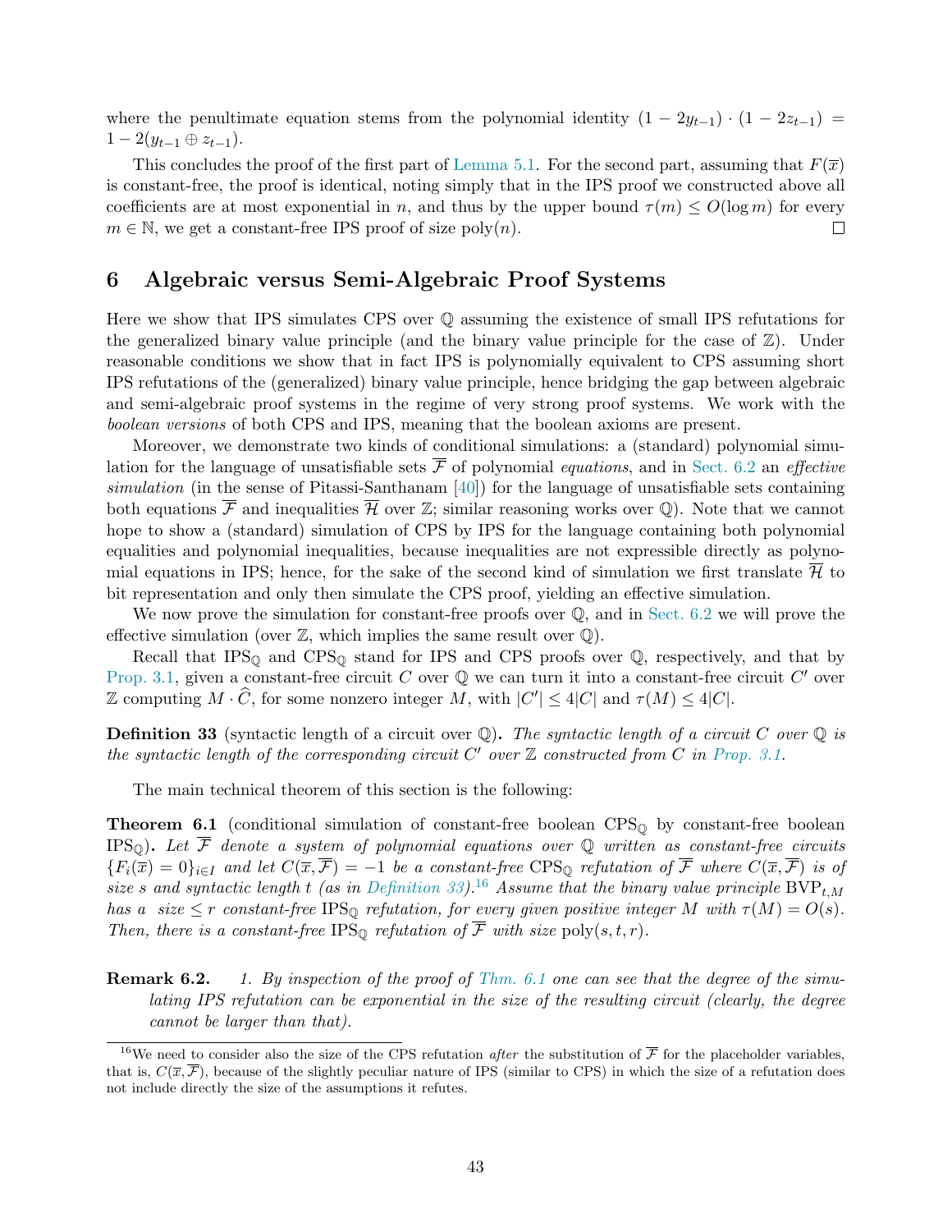where the penultimate equation stems from the polynomial identity $(1-2y_{t-1})\cdot(1-2z_{t-1}) = 1-2(y_{t-1}\oplus z_{t-1})$.

This concludes the proof of the first part of Lemma 5.1. For the second part, assuming that $F(\overline{x})$ is constant-free, the proof is identical, noting simply that in the IPS proof we constructed above all coefficients are at most exponential in $n$, and thus by the upper bound $\tau(m) \le O(\log m)$ for every $m \in \mathbb{N}$, we get a constant-free IPS proof of size $\mathrm{poly}(n)$. □

# 6 Algebraic versus Semi-Algebraic Proof Systems

Here we show that IPS simulates CPS over $\mathbb{Q}$ assuming the existence of small IPS refutations for the generalized binary value principle (and the binary value principle for the case of $\mathbb{Z}$). Under reasonable conditions we show that in fact IPS is polynomially equivalent to CPS assuming short IPS refutations of the (generalized) binary value principle, hence bridging the gap between algebraic and semi-algebraic proof systems in the regime of very strong proof systems. We work with the *boolean versions* of both CPS and IPS, meaning that the boolean axioms are present.

Moreover, we demonstrate two kinds of conditional simulations: a (standard) polynomial simulation for the language of unsatisfiable sets $\overline{\mathcal{F}}$ of polynomial *equations*, and in Sect. 6.2 an *effective simulation* (in the sense of Pitassi-Santhanam [40]) for the language of unsatisfiable sets containing both equations $\overline{\mathcal{F}}$ and inequalities $\overline{\mathcal{H}}$ over $\mathbb{Z}$; similar reasoning works over $\mathbb{Q}$). Note that we cannot hope to show a (standard) simulation of CPS by IPS for the language containing both polynomial equalities and polynomial inequalities, because inequalities are not expressible directly as polynomial equations in IPS; hence, for the sake of the second kind of simulation we first translate $\overline{\mathcal{H}}$ to bit representation and only then simulate the CPS proof, yielding an effective simulation.

We now prove the simulation for constant-free proofs over $\mathbb{Q}$, and in Sect. 6.2 we will prove the effective simulation (over $\mathbb{Z}$, which implies the same result over $\mathbb{Q}$).

Recall that $\mathrm{IPS}_{\mathbb{Q}}$ and $\mathrm{CPS}_{\mathbb{Q}}$ stand for IPS and CPS proofs over $\mathbb{Q}$, respectively, and that by Prop. 3.1, given a constant-free circuit $C$ over $\mathbb{Q}$ we can turn it into a constant-free circuit $C'$ over $\mathbb{Z}$ computing $M\cdot\widehat{C}$, for some nonzero integer $M$, with $|C'| \le 4|C|$ and $\tau(M) \le 4|C|$.

**Definition 33** (syntactic length of a circuit over $\mathbb{Q}$)**.** *The syntactic length of a circuit $C$ over $\mathbb{Q}$ is the syntactic length of the corresponding circuit $C'$ over $\mathbb{Z}$ constructed from $C$ in Prop. 3.1.*

The main technical theorem of this section is the following:

**Theorem 6.1** (conditional simulation of constant-free boolean $\mathrm{CPS}_{\mathbb{Q}}$ by constant-free boolean $\mathrm{IPS}_{\mathbb{Q}}$)**.** *Let $\overline{\mathcal{F}}$ denote a system of polynomial equations over $\mathbb{Q}$ written as constant-free circuits $\{F_i(\overline{x}) = 0\}_{i\in I}$ and let $C(\overline{x},\overline{\mathcal{F}}) = -1$ be a constant-free $\mathrm{CPS}_{\mathbb{Q}}$ refutation of $\overline{\mathcal{F}}$ where $C(\overline{x},\overline{\mathcal{F}})$ is of size $s$ and syntactic length $t$ (as in Definition 33).[16] Assume that the binary value principle $\mathrm{BVP}_{t,M}$ has a size $\le r$ constant-free $\mathrm{IPS}_{\mathbb{Q}}$ refutation, for every given positive integer $M$ with $\tau(M) = O(s)$. Then, there is a constant-free $\mathrm{IPS}_{\mathbb{Q}}$ refutation of $\overline{\mathcal{F}}$ with size $\mathrm{poly}(s,t,r)$.*

**Remark 6.2.** *1. By inspection of the proof of Thm. 6.1 one can see that the degree of the simulating IPS refutation can be exponential in the size of the resulting circuit (clearly, the degree cannot be larger than that).*

[16] We need to consider also the size of the CPS refutation *after* the substitution of $\overline{\mathcal{F}}$ for the placeholder variables, that is, $C(\overline{x},\overline{\mathcal{F}})$, because of the slightly peculiar nature of IPS (similar to CPS) in which the size of a refutation does not include directly the size of the assumptions it refutes.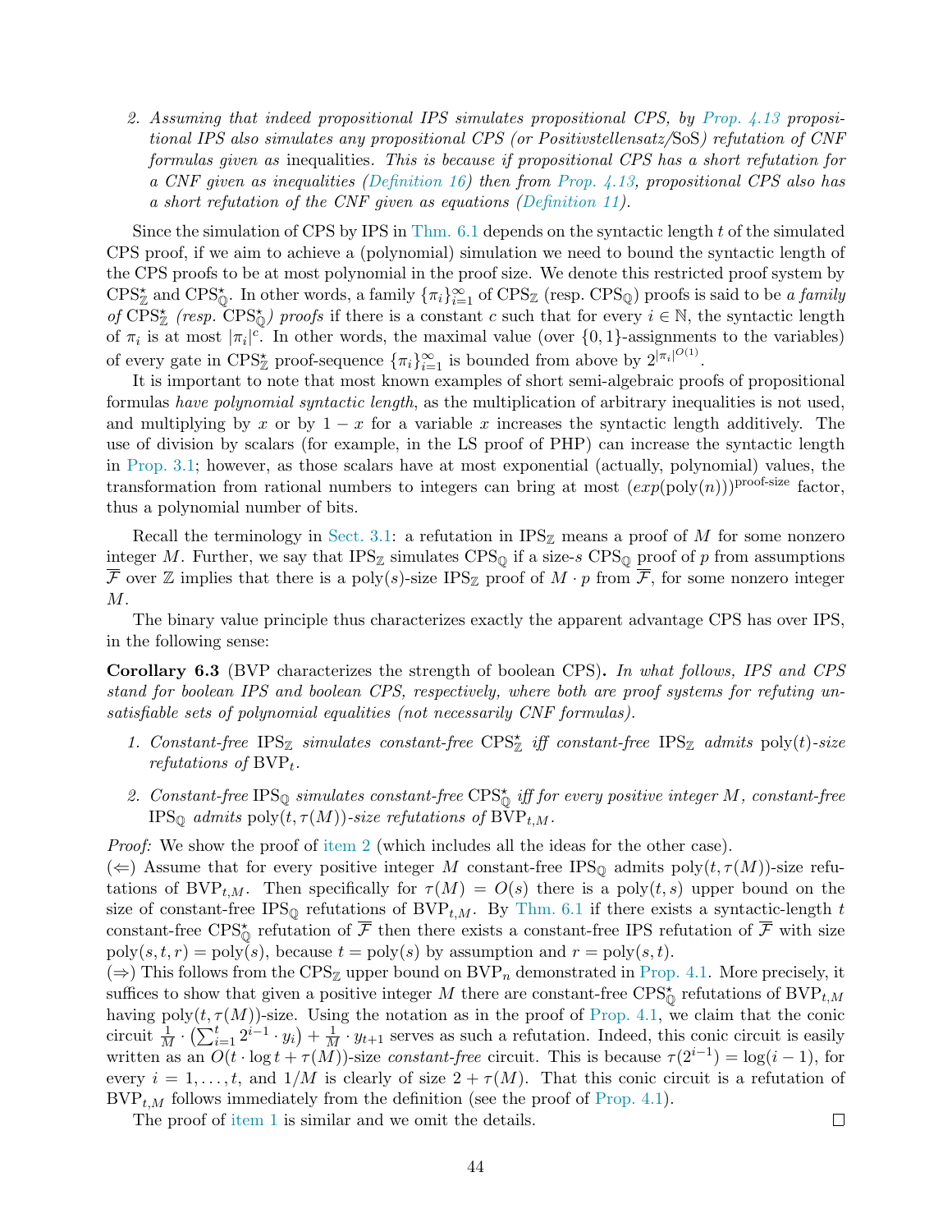2. *Assuming that indeed propositional IPS simulates propositional CPS, by Prop. 4.13 propositional IPS also simulates any propositional CPS (or Positivstellensatz/*SoS*) refutation of CNF formulas given as* inequalities*. This is because if propositional CPS has a short refutation for a CNF given as inequalities (Definition 16) then from Prop. 4.13, propositional CPS also has a short refutation of the CNF given as equations (Definition 11).*

Since the simulation of CPS by IPS in Thm. 6.1 depends on the syntactic length $t$ of the simulated CPS proof, if we aim to achieve a (polynomial) simulation we need to bound the syntactic length of the CPS proofs to be at most polynomial in the proof size. We denote this restricted proof system by $\mathrm{CPS}^\star_{\mathbb{Z}}$ and $\mathrm{CPS}^\star_{\mathbb{Q}}$. In other words, a family $\{\pi_i\}_{i=1}^{\infty}$ of $\mathrm{CPS}_{\mathbb{Z}}$ (resp. $\mathrm{CPS}_{\mathbb{Q}}$) proofs is said to be *a family of* $\mathrm{CPS}^\star_{\mathbb{Z}}$ *(resp.* $\mathrm{CPS}^\star_{\mathbb{Q}}$*) proofs* if there is a constant $c$ such that for every $i \in \mathbb{N}$, the syntactic length of $\pi_i$ is at most $|\pi_i|^c$. In other words, the maximal value (over $\{0,1\}$-assignments to the variables) of every gate in $\mathrm{CPS}^\star_{\mathbb{Z}}$ proof-sequence $\{\pi_i\}_{i=1}^{\infty}$ is bounded from above by $2^{|\pi_i|^{O(1)}}$.

It is important to note that most known examples of short semi-algebraic proofs of propositional formulas *have polynomial syntactic length*, as the multiplication of arbitrary inequalities is not used, and multiplying by $x$ or by $1-x$ for a variable $x$ increases the syntactic length additively. The use of division by scalars (for example, in the LS proof of PHP) can increase the syntactic length in Prop. 3.1; however, as those scalars have at most exponential (actually, polynomial) values, the transformation from rational numbers to integers can bring at most $(exp(\mathrm{poly}(n)))^{\text{proof-size}}$ factor, thus a polynomial number of bits.

Recall the terminology in Sect. 3.1: a refutation in $\mathrm{IPS}_{\mathbb{Z}}$ means a proof of $M$ for some nonzero integer $M$. Further, we say that $\mathrm{IPS}_{\mathbb{Z}}$ simulates $\mathrm{CPS}_{\mathbb{Q}}$ if a size-$s$ $\mathrm{CPS}_{\mathbb{Q}}$ proof of $p$ from assumptions $\overline{\mathcal{F}}$ over $\mathbb{Z}$ implies that there is a poly$(s)$-size $\mathrm{IPS}_{\mathbb{Z}}$ proof of $M \cdot p$ from $\overline{\mathcal{F}}$, for some nonzero integer $M$.

The binary value principle thus characterizes exactly the apparent advantage CPS has over IPS, in the following sense:

**Corollary 6.3** (BVP characterizes the strength of boolean CPS)**.** *In what follows, IPS and CPS stand for boolean IPS and boolean CPS, respectively, where both are proof systems for refuting unsatisfiable sets of polynomial equalities (not necessarily CNF formulas).*

1. *Constant-free* $\mathrm{IPS}_{\mathbb{Z}}$ *simulates constant-free* $\mathrm{CPS}^\star_{\mathbb{Z}}$ *iff constant-free* $\mathrm{IPS}_{\mathbb{Z}}$ *admits* poly$(t)$*-size refutations of* $\mathrm{BVP}_t$*.*
2. *Constant-free* $\mathrm{IPS}_{\mathbb{Q}}$ *simulates constant-free* $\mathrm{CPS}^\star_{\mathbb{Q}}$ *iff for every positive integer $M$, constant-free* $\mathrm{IPS}_{\mathbb{Q}}$ *admits* poly$(t,\tau(M))$*-size refutations of* $\mathrm{BVP}_{t,M}$*.*

*Proof:* We show the proof of item 2 (which includes all the ideas for the other case).
($\Leftarrow$) Assume that for every positive integer $M$ constant-free $\mathrm{IPS}_{\mathbb{Q}}$ admits poly$(t,\tau(M))$-size refutations of $\mathrm{BVP}_{t,M}$. Then specifically for $\tau(M) = O(s)$ there is a poly$(t,s)$ upper bound on the size of constant-free $\mathrm{IPS}_{\mathbb{Q}}$ refutations of $\mathrm{BVP}_{t,M}$. By Thm. 6.1 if there exists a syntactic-length $t$ constant-free $\mathrm{CPS}^\star_{\mathbb{Q}}$ refutation of $\overline{\mathcal{F}}$ then there exists a constant-free IPS refutation of $\overline{\mathcal{F}}$ with size poly$(s,t,r)$ = poly$(s)$, because $t$ = poly$(s)$ by assumption and $r$ = poly$(s,t)$.
($\Rightarrow$) This follows from the $\mathrm{CPS}_{\mathbb{Z}}$ upper bound on $\mathrm{BVP}_n$ demonstrated in Prop. 4.1. More precisely, it suffices to show that given a positive integer $M$ there are constant-free $\mathrm{CPS}^\star_{\mathbb{Q}}$ refutations of $\mathrm{BVP}_{t,M}$ having poly$(t,\tau(M))$-size. Using the notation as in the proof of Prop. 4.1, we claim that the conic circuit $\frac{1}{M}\cdot\left(\sum_{i=1}^{t} 2^{i-1}\cdot y_i\right) + \frac{1}{M}\cdot y_{t+1}$ serves as such a refutation. Indeed, this conic circuit is easily written as an $O(t\cdot\log t + \tau(M))$-size *constant-free* circuit. This is because $\tau(2^{i-1}) = \log(i-1)$, for every $i = 1,\dots,t$, and $1/M$ is clearly of size $2+\tau(M)$. That this conic circuit is a refutation of $\mathrm{BVP}_{t,M}$ follows immediately from the definition (see the proof of Prop. 4.1).
The proof of item 1 is similar and we omit the details. $\square$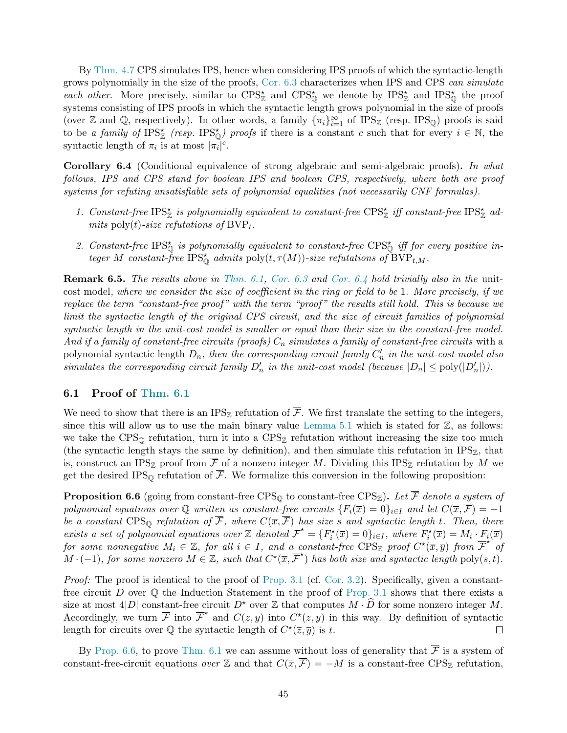By Thm. 4.7 CPS simulates IPS, hence when considering IPS proofs of which the syntactic-length grows polynomially in the size of the proofs, Cor. 6.3 characterizes when IPS and CPS *can simulate each other*. More precisely, similar to $\mathrm{CPS}^{\star}_{\mathbb{Z}}$ and $\mathrm{CPS}^{\star}_{\mathbb{Q}}$ we denote by $\mathrm{IPS}^{\star}_{\mathbb{Z}}$ and $\mathrm{IPS}^{\star}_{\mathbb{Q}}$ the proof systems consisting of IPS proofs in which the syntactic length grows polynomial in the size of proofs (over $\mathbb{Z}$ and $\mathbb{Q}$, respectively). In other words, a family $\{\pi_i\}_{i=1}^{\infty}$ of $\mathrm{IPS}_{\mathbb{Z}}$ (resp. $\mathrm{IPS}_{\mathbb{Q}}$) proofs is said to be *a family of* $\mathrm{IPS}^{\star}_{\mathbb{Z}}$ *(resp.* $\mathrm{IPS}^{\star}_{\mathbb{Q}}$*) proofs* if there is a constant $c$ such that for every $i \in \mathbb{N}$, the syntactic length of $\pi_i$ is at most $|\pi_i|^c$.

**Corollary 6.4** (Conditional equivalence of strong algebraic and semi-algebraic proofs)**.** *In what follows, IPS and CPS stand for boolean IPS and boolean CPS, respectively, where both are proof systems for refuting unsatisfiable sets of polynomial equalities (not necessarily CNF formulas).*

1. *Constant-free* $\mathrm{IPS}^{\star}_{\mathbb{Z}}$ *is polynomially equivalent to constant-free* $\mathrm{CPS}^{\star}_{\mathbb{Z}}$ *iff constant-free* $\mathrm{IPS}^{\star}_{\mathbb{Z}}$ *admits* $\mathrm{poly}(t)$*-size refutations of* $\mathrm{BVP}_t$*.*
2. *Constant-free* $\mathrm{IPS}^{\star}_{\mathbb{Q}}$ *is polynomially equivalent to constant-free* $\mathrm{CPS}^{\star}_{\mathbb{Q}}$ *iff for every positive integer* $M$ *constant-free* $\mathrm{IPS}^{\star}_{\mathbb{Q}}$ *admits* $\mathrm{poly}(t, \tau(M))$*-size refutations of* $\mathrm{BVP}_{t,M}$*.*

**Remark 6.5.** *The results above in Thm. 6.1, Cor. 6.3 and Cor. 6.4 hold trivially also in the* unit-cost model*, where we consider the size of coefficient in the ring or field to be 1. More precisely, if we replace the term "constant-free proof" with the term "proof" the results still hold. This is because we limit the syntactic length of the original CPS circuit, and the size of circuit families of polynomial syntactic length in the unit-cost model is smaller or equal than their size in the constant-free model. And if a family of constant-free circuits (proofs)* $C_n$ *simulates a family of constant-free circuits* with a polynomial syntactic length $D_n$*, then the corresponding circuit family* $C'_n$ *in the unit-cost model also simulates the corresponding circuit family* $D'_n$ *in the unit-cost model (because* $|D_n| \le \mathrm{poly}(|D'_n|)$*).*

## 6.1 Proof of Thm. 6.1

We need to show that there is an $\mathrm{IPS}_{\mathbb{Z}}$ refutation of $\overline{\mathcal{F}}$. We first translate the setting to the integers, since this will allow us to use the main binary value Lemma 5.1 which is stated for $\mathbb{Z}$, as follows: we take the $\mathrm{CPS}_{\mathbb{Q}}$ refutation, turn it into a $\mathrm{CPS}_{\mathbb{Z}}$ refutation without increasing the size too much (the syntactic length stays the same by definition), and then simulate this refutation in $\mathrm{IPS}_{\mathbb{Z}}$, that is, construct an $\mathrm{IPS}_{\mathbb{Z}}$ proof from $\overline{\mathcal{F}}$ of a nonzero integer $M$. Dividing this $\mathrm{IPS}_{\mathbb{Z}}$ refutation by $M$ we get the desired $\mathrm{IPS}_{\mathbb{Q}}$ refutation of $\overline{\mathcal{F}}$. We formalize this conversion in the following proposition:

**Proposition 6.6** (going from constant-free $\mathrm{CPS}_{\mathbb{Q}}$ to constant-free $\mathrm{CPS}_{\mathbb{Z}}$)**.** *Let* $\overline{\mathcal{F}}$ *denote a system of polynomial equations over* $\mathbb{Q}$ *written as constant-free circuits* $\{F_i(\overline{x}) = 0\}_{i \in I}$ *and let* $C(\overline{x}, \overline{\mathcal{F}}) = -1$ *be a constant* $\mathrm{CPS}_{\mathbb{Q}}$ *refutation of* $\overline{\mathcal{F}}$*, where* $C(\overline{x}, \overline{\mathcal{F}})$ *has size* $s$ *and syntactic length* $t$*. Then, there exists a set of polynomial equations over* $\mathbb{Z}$ *denoted* $\overline{\mathcal{F}}^{\star} = \{F^{\star}_i(\overline{x}) = 0\}_{i \in I}$*, where* $F^{\star}_i(\overline{x}) = M_i \cdot F_i(\overline{x})$ *for some nonnegative* $M_i \in \mathbb{Z}$*, for all* $i \in I$*, and a constant-free* $\mathrm{CPS}_{\mathbb{Z}}$ *proof* $C^{\star}(\overline{x}, \overline{y})$ *from* $\overline{\mathcal{F}}^{\star}$ *of* $M \cdot (-1)$*, for some nonzero* $M \in \mathbb{Z}$*, such that* $C^{\star}(\overline{x}, \overline{\mathcal{F}}^{\star})$ *has both size and syntactic length* $\mathrm{poly}(s, t)$*.*

*Proof:* The proof is identical to the proof of Prop. 3.1 (cf. Cor. 3.2). Specifically, given a constant-free circuit $D$ over $\mathbb{Q}$ the Induction Statement in the proof of Prop. 3.1 shows that there exists a size at most $4|D|$ constant-free circuit $D^{\star}$ over $\mathbb{Z}$ that computes $M \cdot \widehat{D}$ for some nonzero integer $M$. Accordingly, we turn $\overline{\mathcal{F}}$ into $\overline{\mathcal{F}}^{\star}$ and $C(\overline{z}, \overline{y})$ into $C^{\star}(\overline{z}, \overline{y})$ in this way. By definition of syntactic length for circuits over $\mathbb{Q}$ the syntactic length of $C^{\star}(\overline{z}, \overline{y})$ is $t$. $\square$

By Prop. 6.6, to prove Thm. 6.1 we can assume without loss of generality that $\overline{\mathcal{F}}$ is a system of constant-free-circuit equations *over* $\mathbb{Z}$ and that $C(\overline{x}, \overline{\mathcal{F}}) = -M$ is a constant-free $\mathrm{CPS}_{\mathbb{Z}}$ refutation,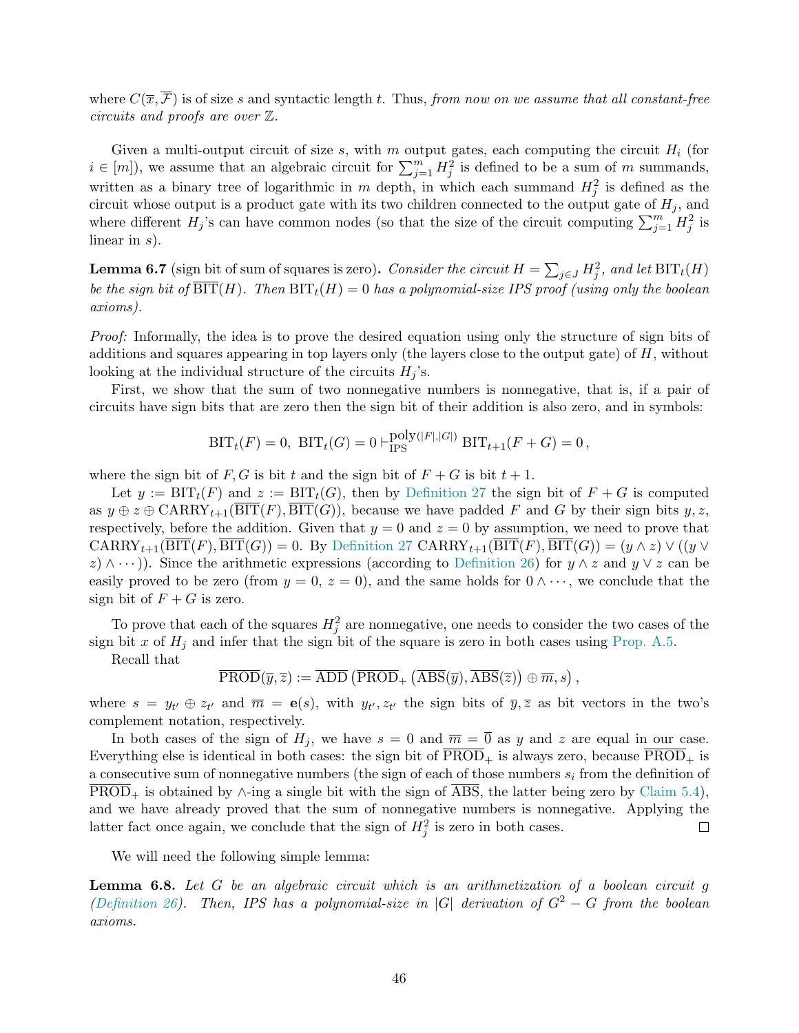where $C(\overline{x}, \overline{\mathcal{F}})$ is of size $s$ and syntactic length $t$. Thus, *from now on we assume that all constant-free circuits and proofs are over $\mathbb{Z}$.*

Given a multi-output circuit of size $s$, with $m$ output gates, each computing the circuit $H_i$ (for $i \in [m]$), we assume that an algebraic circuit for $\sum_{j=1}^{m} H_j^2$ is defined to be a sum of $m$ summands, written as a binary tree of logarithmic in $m$ depth, in which each summand $H_j^2$ is defined as the circuit whose output is a product gate with its two children connected to the output gate of $H_j$, and where different $H_j$'s can have common nodes (so that the size of the circuit computing $\sum_{j=1}^{m} H_j^2$ is linear in $s$).

**Lemma 6.7** (sign bit of sum of squares is zero)**.** *Consider the circuit $H = \sum_{j \in J} H_j^2$, and let $\mathrm{BIT}_t(H)$ be the sign bit of $\overline{\mathrm{BIT}}(H)$. Then $\mathrm{BIT}_t(H) = 0$ has a polynomial-size IPS proof (using only the boolean axioms).*

*Proof:* Informally, the idea is to prove the desired equation using only the structure of sign bits of additions and squares appearing in top layers only (the layers close to the output gate) of $H$, without looking at the individual structure of the circuits $H_j$'s.

First, we show that the sum of two nonnegative numbers is nonnegative, that is, if a pair of circuits have sign bits that are zero then the sign bit of their addition is also zero, and in symbols:

$$\mathrm{BIT}_t(F) = 0,\ \mathrm{BIT}_t(G) = 0 \vdash_{\mathrm{IPS}}^{\mathrm{poly}(|F|,|G|)} \mathrm{BIT}_{t+1}(F + G) = 0\,,$$

where the sign bit of $F, G$ is bit $t$ and the sign bit of $F + G$ is bit $t + 1$.

Let $y := \mathrm{BIT}_t(F)$ and $z := \mathrm{BIT}_t(G)$, then by Definition 27 the sign bit of $F + G$ is computed as $y \oplus z \oplus \mathrm{CARRY}_{t+1}(\overline{\mathrm{BIT}}(F), \overline{\mathrm{BIT}}(G))$, because we have padded $F$ and $G$ by their sign bits $y, z$, respectively, before the addition. Given that $y = 0$ and $z = 0$ by assumption, we need to prove that $\mathrm{CARRY}_{t+1}(\overline{\mathrm{BIT}}(F), \overline{\mathrm{BIT}}(G)) = 0$. By Definition 27 $\mathrm{CARRY}_{t+1}(\overline{\mathrm{BIT}}(F), \overline{\mathrm{BIT}}(G)) = (y \wedge z) \vee ((y \vee z) \wedge \cdots))$. Since the arithmetic expressions (according to Definition 26) for $y \wedge z$ and $y \vee z$ can be easily proved to be zero (from $y = 0$, $z = 0$), and the same holds for $0 \wedge \cdots$, we conclude that the sign bit of $F + G$ is zero.

To prove that each of the squares $H_j^2$ are nonnegative, one needs to consider the two cases of the sign bit $x$ of $H_j$ and infer that the sign bit of the square is zero in both cases using Prop. A.5.

Recall that

$$\overline{\mathrm{PROD}}(\overline{y}, \overline{z}) := \overline{\mathrm{ADD}}\left(\overline{\mathrm{PROD}}_+\left(\overline{\mathrm{ABS}}(\overline{y}), \overline{\mathrm{ABS}}(\overline{z})\right) \oplus \overline{m}, s\right),$$

where $s = y_{t'} \oplus z_{t'}$ and $\overline{m} = \mathbf{e}(s)$, with $y_{t'}, z_{t'}$ the sign bits of $\overline{y}, \overline{z}$ as bit vectors in the two's complement notation, respectively.

In both cases of the sign of $H_j$, we have $s = 0$ and $\overline{m} = \overline{0}$ as $y$ and $z$ are equal in our case. Everything else is identical in both cases: the sign bit of $\overline{\mathrm{PROD}}_+$ is always zero, because $\overline{\mathrm{PROD}}_+$ is a consecutive sum of nonnegative numbers (the sign of each of those numbers $s_i$ from the definition of $\overline{\mathrm{PROD}}_+$ is obtained by $\wedge$-ing a single bit with the sign of $\overline{\mathrm{ABS}}$, the latter being zero by Claim 5.4), and we have already proved that the sum of nonnegative numbers is nonnegative. Applying the latter fact once again, we conclude that the sign of $H_j^2$ is zero in both cases. $\square$

We will need the following simple lemma:

**Lemma 6.8.** *Let $G$ be an algebraic circuit which is an arithmetization of a boolean circuit $g$ (Definition 26). Then, IPS has a polynomial-size in $|G|$ derivation of $G^2 - G$ from the boolean axioms.*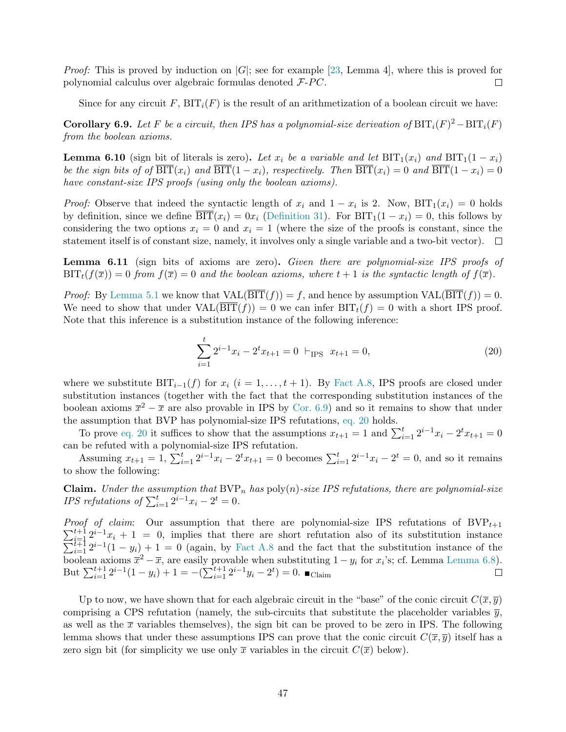*Proof:* This is proved by induction on $|G|$; see for example [23, Lemma 4], where this is proved for polynomial calculus over algebraic formulas denoted $\mathcal{F}$-$PC$. □

Since for any circuit $F$, $\text{BIT}_i(F)$ is the result of an arithmetization of a boolean circuit we have:

**Corollary 6.9.** *Let $F$ be a circuit, then IPS has a polynomial-size derivation of $\text{BIT}_i(F)^2 - \text{BIT}_i(F)$ from the boolean axioms.*

**Lemma 6.10** (sign bit of literals is zero)**.** *Let $x_i$ be a variable and let $\text{BIT}_1(x_i)$ and $\text{BIT}_1(1-x_i)$ be the sign bits of of $\overline{\text{BIT}}(x_i)$ and $\overline{\text{BIT}}(1-x_i)$, respectively. Then $\overline{\text{BIT}}(x_i) = 0$ and $\overline{\text{BIT}}(1-x_i) = 0$ have constant-size IPS proofs (using only the boolean axioms).*

*Proof:* Observe that indeed the syntactic length of $x_i$ and $1 - x_i$ is 2. Now, $\text{BIT}_1(x_i) = 0$ holds by definition, since we define $\overline{\text{BIT}}(x_i) = 0x_i$ (Definition 31). For $\text{BIT}_1(1-x_i) = 0$, this follows by considering the two options $x_i = 0$ and $x_i = 1$ (where the size of the proofs is constant, since the statement itself is of constant size, namely, it involves only a single variable and a two-bit vector). □

**Lemma 6.11** (sign bits of axioms are zero)**.** *Given there are polynomial-size IPS proofs of $\text{BIT}_t(f(\overline{x})) = 0$ from $f(\overline{x}) = 0$ and the boolean axioms, where $t+1$ is the syntactic length of $f(\overline{x})$.*

*Proof:* By Lemma 5.1 we know that $\text{VAL}(\overline{\text{BIT}}(f)) = f$, and hence by assumption $\text{VAL}(\overline{\text{BIT}}(f)) = 0$. We need to show that under $\text{VAL}(\overline{\text{BIT}}(f)) = 0$ we can infer $\text{BIT}_t(f) = 0$ with a short IPS proof. Note that this inference is a substitution instance of the following inference:

$$\sum_{i=1}^{t} 2^{i-1}x_i - 2^t x_{t+1} = 0 \ \vdash_{\text{IPS}} \ x_{t+1} = 0, \tag{20}$$

where we substitute $\text{BIT}_{i-1}(f)$ for $x_i$ ($i = 1, \ldots, t+1$). By Fact A.8, IPS proofs are closed under substitution instances (together with the fact that the corresponding substitution instances of the boolean axioms $\overline{x}^2 - \overline{x}$ are also provable in IPS by Cor. 6.9) and so it remains to show that under the assumption that BVP has polynomial-size IPS refutations, eq. 20 holds.

To prove eq. 20 it suffices to show that the assumptions $x_{t+1} = 1$ and $\sum_{i=1}^{t} 2^{i-1}x_i - 2^t x_{t+1} = 0$ can be refuted with a polynomial-size IPS refutation.

Assuming $x_{t+1} = 1$, $\sum_{i=1}^{t} 2^{i-1}x_i - 2^t x_{t+1} = 0$ becomes $\sum_{i=1}^{t} 2^{i-1}x_i - 2^t = 0$, and so it remains to show the following:

**Claim.** *Under the assumption that $\text{BVP}_n$ has $\text{poly}(n)$-size IPS refutations, there are polynomial-size IPS refutations of $\sum_{i=1}^{t} 2^{i-1}x_i - 2^t = 0$.*

*Proof of claim:* Our assumption that there are polynomial-size IPS refutations of $\text{BVP}_{t+1}$ $\sum_{i=1}^{t+1} 2^{i-1}x_i + 1 = 0$, implies that there are short refutation also of its substitution instance $\sum_{i=1}^{t+1} 2^{i-1}(1-y_i) + 1 = 0$ (again, by Fact A.8 and the fact that the substitution instance of the boolean axioms $\overline{x}^2 - \overline{x}$, are easily provable when substituting $1 - y_i$ for $x_i$'s; cf. Lemma Lemma 6.8). But $\sum_{i=1}^{t+1} 2^{i-1}(1-y_i) + 1 = -(\sum_{i=1}^{t+1} 2^{i-1}y_i - 2^t) = 0$. ■Claim □

Up to now, we have shown that for each algebraic circuit in the "base" of the conic circuit $C(\overline{x}, \overline{y})$ comprising a CPS refutation (namely, the sub-circuits that substitute the placeholder variables $\overline{y}$, as well as the $\overline{x}$ variables themselves), the sign bit can be proved to be zero in IPS. The following lemma shows that under these assumptions IPS can prove that the conic circuit $C(\overline{x}, \overline{y})$ itself has a zero sign bit (for simplicity we use only $\overline{x}$ variables in the circuit $C(\overline{x})$ below).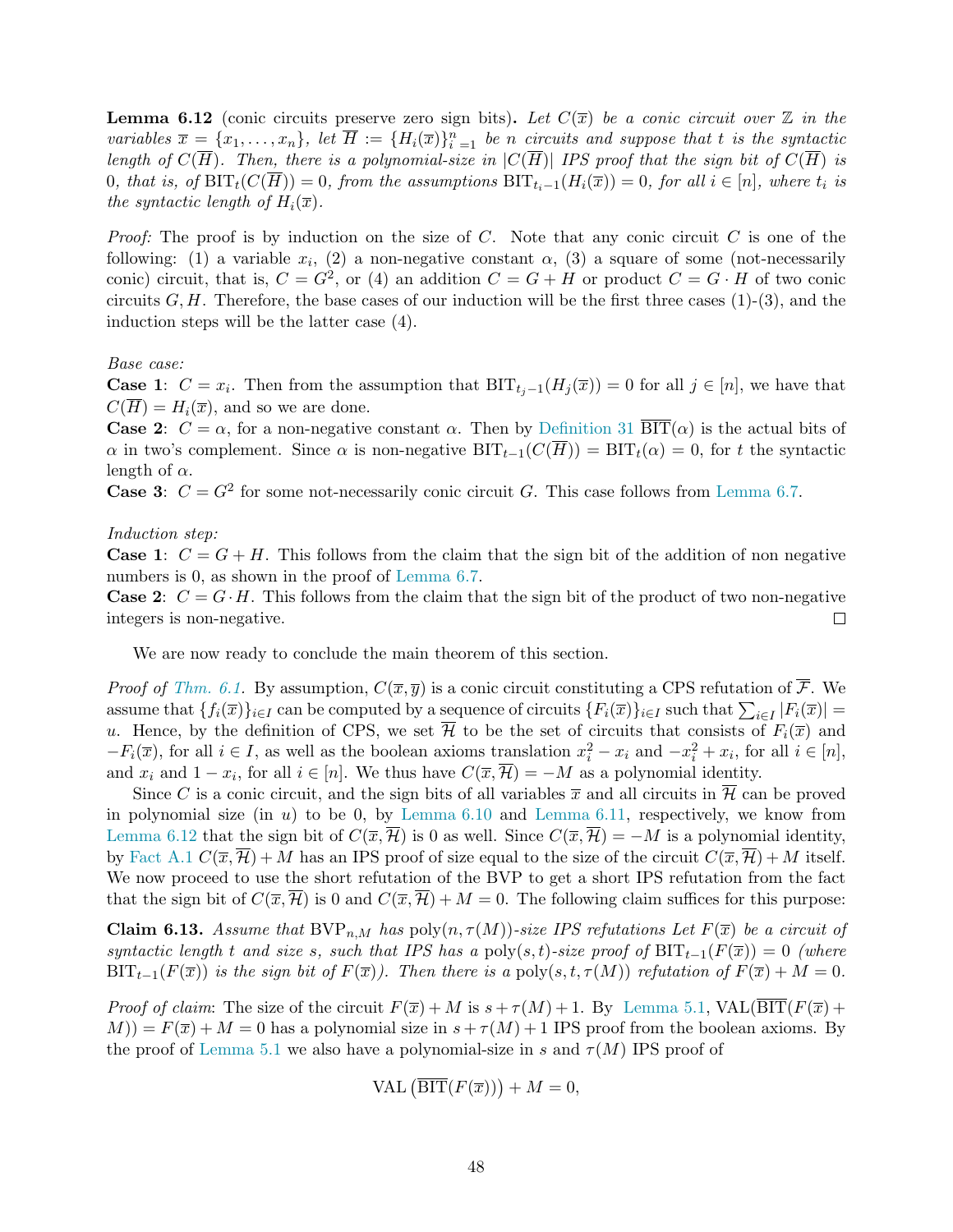**Lemma 6.12** (conic circuits preserve zero sign bits)**.** *Let $C(\overline{x})$ be a conic circuit over $\mathbb{Z}$ in the variables $\overline{x} = \{x_1, \ldots, x_n\}$, let $\overline{H} := \{H_i(\overline{x})\}_{i=1}^n$ be $n$ circuits and suppose that $t$ is the syntactic length of $C(\overline{H})$. Then, there is a polynomial-size in $|C(\overline{H})|$ IPS proof that the sign bit of $C(\overline{H})$ is 0, that is, of $\mathrm{BIT}_t(C(\overline{H})) = 0$, from the assumptions $\mathrm{BIT}_{t_i-1}(H_i(\overline{x})) = 0$, for all $i \in [n]$, where $t_i$ is the syntactic length of $H_i(\overline{x})$.*

*Proof:* The proof is by induction on the size of $C$. Note that any conic circuit $C$ is one of the following: (1) a variable $x_i$, (2) a non-negative constant $\alpha$, (3) a square of some (not-necessarily conic) circuit, that is, $C = G^2$, or (4) an addition $C = G + H$ or product $C = G \cdot H$ of two conic circuits $G, H$. Therefore, the base cases of our induction will be the first three cases (1)-(3), and the induction steps will be the latter case (4).

*Base case:*
**Case 1**: $C = x_i$. Then from the assumption that $\mathrm{BIT}_{t_j-1}(H_j(\overline{x})) = 0$ for all $j \in [n]$, we have that $C(\overline{H}) = H_i(\overline{x})$, and so we are done.
**Case 2**: $C = \alpha$, for a non-negative constant $\alpha$. Then by Definition 31 $\overline{\mathrm{BIT}}(\alpha)$ is the actual bits of $\alpha$ in two's complement. Since $\alpha$ is non-negative $\mathrm{BIT}_{t-1}(C(\overline{H})) = \mathrm{BIT}_t(\alpha) = 0$, for $t$ the syntactic length of $\alpha$.
**Case 3**: $C = G^2$ for some not-necessarily conic circuit $G$. This case follows from Lemma 6.7.

*Induction step:*
**Case 1**: $C = G + H$. This follows from the claim that the sign bit of the addition of non negative numbers is 0, as shown in the proof of Lemma 6.7.
**Case 2**: $C = G \cdot H$. This follows from the claim that the sign bit of the product of two non-negative integers is non-negative. □

We are now ready to conclude the main theorem of this section.

*Proof of Thm. 6.1.* By assumption, $C(\overline{x}, \overline{y})$ is a conic circuit constituting a CPS refutation of $\overline{\mathcal{F}}$. We assume that $\{f_i(\overline{x})\}_{i \in I}$ can be computed by a sequence of circuits $\{F_i(\overline{x})\}_{i \in I}$ such that $\sum_{i \in I} |F_i(\overline{x})| = u$. Hence, by the definition of CPS, we set $\overline{\mathcal{H}}$ to be the set of circuits that consists of $F_i(\overline{x})$ and $-F_i(\overline{x})$, for all $i \in I$, as well as the boolean axioms translation $x_i^2 - x_i$ and $-x_i^2 + x_i$, for all $i \in [n]$, and $x_i$ and $1 - x_i$, for all $i \in [n]$. We thus have $C(\overline{x}, \overline{\mathcal{H}}) = -M$ as a polynomial identity.

Since $C$ is a conic circuit, and the sign bits of all variables $\overline{x}$ and all circuits in $\overline{\mathcal{H}}$ can be proved in polynomial size (in $u$) to be 0, by Lemma 6.10 and Lemma 6.11, respectively, we know from Lemma 6.12 that the sign bit of $C(\overline{x}, \overline{\mathcal{H}})$ is 0 as well. Since $C(\overline{x}, \overline{\mathcal{H}}) = -M$ is a polynomial identity, by Fact A.1 $C(\overline{x}, \overline{\mathcal{H}}) + M$ has an IPS proof of size equal to the size of the circuit $C(\overline{x}, \overline{\mathcal{H}}) + M$ itself. We now proceed to use the short refutation of the BVP to get a short IPS refutation from the fact that the sign bit of $C(\overline{x}, \overline{\mathcal{H}})$ is 0 and $C(\overline{x}, \overline{\mathcal{H}}) + M = 0$. The following claim suffices for this purpose:

**Claim 6.13.** *Assume that $\mathrm{BVP}_{n,M}$ has $\mathrm{poly}(n, \tau(M))$-size IPS refutations Let $F(\overline{x})$ be a circuit of syntactic length $t$ and size $s$, such that IPS has a $\mathrm{poly}(s, t)$-size proof of $\mathrm{BIT}_{t-1}(F(\overline{x})) = 0$ (where $\mathrm{BIT}_{t-1}(F(\overline{x}))$ is the sign bit of $F(\overline{x})$). Then there is a $\mathrm{poly}(s, t, \tau(M))$ refutation of $F(\overline{x}) + M = 0$.*

*Proof of claim*: The size of the circuit $F(\overline{x}) + M$ is $s + \tau(M) + 1$. By Lemma 5.1, $\mathrm{VAL}(\overline{\mathrm{BIT}}(F(\overline{x}) + M)) = F(\overline{x}) + M = 0$ has a polynomial size in $s + \tau(M) + 1$ IPS proof from the boolean axioms. By the proof of Lemma 5.1 we also have a polynomial-size in $s$ and $\tau(M)$ IPS proof of

$$\mathrm{VAL}\left(\overline{\mathrm{BIT}}(F(\overline{x}))\right) + M = 0,$$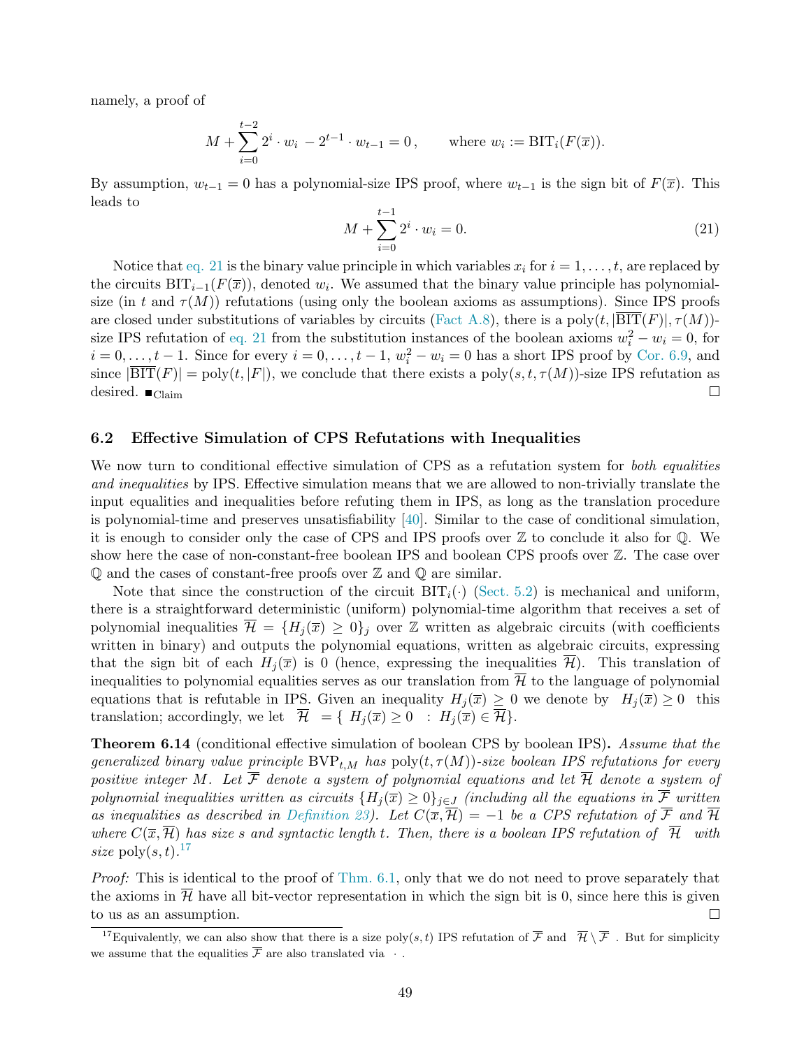namely, a proof of

$$M + \sum_{i=0}^{t-2} 2^i \cdot w_i \, - 2^{t-1} \cdot w_{t-1} = 0 \,, \qquad \text{where } w_i := \mathrm{BIT}_i(F(\overline{x})).$$

By assumption, $w_{t-1} = 0$ has a polynomial-size IPS proof, where $w_{t-1}$ is the sign bit of $F(\overline{x})$. This leads to

$$M + \sum_{i=0}^{t-1} 2^i \cdot w_i = 0. \tag{21}$$

Notice that eq. 21 is the binary value principle in which variables $x_i$ for $i = 1, \ldots, t$, are replaced by the circuits $\mathrm{BIT}_{i-1}(F(\overline{x}))$, denoted $w_i$. We assumed that the binary value principle has polynomial-size (in $t$ and $\tau(M)$) refutations (using only the boolean axioms as assumptions). Since IPS proofs are closed under substitutions of variables by circuits (Fact A.8), there is a $\mathrm{poly}(t, |\overline{\mathrm{BIT}}(F)|, \tau(M))$-size IPS refutation of eq. 21 from the substitution instances of the boolean axioms $w_i^2 - w_i = 0$, for $i = 0, \ldots, t-1$. Since for every $i = 0, \ldots, t-1$, $w_i^2 - w_i = 0$ has a short IPS proof by Cor. 6.9, and since $|\overline{\mathrm{BIT}}(F)| = \mathrm{poly}(t, |F|)$, we conclude that there exists a $\mathrm{poly}(s, t, \tau(M))$-size IPS refutation as desired. $\blacksquare_{\text{Claim}}$ □

## 6.2 Effective Simulation of CPS Refutations with Inequalities

We now turn to conditional effective simulation of CPS as a refutation system for *both equalities and inequalities* by IPS. Effective simulation means that we are allowed to non-trivially translate the input equalities and inequalities before refuting them in IPS, as long as the translation procedure is polynomial-time and preserves unsatisfiability [40]. Similar to the case of conditional simulation, it is enough to consider only the case of CPS and IPS proofs over $\mathbb{Z}$ to conclude it also for $\mathbb{Q}$. We show here the case of non-constant-free boolean IPS and boolean CPS proofs over $\mathbb{Z}$. The case over $\mathbb{Q}$ and the cases of constant-free proofs over $\mathbb{Z}$ and $\mathbb{Q}$ are similar.

Note that since the construction of the circuit $\mathrm{BIT}_i(\cdot)$ (Sect. 5.2) is mechanical and uniform, there is a straightforward deterministic (uniform) polynomial-time algorithm that receives a set of polynomial inequalities $\overline{\mathcal{H}} = \{H_j(\overline{x}) \geq 0\}_j$ over $\mathbb{Z}$ written as algebraic circuits (with coefficients written in binary) and outputs the polynomial equations, written as algebraic circuits, expressing that the sign bit of each $H_j(\overline{x})$ is 0 (hence, expressing the inequalities $\overline{\mathcal{H}}$). This translation of inequalities to polynomial equalities serves as our translation from $\overline{\mathcal{H}}$ to the language of polynomial equations that is refutable in IPS. Given an inequality $H_j(\overline{x}) \geq 0$ we denote by $\llbracket H_j(\overline{x}) \geq 0 \rrbracket$ this translation; accordingly, we let $\llbracket \overline{\mathcal{H}} \rrbracket = \{ \llbracket H_j(\overline{x}) \geq 0 \rrbracket : H_j(\overline{x}) \in \overline{\mathcal{H}}\}$.

**Theorem 6.14** (conditional effective simulation of boolean CPS by boolean IPS)**.** *Assume that the generalized binary value principle* $\mathrm{BVP}_{t,M}$ *has* $\mathrm{poly}(t, \tau(M))$*-size boolean IPS refutations for every positive integer* $M$*. Let* $\overline{\mathcal{F}}$ *denote a system of polynomial equations and let* $\overline{\mathcal{H}}$ *denote a system of polynomial inequalities written as circuits* $\{H_j(\overline{x}) \geq 0\}_{j \in J}$ *(including all the equations in* $\overline{\mathcal{F}}$ *written as inequalities as described in Definition 23). Let* $C(\overline{x}, \overline{\mathcal{H}}) = -1$ *be a CPS refutation of* $\overline{\mathcal{F}}$ *and* $\overline{\mathcal{H}}$ *where* $C(\overline{x}, \overline{\mathcal{H}})$ *has size* $s$ *and syntactic length* $t$*. Then, there is a boolean IPS refutation of* $\llbracket \overline{\mathcal{H}} \rrbracket$ *with size* $\mathrm{poly}(s, t)$*.*[17]

*Proof:* This is identical to the proof of Thm. 6.1, only that we do not need to prove separately that the axioms in $\overline{\mathcal{H}}$ have all bit-vector representation in which the sign bit is 0, since here this is given to us as an assumption. □

[17] Equivalently, we can also show that there is a size $\mathrm{poly}(s, t)$ IPS refutation of $\overline{\mathcal{F}}$ and $\llbracket \overline{\mathcal{H}} \setminus \overline{\mathcal{F}} \rrbracket$. But for simplicity we assume that the equalities $\overline{\mathcal{F}}$ are also translated via $\llbracket \cdot \rrbracket$.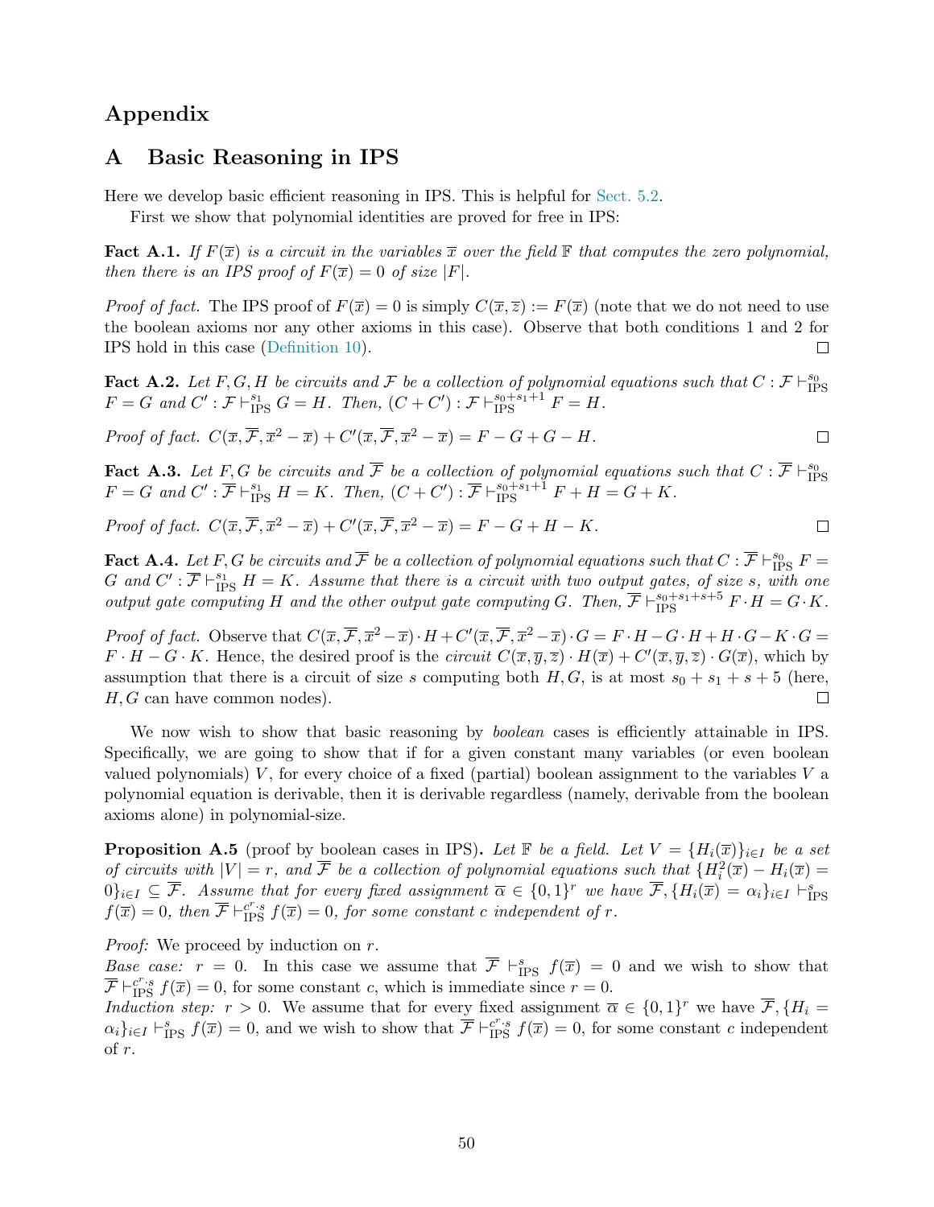# Appendix

## A Basic Reasoning in IPS

Here we develop basic efficient reasoning in IPS. This is helpful for Sect. 5.2.

First we show that polynomial identities are proved for free in IPS:

**Fact A.1.** *If $F(\overline{x})$ is a circuit in the variables $\overline{x}$ over the field $\mathbb{F}$ that computes the zero polynomial, then there is an IPS proof of $F(\overline{x}) = 0$ of size $|F|$.*

*Proof of fact.* The IPS proof of $F(\overline{x}) = 0$ is simply $C(\overline{x}, \overline{z}) := F(\overline{x})$ (note that we do not need to use the boolean axioms nor any other axioms in this case). Observe that both conditions 1 and 2 for IPS hold in this case (Definition 10). ☐

**Fact A.2.** *Let $F, G, H$ be circuits and $\mathcal{F}$ be a collection of polynomial equations such that $C : \mathcal{F} \vdash^{s_0}_{\mathrm{IPS}} F = G$ and $C' : \mathcal{F} \vdash^{s_1}_{\mathrm{IPS}} G = H$. Then, $(C + C') : \mathcal{F} \vdash^{s_0+s_1+1}_{\mathrm{IPS}} F = H$.*

*Proof of fact.* $C(\overline{x}, \overline{\mathcal{F}}, \overline{x}^2 - \overline{x}) + C'(\overline{x}, \overline{\mathcal{F}}, \overline{x}^2 - \overline{x}) = F - G + G - H$. ☐

**Fact A.3.** *Let $F, G$ be circuits and $\overline{\mathcal{F}}$ be a collection of polynomial equations such that $C : \overline{\mathcal{F}} \vdash^{s_0}_{\mathrm{IPS}} F = G$ and $C' : \overline{\mathcal{F}} \vdash^{s_1}_{\mathrm{IPS}} H = K$. Then, $(C + C') : \overline{\mathcal{F}} \vdash^{s_0+s_1+1}_{\mathrm{IPS}} F + H = G + K$.*

*Proof of fact.* $C(\overline{x}, \overline{\mathcal{F}}, \overline{x}^2 - \overline{x}) + C'(\overline{x}, \overline{\mathcal{F}}, \overline{x}^2 - \overline{x}) = F - G + H - K$. ☐

**Fact A.4.** *Let $F, G$ be circuits and $\overline{\mathcal{F}}$ be a collection of polynomial equations such that $C : \overline{\mathcal{F}} \vdash^{s_0}_{\mathrm{IPS}} F = G$ and $C' : \overline{\mathcal{F}} \vdash^{s_1}_{\mathrm{IPS}} H = K$. Assume that there is a circuit with two output gates, of size $s$, with one output gate computing $H$ and the other output gate computing $G$. Then, $\overline{\mathcal{F}} \vdash^{s_0+s_1+s+5}_{\mathrm{IPS}} F \cdot H = G \cdot K$.*

*Proof of fact.* Observe that $C(\overline{x}, \overline{\mathcal{F}}, \overline{x}^2 - \overline{x}) \cdot H + C'(\overline{x}, \overline{\mathcal{F}}, \overline{x}^2 - \overline{x}) \cdot G = F \cdot H - G \cdot H + H \cdot G - K \cdot G = F \cdot H - G \cdot K$. Hence, the desired proof is the *circuit* $C(\overline{x}, \overline{y}, \overline{z}) \cdot H(\overline{x}) + C'(\overline{x}, \overline{y}, \overline{z}) \cdot G(\overline{x})$, which by assumption that there is a circuit of size $s$ computing both $H, G$, is at most $s_0 + s_1 + s + 5$ (here, $H, G$ can have common nodes). ☐

We now wish to show that basic reasoning by *boolean* cases is efficiently attainable in IPS. Specifically, we are going to show that if for a given constant many variables (or even boolean valued polynomials) $V$, for every choice of a fixed (partial) boolean assignment to the variables $V$ a polynomial equation is derivable, then it is derivable regardless (namely, derivable from the boolean axioms alone) in polynomial-size.

**Proposition A.5** (proof by boolean cases in IPS)**.** *Let $\mathbb{F}$ be a field. Let $V = \{H_i(\overline{x})\}_{i \in I}$ be a set of circuits with $|V| = r$, and $\overline{\mathcal{F}}$ be a collection of polynomial equations such that $\{H_i^2(\overline{x}) - H_i(\overline{x}) = 0\}_{i \in I} \subseteq \overline{\mathcal{F}}$. Assume that for every fixed assignment $\overline{\alpha} \in \{0,1\}^r$ we have $\overline{\mathcal{F}}, \{H_i(\overline{x}) = \alpha_i\}_{i \in I} \vdash^{s}_{\mathrm{IPS}} f(\overline{x}) = 0$, then $\overline{\mathcal{F}} \vdash^{c^r \cdot s}_{\mathrm{IPS}} f(\overline{x}) = 0$, for some constant $c$ independent of $r$.*

*Proof:* We proceed by induction on $r$.

*Base case:* $r = 0$. In this case we assume that $\overline{\mathcal{F}} \vdash^{s}_{\mathrm{IPS}} f(\overline{x}) = 0$ and we wish to show that $\overline{\mathcal{F}} \vdash^{c^r \cdot s}_{\mathrm{IPS}} f(\overline{x}) = 0$, for some constant $c$, which is immediate since $r = 0$.

*Induction step:* $r > 0$. We assume that for every fixed assignment $\overline{\alpha} \in \{0,1\}^r$ we have $\overline{\mathcal{F}}, \{H_i = \alpha_i\}_{i \in I} \vdash^{s}_{\mathrm{IPS}} f(\overline{x}) = 0$, and we wish to show that $\overline{\mathcal{F}} \vdash^{c^r \cdot s}_{\mathrm{IPS}} f(\overline{x}) = 0$, for some constant $c$ independent of $r$.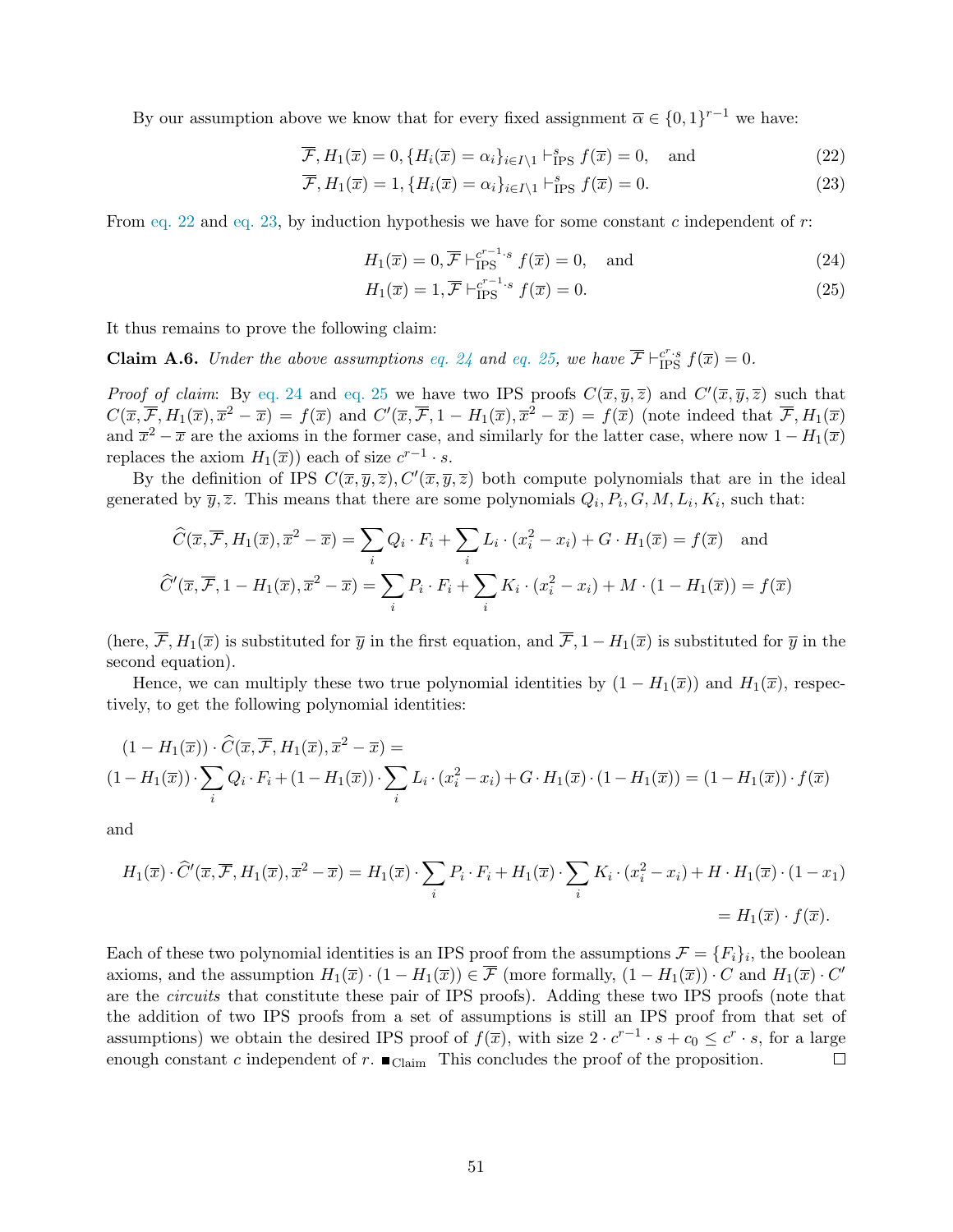By our assumption above we know that for every fixed assignment $\overline{\alpha} \in \{0,1\}^{r-1}$ we have:

$$\overline{\mathcal{F}}, H_1(\overline{x}) = 0, \{H_i(\overline{x}) = \alpha_i\}_{i \in I \setminus 1} \vdash^{s}_{\text{IPS}} f(\overline{x}) = 0, \quad \text{and} \tag{22}$$

$$\overline{\mathcal{F}}, H_1(\overline{x}) = 1, \{H_i(\overline{x}) = \alpha_i\}_{i \in I \setminus 1} \vdash^{s}_{\text{IPS}} f(\overline{x}) = 0. \tag{23}$$

From eq. 22 and eq. 23, by induction hypothesis we have for some constant $c$ independent of $r$:

$$H_1(\overline{x}) = 0, \overline{\mathcal{F}} \vdash^{c^{r-1} \cdot s}_{\text{IPS}} f(\overline{x}) = 0, \quad \text{and} \tag{24}$$

$$H_1(\overline{x}) = 1, \overline{\mathcal{F}} \vdash^{c^{r-1} \cdot s}_{\text{IPS}} f(\overline{x}) = 0. \tag{25}$$

It thus remains to prove the following claim:

**Claim A.6.** *Under the above assumptions eq. 24 and eq. 25, we have $\overline{\mathcal{F}} \vdash^{c^r \cdot s}_{\text{IPS}} f(\overline{x}) = 0$.*

*Proof of claim*: By eq. 24 and eq. 25 we have two IPS proofs $C(\overline{x}, \overline{y}, \overline{z})$ and $C'(\overline{x}, \overline{y}, \overline{z})$ such that $C(\overline{x}, \overline{\mathcal{F}}, H_1(\overline{x}), \overline{x}^2 - \overline{x}) = f(\overline{x})$ and $C'(\overline{x}, \overline{\mathcal{F}}, 1 - H_1(\overline{x}), \overline{x}^2 - \overline{x}) = f(\overline{x})$ (note indeed that $\overline{\mathcal{F}}, H_1(\overline{x})$ and $\overline{x}^2 - \overline{x}$ are the axioms in the former case, and similarly for the latter case, where now $1 - H_1(\overline{x})$ replaces the axiom $H_1(\overline{x})$) each of size $c^{r-1} \cdot s$.

By the definition of IPS $C(\overline{x}, \overline{y}, \overline{z}), C'(\overline{x}, \overline{y}, \overline{z})$ both compute polynomials that are in the ideal generated by $\overline{y}, \overline{z}$. This means that there are some polynomials $Q_i, P_i, G, M, L_i, K_i$, such that:

$$\widehat{C}(\overline{x}, \overline{\mathcal{F}}, H_1(\overline{x}), \overline{x}^2 - \overline{x}) = \sum_i Q_i \cdot F_i + \sum_i L_i \cdot (x_i^2 - x_i) + G \cdot H_1(\overline{x}) = f(\overline{x}) \quad \text{and}$$

$$\widehat{C}'(\overline{x}, \overline{\mathcal{F}}, 1 - H_1(\overline{x}), \overline{x}^2 - \overline{x}) = \sum_i P_i \cdot F_i + \sum_i K_i \cdot (x_i^2 - x_i) + M \cdot (1 - H_1(\overline{x})) = f(\overline{x})$$

(here, $\overline{\mathcal{F}}, H_1(\overline{x})$ is substituted for $\overline{y}$ in the first equation, and $\overline{\mathcal{F}}, 1 - H_1(\overline{x})$ is substituted for $\overline{y}$ in the second equation).

Hence, we can multiply these two true polynomial identities by $(1 - H_1(\overline{x}))$ and $H_1(\overline{x})$, respectively, to get the following polynomial identities:

$$(1 - H_1(\overline{x})) \cdot \widehat{C}(\overline{x}, \overline{\mathcal{F}}, H_1(\overline{x}), \overline{x}^2 - \overline{x}) =$$
$$(1 - H_1(\overline{x})) \cdot \sum_i Q_i \cdot F_i + (1 - H_1(\overline{x})) \cdot \sum_i L_i \cdot (x_i^2 - x_i) + G \cdot H_1(\overline{x}) \cdot (1 - H_1(\overline{x})) = (1 - H_1(\overline{x})) \cdot f(\overline{x})$$

and

$$H_1(\overline{x}) \cdot \widehat{C}'(\overline{x}, \overline{\mathcal{F}}, H_1(\overline{x}), \overline{x}^2 - \overline{x}) = H_1(\overline{x}) \cdot \sum_i P_i \cdot F_i + H_1(\overline{x}) \cdot \sum_i K_i \cdot (x_i^2 - x_i) + H \cdot H_1(\overline{x}) \cdot (1 - x_1)$$
$$= H_1(\overline{x}) \cdot f(\overline{x}).$$

Each of these two polynomial identities is an IPS proof from the assumptions $\mathcal{F} = \{F_i\}_i$, the boolean axioms, and the assumption $H_1(\overline{x}) \cdot (1 - H_1(\overline{x})) \in \overline{\mathcal{F}}$ (more formally, $(1 - H_1(\overline{x})) \cdot C$ and $H_1(\overline{x}) \cdot C'$ are the *circuits* that constitute these pair of IPS proofs). Adding these two IPS proofs (note that the addition of two IPS proofs from a set of assumptions is still an IPS proof from that set of assumptions) we obtain the desired IPS proof of $f(\overline{x})$, with size $2 \cdot c^{r-1} \cdot s + c_0 \leq c^r \cdot s$, for a large enough constant $c$ independent of $r$. $\blacksquare_{\text{Claim}}$ This concludes the proof of the proposition. $\square$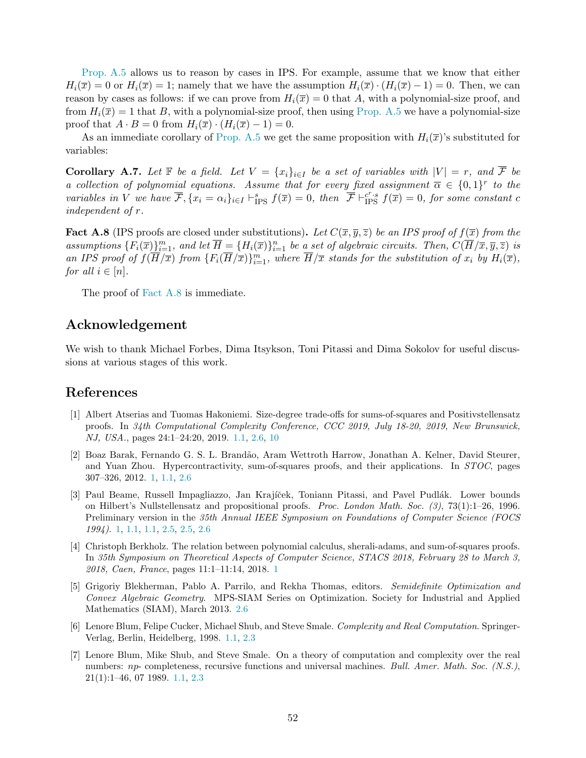Prop. A.5 allows us to reason by cases in IPS. For example, assume that we know that either $H_i(\overline{x}) = 0$ or $H_i(\overline{x}) = 1$; namely that we have the assumption $H_i(\overline{x}) \cdot (H_i(\overline{x}) - 1) = 0$. Then, we can reason by cases as follows: if we can prove from $H_i(\overline{x}) = 0$ that $A$, with a polynomial-size proof, and from $H_i(\overline{x}) = 1$ that $B$, with a polynomial-size proof, then using Prop. A.5 we have a polynomial-size proof that $A \cdot B = 0$ from $H_i(\overline{x}) \cdot (H_i(\overline{x}) - 1) = 0$.

As an immediate corollary of Prop. A.5 we get the same proposition with $H_i(\overline{x})$'s substituted for variables:

**Corollary A.7.** *Let $\mathbb{F}$ be a field. Let $V = \{x_i\}_{i \in I}$ be a set of variables with $|V| = r$, and $\overline{\mathcal{F}}$ be a collection of polynomial equations. Assume that for every fixed assignment $\overline{\alpha} \in \{0,1\}^r$ to the variables in $V$ we have $\overline{\mathcal{F}}, \{x_i = \alpha_i\}_{i \in I} \vdash^{s}_{\text{IPS}} f(\overline{x}) = 0$, then $\overline{\mathcal{F}} \vdash^{c^r \cdot s}_{\text{IPS}} f(\overline{x}) = 0$, for some constant $c$ independent of $r$.*

**Fact A.8** (IPS proofs are closed under substitutions)**.** *Let $C(\overline{x}, \overline{y}, \overline{z})$ be an IPS proof of $f(\overline{x})$ from the assumptions $\{F_i(\overline{x})\}_{i=1}^m$, and let $\overline{H} = \{H_i(\overline{x})\}_{i=1}^n$ be a set of algebraic circuits. Then, $C(\overline{H}/\overline{x}, \overline{y}, \overline{z})$ is an IPS proof of $f(\overline{H}/\overline{x})$ from $\{F_i(\overline{H}/\overline{x})\}_{i=1}^m$, where $\overline{H}/\overline{x}$ stands for the substitution of $x_i$ by $H_i(\overline{x})$, for all $i \in [n]$.*

The proof of Fact A.8 is immediate.

## Acknowledgement

We wish to thank Michael Forbes, Dima Itsykson, Toni Pitassi and Dima Sokolov for useful discussions at various stages of this work.

## References

[1] Albert Atserias and Tuomas Hakoniemi. Size-degree trade-offs for sums-of-squares and Positivstellensatz proofs. In *34th Computational Complexity Conference, CCC 2019, July 18-20, 2019, New Brunswick, NJ, USA.*, pages 24:1–24:20, 2019. 1.1, 2.6, 10

[2] Boaz Barak, Fernando G. S. L. Brandão, Aram Wettroth Harrow, Jonathan A. Kelner, David Steurer, and Yuan Zhou. Hypercontractivity, sum-of-squares proofs, and their applications. In *STOC*, pages 307–326, 2012. 1, 1.1, 2.6

[3] Paul Beame, Russell Impagliazzo, Jan Krajíček, Toniann Pitassi, and Pavel Pudlák. Lower bounds on Hilbert's Nullstellensatz and propositional proofs. *Proc. London Math. Soc. (3)*, 73(1):1–26, 1996. Preliminary version in the *35th Annual IEEE Symposium on Foundations of Computer Science (FOCS 1994)*. 1, 1.1, 1.1, 2.5, 2.5, 2.6

[4] Christoph Berkholz. The relation between polynomial calculus, sherali-adams, and sum-of-squares proofs. In *35th Symposium on Theoretical Aspects of Computer Science, STACS 2018, February 28 to March 3, 2018, Caen, France*, pages 11:1–11:14, 2018. 1

[5] Grigoriy Blekherman, Pablo A. Parrilo, and Rekha Thomas, editors. *Semidefinite Optimization and Convex Algebraic Geometry*. MPS-SIAM Series on Optimization. Society for Industrial and Applied Mathematics (SIAM), March 2013. 2.6

[6] Lenore Blum, Felipe Cucker, Michael Shub, and Steve Smale. *Complexity and Real Computation*. Springer-Verlag, Berlin, Heidelberg, 1998. 1.1, 2.3

[7] Lenore Blum, Mike Shub, and Steve Smale. On a theory of computation and complexity over the real numbers: *np*- completeness, recursive functions and universal machines. *Bull. Amer. Math. Soc. (N.S.)*, 21(1):1–46, 07 1989. 1.1, 2.3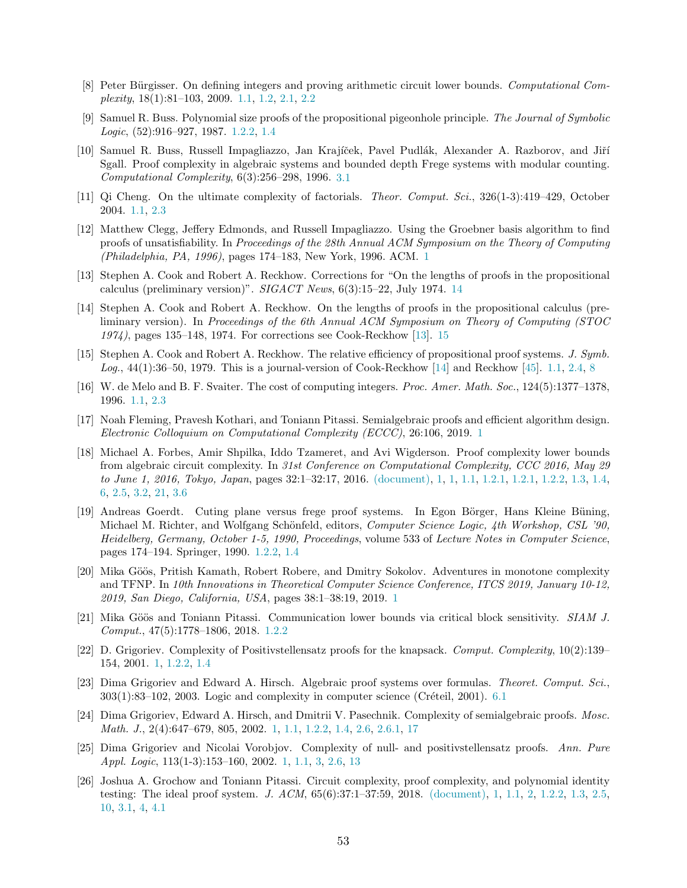[8] Peter Bürgisser. On defining integers and proving arithmetic circuit lower bounds. *Computational Complexity*, 18(1):81–103, 2009. 1.1, 1.2, 2.1, 2.2

[9] Samuel R. Buss. Polynomial size proofs of the propositional pigeonhole principle. *The Journal of Symbolic Logic*, (52):916–927, 1987. 1.2.2, 1.4

[10] Samuel R. Buss, Russell Impagliazzo, Jan Krajíček, Pavel Pudlák, Alexander A. Razborov, and Jiří Sgall. Proof complexity in algebraic systems and bounded depth Frege systems with modular counting. *Computational Complexity*, 6(3):256–298, 1996. 3.1

[11] Qi Cheng. On the ultimate complexity of factorials. *Theor. Comput. Sci.*, 326(1-3):419–429, October 2004. 1.1, 2.3

[12] Matthew Clegg, Jeffery Edmonds, and Russell Impagliazzo. Using the Groebner basis algorithm to find proofs of unsatisfiability. In *Proceedings of the 28th Annual ACM Symposium on the Theory of Computing (Philadelphia, PA, 1996)*, pages 174–183, New York, 1996. ACM. 1

[13] Stephen A. Cook and Robert A. Reckhow. Corrections for "On the lengths of proofs in the propositional calculus (preliminary version)". *SIGACT News*, 6(3):15–22, July 1974. 14

[14] Stephen A. Cook and Robert A. Reckhow. On the lengths of proofs in the propositional calculus (preliminary version). In *Proceedings of the 6th Annual ACM Symposium on Theory of Computing (STOC 1974)*, pages 135–148, 1974. For corrections see Cook-Reckhow [13]. 15

[15] Stephen A. Cook and Robert A. Reckhow. The relative efficiency of propositional proof systems. *J. Symb. Log.*, 44(1):36–50, 1979. This is a journal-version of Cook-Reckhow [14] and Reckhow [45]. 1.1, 2.4, 8

[16] W. de Melo and B. F. Svaiter. The cost of computing integers. *Proc. Amer. Math. Soc.*, 124(5):1377–1378, 1996. 1.1, 2.3

[17] Noah Fleming, Pravesh Kothari, and Toniann Pitassi. Semialgebraic proofs and efficient algorithm design. *Electronic Colloquium on Computational Complexity (ECCC)*, 26:106, 2019. 1

[18] Michael A. Forbes, Amir Shpilka, Iddo Tzameret, and Avi Wigderson. Proof complexity lower bounds from algebraic circuit complexity. In *31st Conference on Computational Complexity, CCC 2016, May 29 to June 1, 2016, Tokyo, Japan*, pages 32:1–32:17, 2016. (document), 1, 1, 1.1, 1.2.1, 1.2.1, 1.2.2, 1.3, 1.4, 6, 2.5, 3.2, 21, 3.6

[19] Andreas Goerdt. Cuting plane versus frege proof systems. In Egon Börger, Hans Kleine Büning, Michael M. Richter, and Wolfgang Schönfeld, editors, *Computer Science Logic, 4th Workshop, CSL '90, Heidelberg, Germany, October 1-5, 1990, Proceedings*, volume 533 of *Lecture Notes in Computer Science*, pages 174–194. Springer, 1990. 1.2.2, 1.4

[20] Mika Göös, Pritish Kamath, Robert Robere, and Dmitry Sokolov. Adventures in monotone complexity and TFNP. In *10th Innovations in Theoretical Computer Science Conference, ITCS 2019, January 10-12, 2019, San Diego, California, USA*, pages 38:1–38:19, 2019. 1

[21] Mika Göös and Toniann Pitassi. Communication lower bounds via critical block sensitivity. *SIAM J. Comput.*, 47(5):1778–1806, 2018. 1.2.2

[22] D. Grigoriev. Complexity of Positivstellensatz proofs for the knapsack. *Comput. Complexity*, 10(2):139–154, 2001. 1, 1.2.2, 1.4

[23] Dima Grigoriev and Edward A. Hirsch. Algebraic proof systems over formulas. *Theoret. Comput. Sci.*, 303(1):83–102, 2003. Logic and complexity in computer science (Créteil, 2001). 6.1

[24] Dima Grigoriev, Edward A. Hirsch, and Dmitrii V. Pasechnik. Complexity of semialgebraic proofs. *Mosc. Math. J.*, 2(4):647–679, 805, 2002. 1, 1.1, 1.2.2, 1.4, 2.6, 2.6.1, 17

[25] Dima Grigoriev and Nicolai Vorobjov. Complexity of null- and positivstellensatz proofs. *Ann. Pure Appl. Logic*, 113(1-3):153–160, 2002. 1, 1.1, 3, 2.6, 13

[26] Joshua A. Grochow and Toniann Pitassi. Circuit complexity, proof complexity, and polynomial identity testing: The ideal proof system. *J. ACM*, 65(6):37:1–37:59, 2018. (document), 1, 1.1, 2, 1.2.2, 1.3, 2.5, 10, 3.1, 4, 4.1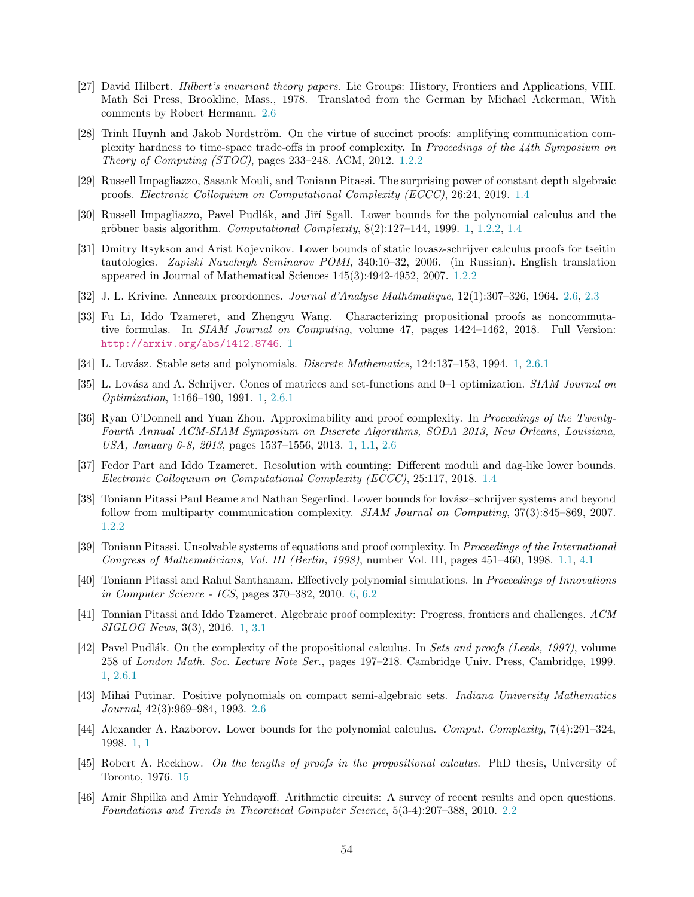[27] David Hilbert. *Hilbert's invariant theory papers*. Lie Groups: History, Frontiers and Applications, VIII. Math Sci Press, Brookline, Mass., 1978. Translated from the German by Michael Ackerman, With comments by Robert Hermann. 2.6

[28] Trinh Huynh and Jakob Nordström. On the virtue of succinct proofs: amplifying communication complexity hardness to time-space trade-offs in proof complexity. In *Proceedings of the 44th Symposium on Theory of Computing (STOC)*, pages 233–248. ACM, 2012. 1.2.2

[29] Russell Impagliazzo, Sasank Mouli, and Toniann Pitassi. The surprising power of constant depth algebraic proofs. *Electronic Colloquium on Computational Complexity (ECCC)*, 26:24, 2019. 1.4

[30] Russell Impagliazzo, Pavel Pudlák, and Jiří Sgall. Lower bounds for the polynomial calculus and the gröbner basis algorithm. *Computational Complexity*, 8(2):127–144, 1999. 1, 1.2.2, 1.4

[31] Dmitry Itsykson and Arist Kojevnikov. Lower bounds of static lovasz-schrijver calculus proofs for tseitin tautologies. *Zapiski Nauchnyh Seminarov POMI*, 340:10–32, 2006. (in Russian). English translation appeared in Journal of Mathematical Sciences 145(3):4942-4952, 2007. 1.2.2

[32] J. L. Krivine. Anneaux preordonnes. *Journal d'Analyse Mathématique*, 12(1):307–326, 1964. 2.6, 2.3

[33] Fu Li, Iddo Tzameret, and Zhengyu Wang. Characterizing propositional proofs as noncommutative formulas. In *SIAM Journal on Computing*, volume 47, pages 1424–1462, 2018. Full Version: http://arxiv.org/abs/1412.8746. 1

[34] L. Lovász. Stable sets and polynomials. *Discrete Mathematics*, 124:137–153, 1994. 1, 2.6.1

[35] L. Lovász and A. Schrijver. Cones of matrices and set-functions and 0–1 optimization. *SIAM Journal on Optimization*, 1:166–190, 1991. 1, 2.6.1

[36] Ryan O'Donnell and Yuan Zhou. Approximability and proof complexity. In *Proceedings of the Twenty-Fourth Annual ACM-SIAM Symposium on Discrete Algorithms, SODA 2013, New Orleans, Louisiana, USA, January 6-8, 2013*, pages 1537–1556, 2013. 1, 1.1, 2.6

[37] Fedor Part and Iddo Tzameret. Resolution with counting: Different moduli and dag-like lower bounds. *Electronic Colloquium on Computational Complexity (ECCC)*, 25:117, 2018. 1.4

[38] Toniann Pitassi Paul Beame and Nathan Segerlind. Lower bounds for lovász–schrijver systems and beyond follow from multiparty communication complexity. *SIAM Journal on Computing*, 37(3):845–869, 2007. 1.2.2

[39] Toniann Pitassi. Unsolvable systems of equations and proof complexity. In *Proceedings of the International Congress of Mathematicians, Vol. III (Berlin, 1998)*, number Vol. III, pages 451–460, 1998. 1.1, 4.1

[40] Toniann Pitassi and Rahul Santhanam. Effectively polynomial simulations. In *Proceedings of Innovations in Computer Science - ICS*, pages 370–382, 2010. 6, 6.2

[41] Tonnian Pitassi and Iddo Tzameret. Algebraic proof complexity: Progress, frontiers and challenges. *ACM SIGLOG News*, 3(3), 2016. 1, 3.1

[42] Pavel Pudlák. On the complexity of the propositional calculus. In *Sets and proofs (Leeds, 1997)*, volume 258 of *London Math. Soc. Lecture Note Ser.*, pages 197–218. Cambridge Univ. Press, Cambridge, 1999. 1, 2.6.1

[43] Mihai Putinar. Positive polynomials on compact semi-algebraic sets. *Indiana University Mathematics Journal*, 42(3):969–984, 1993. 2.6

[44] Alexander A. Razborov. Lower bounds for the polynomial calculus. *Comput. Complexity*, 7(4):291–324, 1998. 1, 1

[45] Robert A. Reckhow. *On the lengths of proofs in the propositional calculus*. PhD thesis, University of Toronto, 1976. 15

[46] Amir Shpilka and Amir Yehudayoff. Arithmetic circuits: A survey of recent results and open questions. *Foundations and Trends in Theoretical Computer Science*, 5(3-4):207–388, 2010. 2.2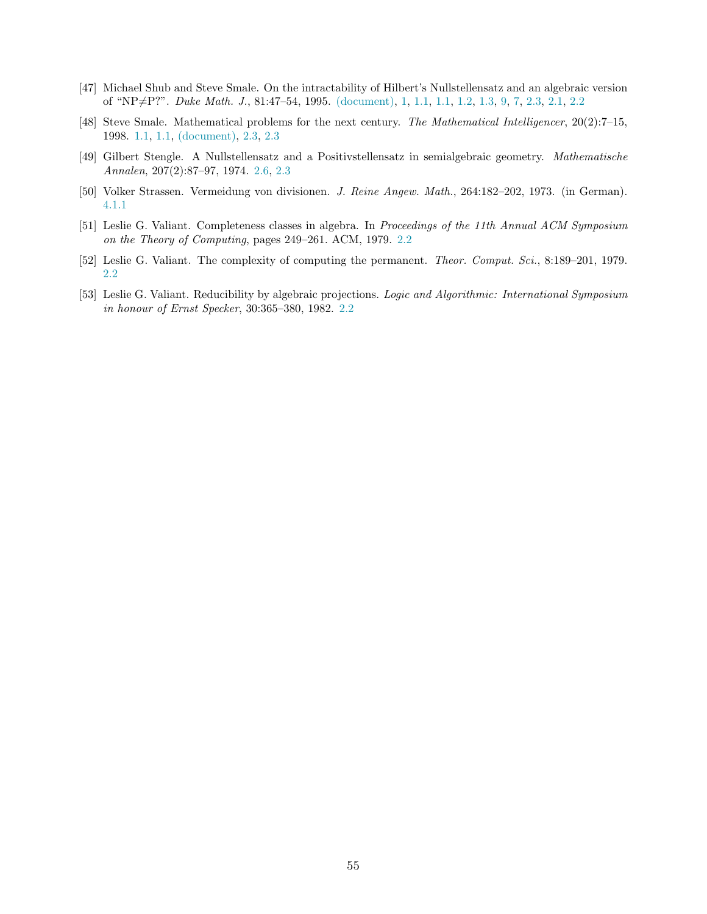[47] Michael Shub and Steve Smale. On the intractability of Hilbert's Nullstellensatz and an algebraic version of "NP≠P?". *Duke Math. J.*, 81:47–54, 1995. (document), 1, 1.1, 1.1, 1.2, 1.3, 9, 7, 2.3, 2.1, 2.2

[48] Steve Smale. Mathematical problems for the next century. *The Mathematical Intelligencer*, 20(2):7–15, 1998. 1.1, 1.1, (document), 2.3, 2.3

[49] Gilbert Stengle. A Nullstellensatz and a Positivstellensatz in semialgebraic geometry. *Mathematische Annalen*, 207(2):87–97, 1974. 2.6, 2.3

[50] Volker Strassen. Vermeidung von divisionen. *J. Reine Angew. Math.*, 264:182–202, 1973. (in German). 4.1.1

[51] Leslie G. Valiant. Completeness classes in algebra. In *Proceedings of the 11th Annual ACM Symposium on the Theory of Computing*, pages 249–261. ACM, 1979. 2.2

[52] Leslie G. Valiant. The complexity of computing the permanent. *Theor. Comput. Sci.*, 8:189–201, 1979. 2.2

[53] Leslie G. Valiant. Reducibility by algebraic projections. *Logic and Algorithmic: International Symposium in honour of Ernst Specker*, 30:365–380, 1982. 2.2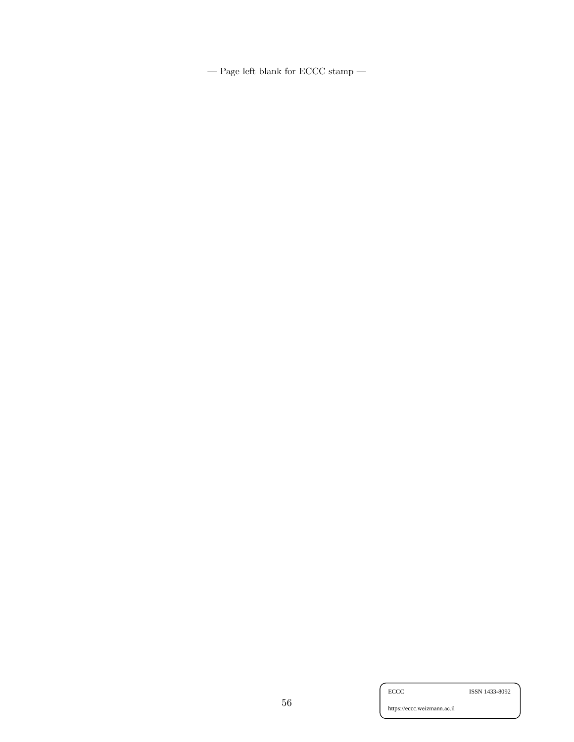— Page left blank for ECCC stamp —

ECCC ISSN 1433-8092

https://eccc.weizmann.ac.il